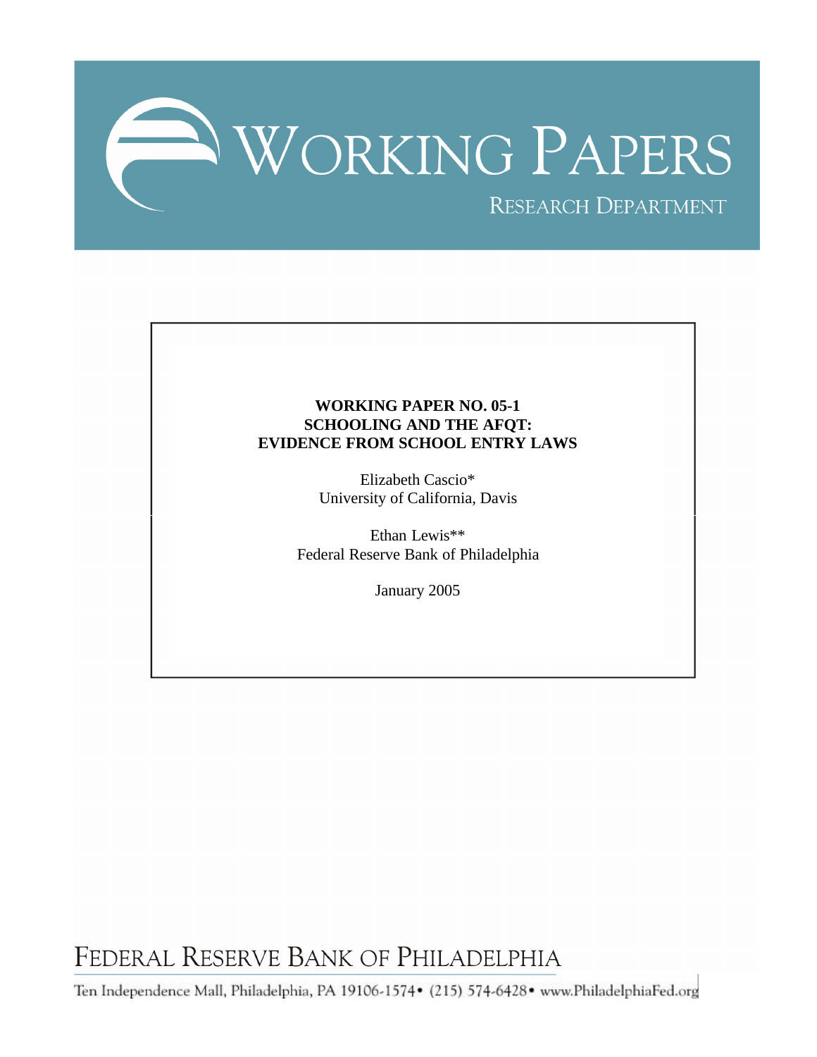# WORKING PAPERS

RESEARCH DEPARTMENT

**WORKING PAPER NO. 05-1**
**SCHOOLING AND THE AFQT:**
**EVIDENCE FROM SCHOOL ENTRY LAWS**

Elizabeth Cascio*
University of California, Davis

Ethan Lewis**
Federal Reserve Bank of Philadelphia

January 2005

FEDERAL RESERVE BANK OF PHILADELPHIA

Ten Independence Mall, Philadelphia, PA 19106-1574 • (215) 574-6428 • www.PhiladelphiaFed.org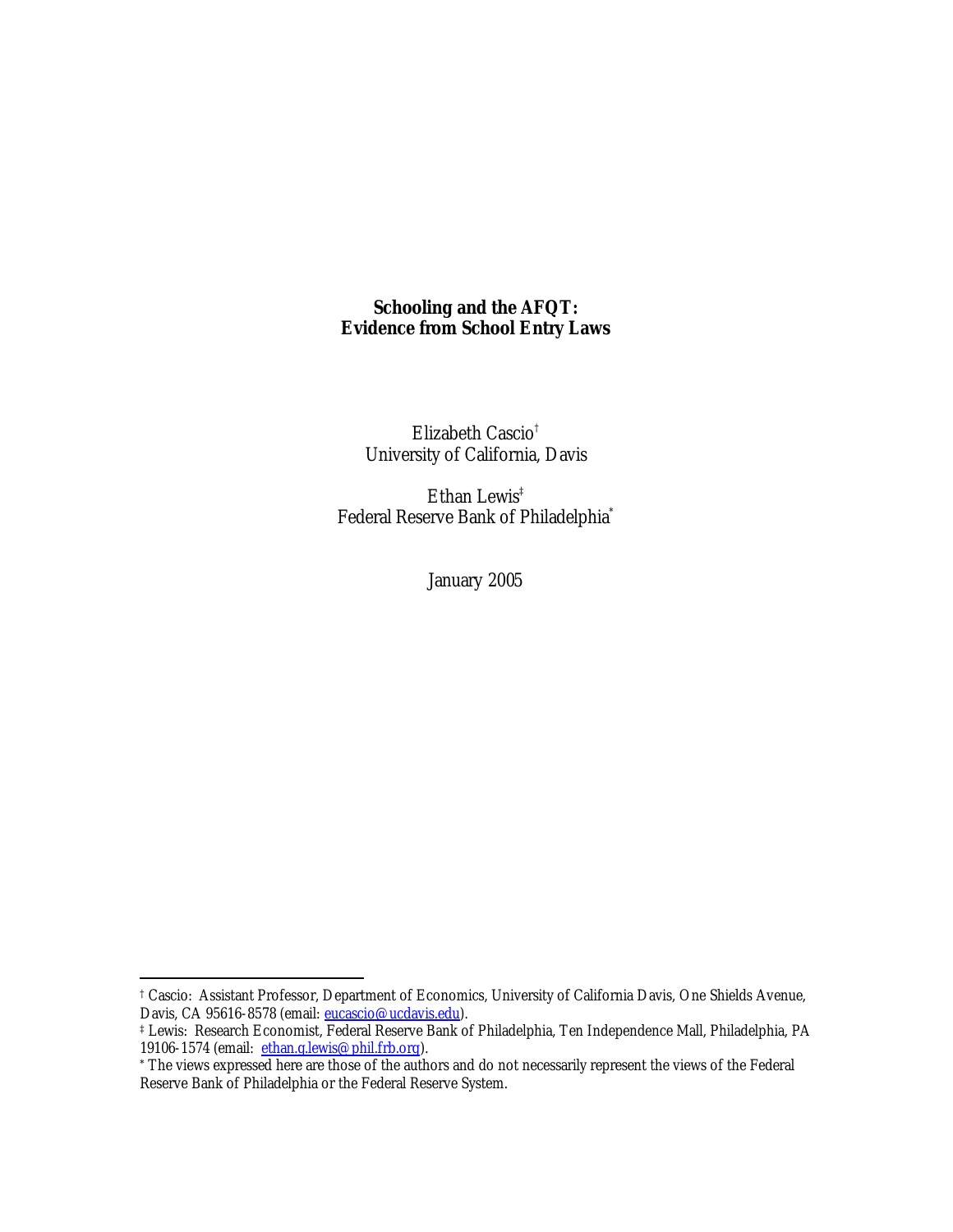# Schooling and the AFQT: Evidence from School Entry Laws

Elizabeth Cascio[†]
University of California, Davis

Ethan Lewis[‡]
Federal Reserve Bank of Philadelphia[*]

January 2005

---

[†] Cascio: Assistant Professor, Department of Economics, University of California Davis, One Shields Avenue, Davis, CA 95616-8578 (email: eucascio@ucdavis.edu).

[‡] Lewis: Research Economist, Federal Reserve Bank of Philadelphia, Ten Independence Mall, Philadelphia, PA 19106-1574 (email: ethan.g.lewis@phil.frb.org).

[*] The views expressed here are those of the authors and do not necessarily represent the views of the Federal Reserve Bank of Philadelphia or the Federal Reserve System.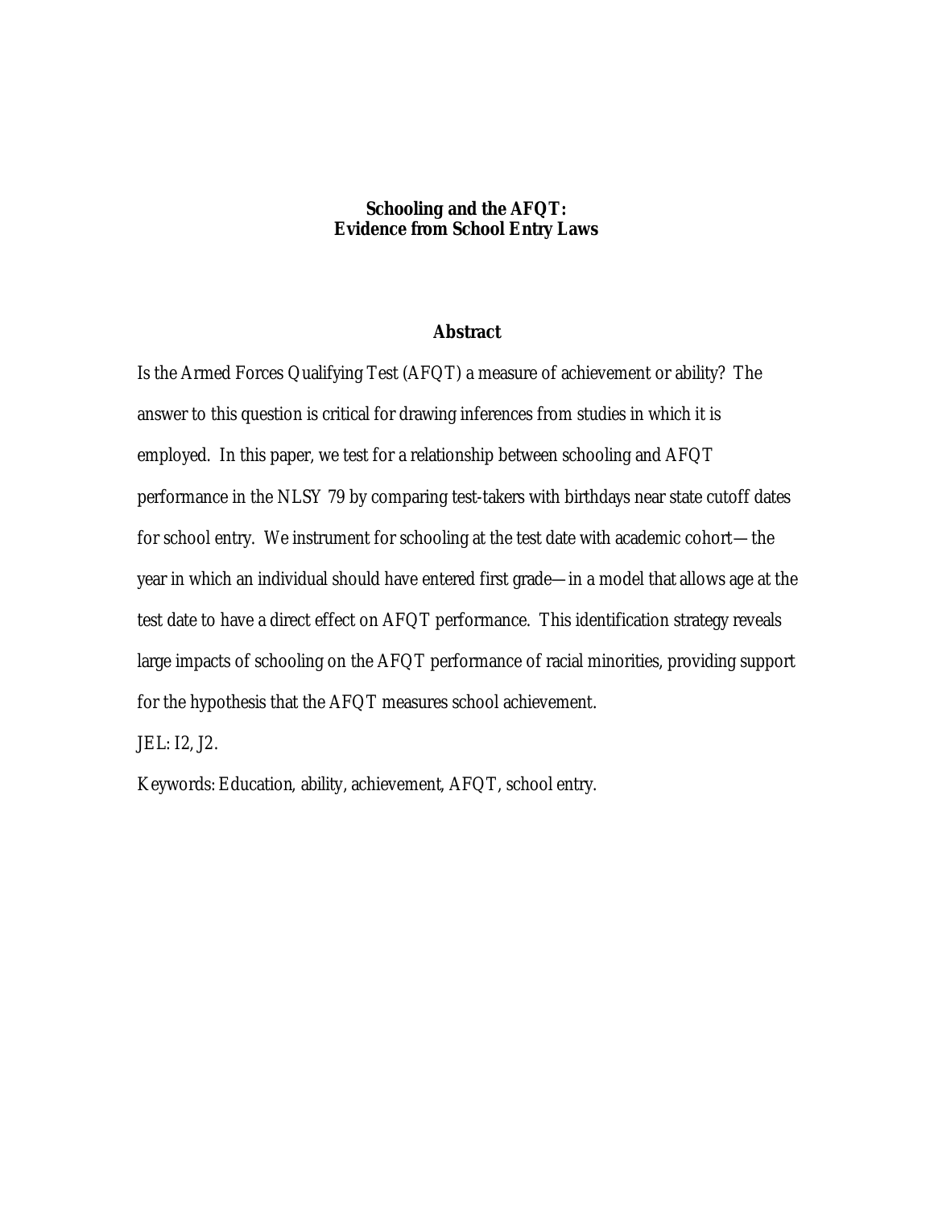# Schooling and the AFQT: Evidence from School Entry Laws

## Abstract

Is the Armed Forces Qualifying Test (AFQT) a measure of achievement or ability? The answer to this question is critical for drawing inferences from studies in which it is employed. In this paper, we test for a relationship between schooling and AFQT performance in the NLSY 79 by comparing test-takers with birthdays near state cutoff dates for school entry. We instrument for schooling at the test date with academic cohort—the year in which an individual should have entered first grade—in a model that allows age at the test date to have a direct effect on AFQT performance. This identification strategy reveals large impacts of schooling on the AFQT performance of racial minorities, providing support for the hypothesis that the AFQT measures school achievement.

JEL: I2, J2.

Keywords: Education, ability, achievement, AFQT, school entry.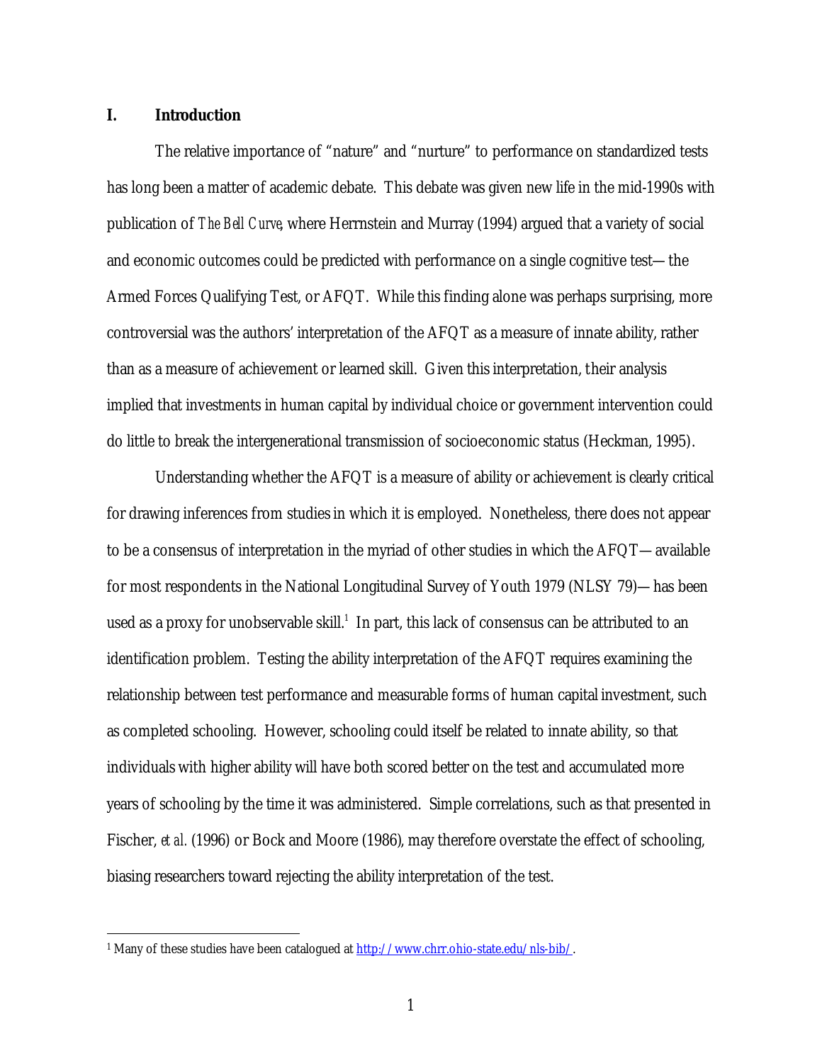## I. Introduction

The relative importance of "nature" and "nurture" to performance on standardized tests has long been a matter of academic debate. This debate was given new life in the mid-1990s with publication of *The Bell Curve*, where Herrnstein and Murray (1994) argued that a variety of social and economic outcomes could be predicted with performance on a single cognitive test—the Armed Forces Qualifying Test, or AFQT. While this finding alone was perhaps surprising, more controversial was the authors' interpretation of the AFQT as a measure of innate ability, rather than as a measure of achievement or learned skill. Given this interpretation, their analysis implied that investments in human capital by individual choice or government intervention could do little to break the intergenerational transmission of socioeconomic status (Heckman, 1995).

Understanding whether the AFQT is a measure of ability or achievement is clearly critical for drawing inferences from studies in which it is employed. Nonetheless, there does not appear to be a consensus of interpretation in the myriad of other studies in which the AFQT—available for most respondents in the National Longitudinal Survey of Youth 1979 (NLSY 79)—has been used as a proxy for unobservable skill.[1] In part, this lack of consensus can be attributed to an identification problem. Testing the ability interpretation of the AFQT requires examining the relationship between test performance and measurable forms of human capital investment, such as completed schooling. However, schooling could itself be related to innate ability, so that individuals with higher ability will have both scored better on the test and accumulated more years of schooling by the time it was administered. Simple correlations, such as that presented in Fischer, *et al.* (1996) or Bock and Moore (1986), may therefore overstate the effect of schooling, biasing researchers toward rejecting the ability interpretation of the test.

[1] Many of these studies have been catalogued at http://www.chrr.ohio-state.edu/nls-bib/.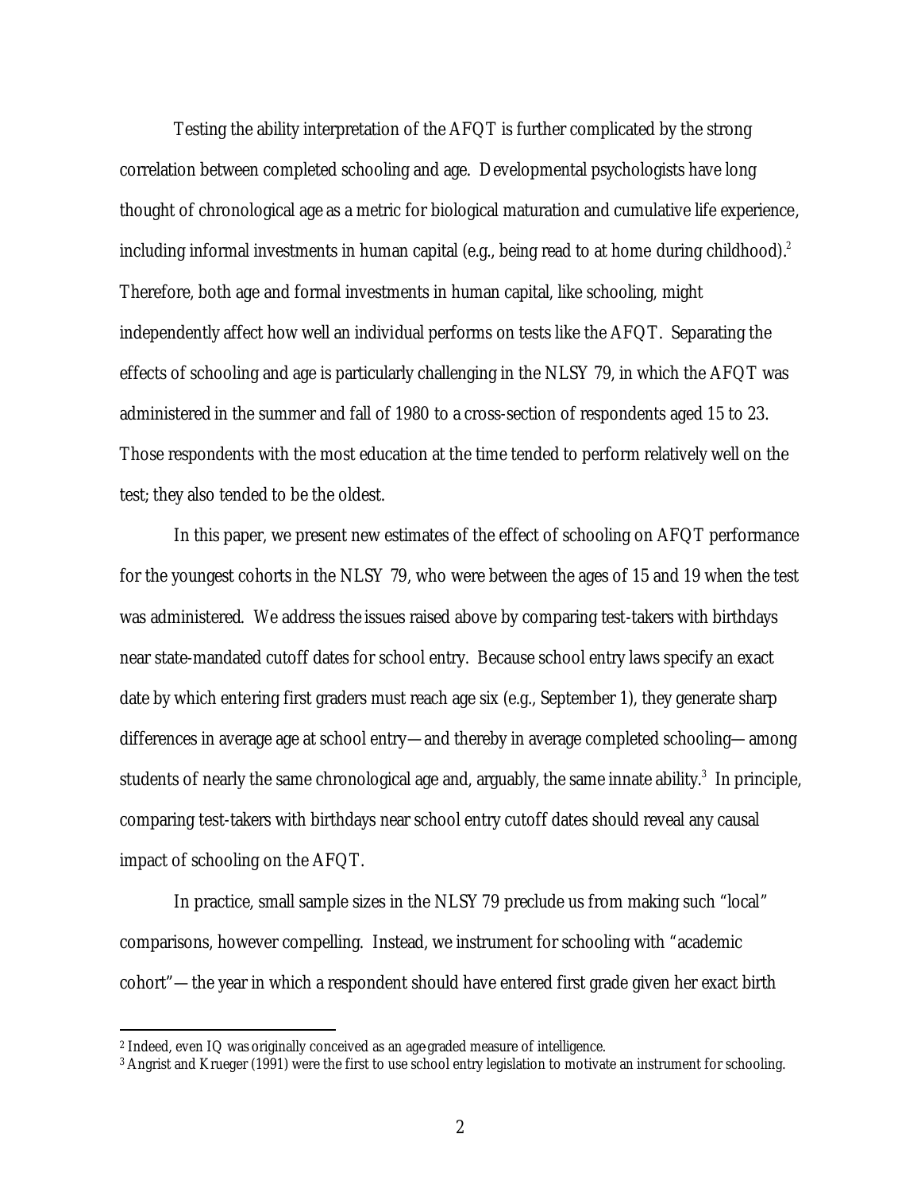Testing the ability interpretation of the AFQT is further complicated by the strong correlation between completed schooling and age. Developmental psychologists have long thought of chronological age as a metric for biological maturation and cumulative life experience, including informal investments in human capital (e.g., being read to at home during childhood).[2] Therefore, both age and formal investments in human capital, like schooling, might independently affect how well an individual performs on tests like the AFQT. Separating the effects of schooling and age is particularly challenging in the NLSY 79, in which the AFQT was administered in the summer and fall of 1980 to a cross-section of respondents aged 15 to 23. Those respondents with the most education at the time tended to perform relatively well on the test; they also tended to be the oldest.

In this paper, we present new estimates of the effect of schooling on AFQT performance for the youngest cohorts in the NLSY 79, who were between the ages of 15 and 19 when the test was administered. We address the issues raised above by comparing test-takers with birthdays near state-mandated cutoff dates for school entry. Because school entry laws specify an exact date by which entering first graders must reach age six (e.g., September 1), they generate sharp differences in average age at school entry—and thereby in average completed schooling—among students of nearly the same chronological age and, arguably, the same innate ability.[3] In principle, comparing test-takers with birthdays near school entry cutoff dates should reveal any causal impact of schooling on the AFQT.

In practice, small sample sizes in the NLSY 79 preclude us from making such "local" comparisons, however compelling. Instead, we instrument for schooling with "academic cohort"—the year in which a respondent should have entered first grade given her exact birth

[2] Indeed, even IQ was originally conceived as an age-graded measure of intelligence.

[3] Angrist and Krueger (1991) were the first to use school entry legislation to motivate an instrument for schooling.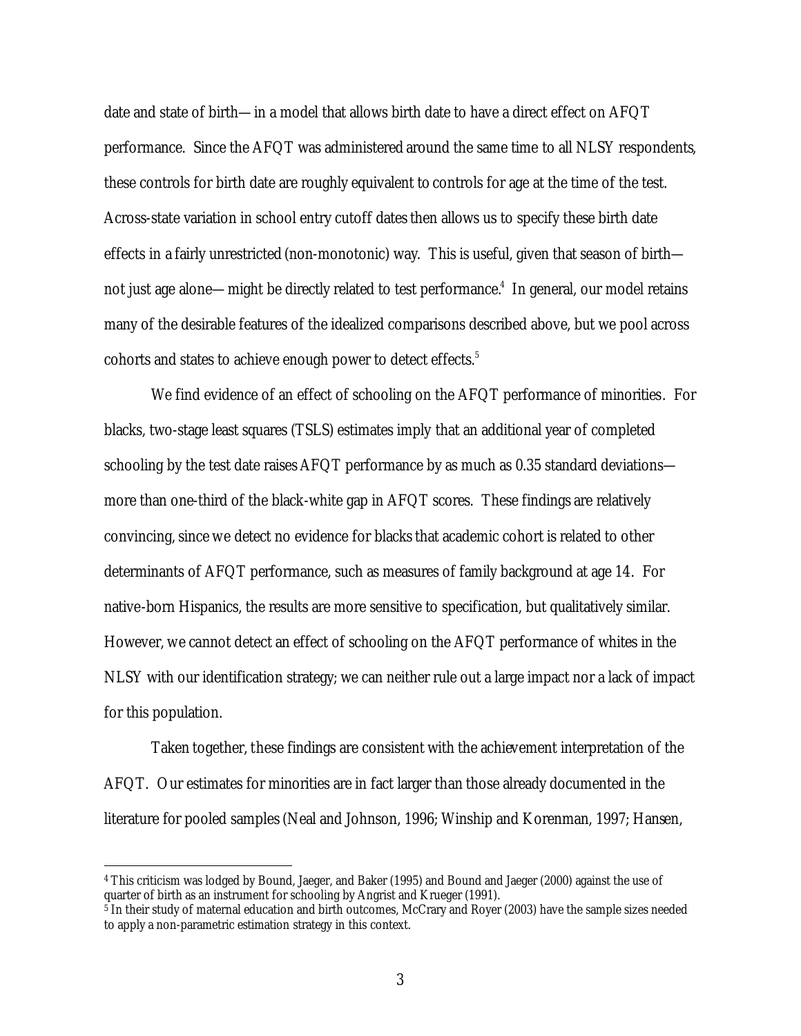date and state of birth—in a model that allows birth date to have a direct effect on AFQT performance. Since the AFQT was administered around the same time to all NLSY respondents, these controls for birth date are roughly equivalent to controls for age at the time of the test. Across-state variation in school entry cutoff dates then allows us to specify these birth date effects in a fairly unrestricted (non-monotonic) way. This is useful, given that season of birth—not just age alone—might be directly related to test performance.[4] In general, our model retains many of the desirable features of the idealized comparisons described above, but we pool across cohorts and states to achieve enough power to detect effects.[5]

We find evidence of an effect of schooling on the AFQT performance of minorities. For blacks, two-stage least squares (TSLS) estimates imply that an additional year of completed schooling by the test date raises AFQT performance by as much as 0.35 standard deviations—more than one-third of the black-white gap in AFQT scores. These findings are relatively convincing, since we detect no evidence for blacks that academic cohort is related to other determinants of AFQT performance, such as measures of family background at age 14. For native-born Hispanics, the results are more sensitive to specification, but qualitatively similar. However, we cannot detect an effect of schooling on the AFQT performance of whites in the NLSY with our identification strategy; we can neither rule out a large impact nor a lack of impact for this population.

Taken together, these findings are consistent with the achievement interpretation of the AFQT. Our estimates for minorities are in fact larger than those already documented in the literature for pooled samples (Neal and Johnson, 1996; Winship and Korenman, 1997; Hansen,

[4] This criticism was lodged by Bound, Jaeger, and Baker (1995) and Bound and Jaeger (2000) against the use of quarter of birth as an instrument for schooling by Angrist and Krueger (1991).

[5] In their study of maternal education and birth outcomes, McCrary and Royer (2003) have the sample sizes needed to apply a non-parametric estimation strategy in this context.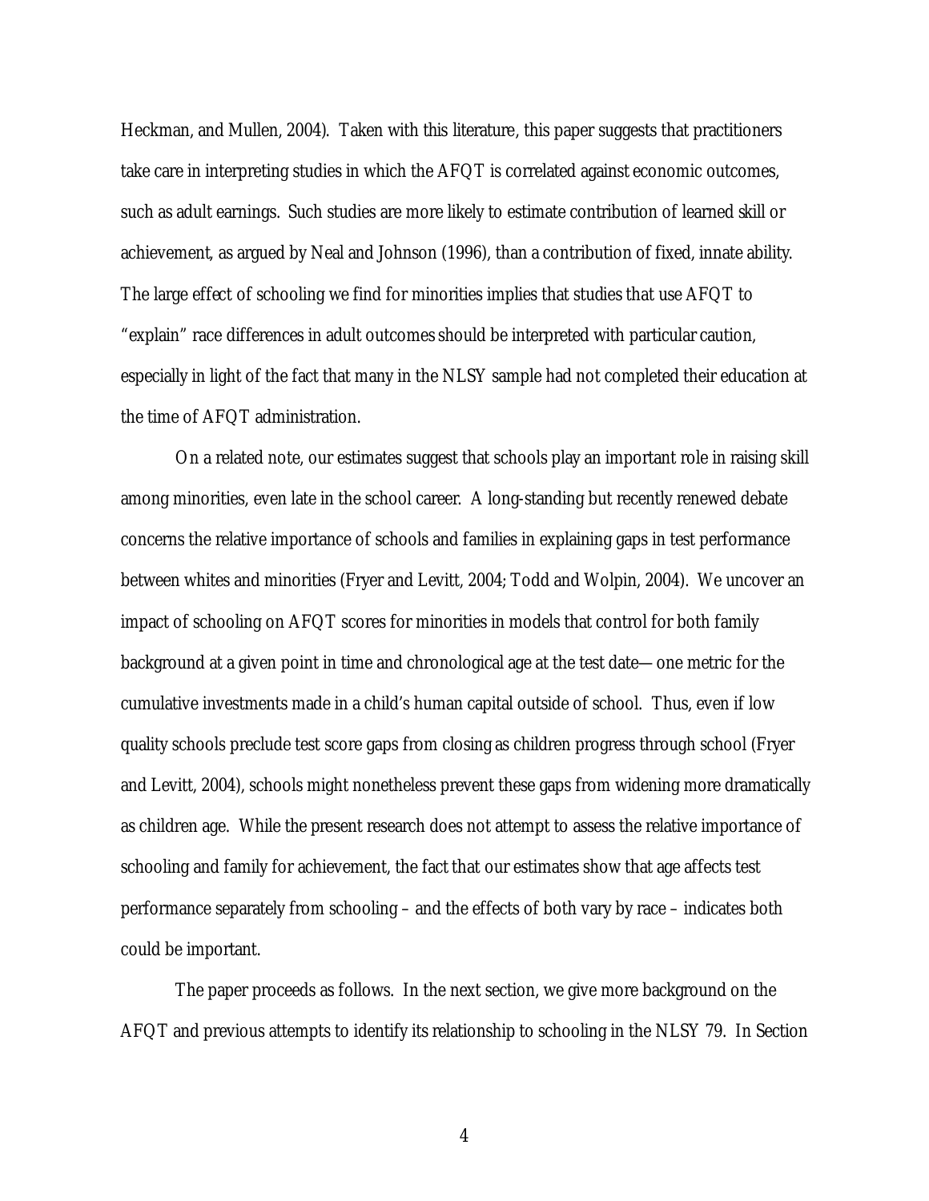Heckman, and Mullen, 2004). Taken with this literature, this paper suggests that practitioners take care in interpreting studies in which the AFQT is correlated against economic outcomes, such as adult earnings. Such studies are more likely to estimate contribution of learned skill or achievement, as argued by Neal and Johnson (1996), than a contribution of fixed, innate ability. The large effect of schooling we find for minorities implies that studies that use AFQT to "explain" race differences in adult outcomes should be interpreted with particular caution, especially in light of the fact that many in the NLSY sample had not completed their education at the time of AFQT administration.

On a related note, our estimates suggest that schools play an important role in raising skill among minorities, even late in the school career. A long-standing but recently renewed debate concerns the relative importance of schools and families in explaining gaps in test performance between whites and minorities (Fryer and Levitt, 2004; Todd and Wolpin, 2004). We uncover an impact of schooling on AFQT scores for minorities in models that control for both family background at a given point in time and chronological age at the test date—one metric for the cumulative investments made in a child's human capital outside of school. Thus, even if low quality schools preclude test score gaps from closing as children progress through school (Fryer and Levitt, 2004), schools might nonetheless prevent these gaps from widening more dramatically as children age. While the present research does not attempt to assess the relative importance of schooling and family for achievement, the fact that our estimates show that age affects test performance separately from schooling – and the effects of both vary by race – indicates both could be important.

The paper proceeds as follows. In the next section, we give more background on the AFQT and previous attempts to identify its relationship to schooling in the NLSY 79. In Section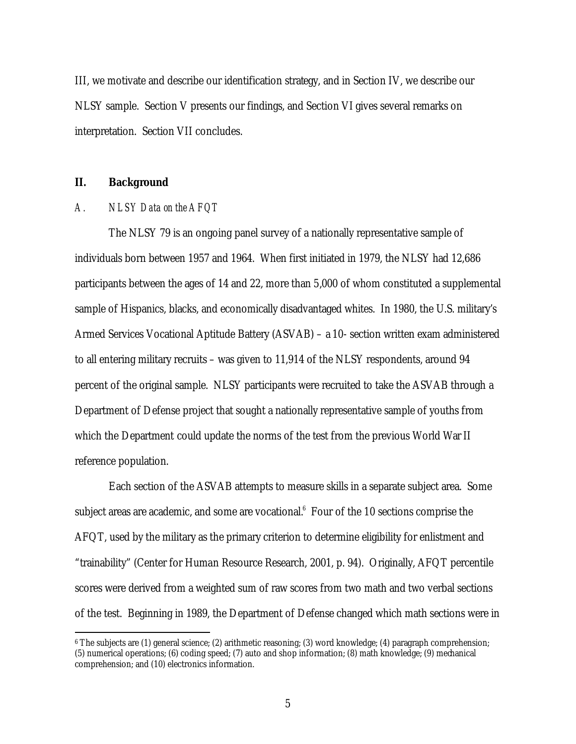III, we motivate and describe our identification strategy, and in Section IV, we describe our NLSY sample. Section V presents our findings, and Section VI gives several remarks on interpretation. Section VII concludes.

## II. Background

### *A. NLSY Data on the AFQT*

The NLSY 79 is an ongoing panel survey of a nationally representative sample of individuals born between 1957 and 1964. When first initiated in 1979, the NLSY had 12,686 participants between the ages of 14 and 22, more than 5,000 of whom constituted a supplemental sample of Hispanics, blacks, and economically disadvantaged whites. In 1980, the U.S. military's Armed Services Vocational Aptitude Battery (ASVAB) – a 10- section written exam administered to all entering military recruits – was given to 11,914 of the NLSY respondents, around 94 percent of the original sample. NLSY participants were recruited to take the ASVAB through a Department of Defense project that sought a nationally representative sample of youths from which the Department could update the norms of the test from the previous World War II reference population.

Each section of the ASVAB attempts to measure skills in a separate subject area. Some subject areas are academic, and some are vocational.[6] Four of the 10 sections comprise the AFQT, used by the military as the primary criterion to determine eligibility for enlistment and "trainability" (Center for Human Resource Research, 2001, p. 94). Originally, AFQT percentile scores were derived from a weighted sum of raw scores from two math and two verbal sections of the test. Beginning in 1989, the Department of Defense changed which math sections were in

[6] The subjects are (1) general science; (2) arithmetic reasoning; (3) word knowledge; (4) paragraph comprehension; (5) numerical operations; (6) coding speed; (7) auto and shop information; (8) math knowledge; (9) mechanical comprehension; and (10) electronics information.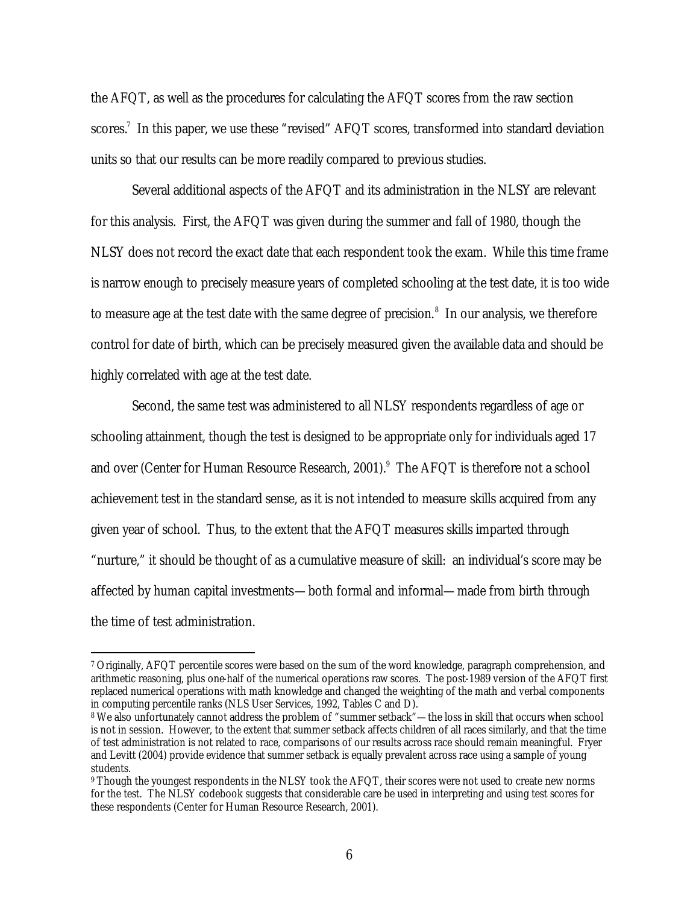the AFQT, as well as the procedures for calculating the AFQT scores from the raw section scores.[7] In this paper, we use these "revised" AFQT scores, transformed into standard deviation units so that our results can be more readily compared to previous studies.

Several additional aspects of the AFQT and its administration in the NLSY are relevant for this analysis. First, the AFQT was given during the summer and fall of 1980, though the NLSY does not record the exact date that each respondent took the exam. While this time frame is narrow enough to precisely measure years of completed schooling at the test date, it is too wide to measure age at the test date with the same degree of precision.[8] In our analysis, we therefore control for date of birth, which can be precisely measured given the available data and should be highly correlated with age at the test date.

Second, the same test was administered to all NLSY respondents regardless of age or schooling attainment, though the test is designed to be appropriate only for individuals aged 17 and over (Center for Human Resource Research, 2001).[9] The AFQT is therefore not a school achievement test in the standard sense, as it is not intended to measure skills acquired from any given year of school. Thus, to the extent that the AFQT measures skills imparted through "nurture," it should be thought of as a cumulative measure of skill: an individual's score may be affected by human capital investments—both formal and informal—made from birth through the time of test administration.

---

[7] Originally, AFQT percentile scores were based on the sum of the word knowledge, paragraph comprehension, and arithmetic reasoning, plus one-half of the numerical operations raw scores. The post-1989 version of the AFQT first replaced numerical operations with math knowledge and changed the weighting of the math and verbal components in computing percentile ranks (NLS User Services, 1992, Tables C and D).

[8] We also unfortunately cannot address the problem of "summer setback"—the loss in skill that occurs when school is not in session. However, to the extent that summer setback affects children of all races similarly, and that the time of test administration is not related to race, comparisons of our results across race should remain meaningful. Fryer and Levitt (2004) provide evidence that summer setback is equally prevalent across race using a sample of young students.

[9] Though the youngest respondents in the NLSY took the AFQT, their scores were not used to create new norms for the test. The NLSY codebook suggests that considerable care be used in interpreting and using test scores for these respondents (Center for Human Resource Research, 2001).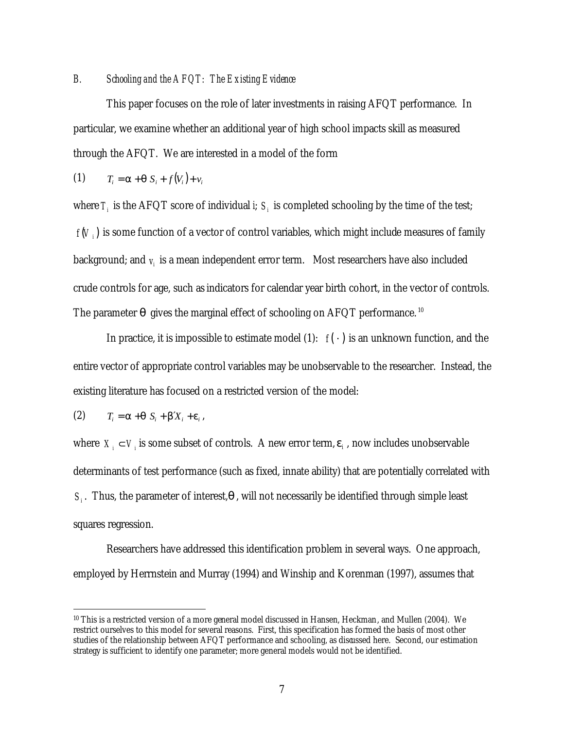### B. *Schooling and the AFQT: The Existing Evidence*

This paper focuses on the role of later investments in raising AFQT performance. In particular, we examine whether an additional year of high school impacts skill as measured through the AFQT. We are interested in a model of the form

$$(1) \qquad T_i = \alpha + \theta S_i + f(V_i) + v_i$$

where $T_i$ is the AFQT score of individual i; $S_i$ is completed schooling by the time of the test; $f(V_i)$ is some function of a vector of control variables, which might include measures of family background; and $v_i$ is a mean independent error term. Most researchers have also included crude controls for age, such as indicators for calendar year birth cohort, in the vector of controls. The parameter $\theta$ gives the marginal effect of schooling on AFQT performance.[10]

In practice, it is impossible to estimate model (1): $f(\cdot)$ is an unknown function, and the entire vector of appropriate control variables may be unobservable to the researcher. Instead, the existing literature has focused on a restricted version of the model:

$$(2) \qquad T_i = \alpha + \theta S_i + \beta' X_i + \varepsilon_i,$$

where $X_i \subset V_i$ is some subset of controls. A new error term, $\varepsilon_i$, now includes unobservable determinants of test performance (such as fixed, innate ability) that are potentially correlated with $S_i$. Thus, the parameter of interest, $\theta$, will not necessarily be identified through simple least squares regression.

Researchers have addressed this identification problem in several ways. One approach, employed by Herrnstein and Murray (1994) and Winship and Korenman (1997), assumes that

---

[10] This is a restricted version of a more general model discussed in Hansen, Heckman, and Mullen (2004). We restrict ourselves to this model for several reasons. First, this specification has formed the basis of most other studies of the relationship between AFQT performance and schooling, as discussed here. Second, our estimation strategy is sufficient to identify one parameter; more general models would not be identified.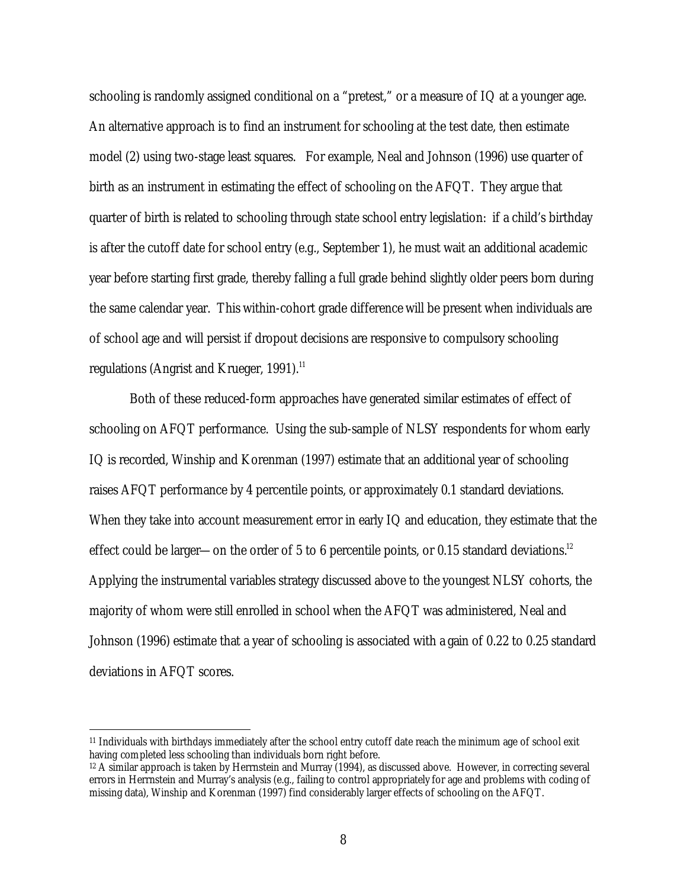schooling is randomly assigned conditional on a "pretest," or a measure of IQ at a younger age. An alternative approach is to find an instrument for schooling at the test date, then estimate model (2) using two-stage least squares. For example, Neal and Johnson (1996) use quarter of birth as an instrument in estimating the effect of schooling on the AFQT. They argue that quarter of birth is related to schooling through state school entry legislation: if a child's birthday is after the cutoff date for school entry (e.g., September 1), he must wait an additional academic year before starting first grade, thereby falling a full grade behind slightly older peers born during the same calendar year. This within-cohort grade difference will be present when individuals are of school age and will persist if dropout decisions are responsive to compulsory schooling regulations (Angrist and Krueger, 1991).[11]

Both of these reduced-form approaches have generated similar estimates of effect of schooling on AFQT performance. Using the sub-sample of NLSY respondents for whom early IQ is recorded, Winship and Korenman (1997) estimate that an additional year of schooling raises AFQT performance by 4 percentile points, or approximately 0.1 standard deviations. When they take into account measurement error in early IQ and education, they estimate that the effect could be larger—on the order of 5 to 6 percentile points, or 0.15 standard deviations.[12] Applying the instrumental variables strategy discussed above to the youngest NLSY cohorts, the majority of whom were still enrolled in school when the AFQT was administered, Neal and Johnson (1996) estimate that a year of schooling is associated with a gain of 0.22 to 0.25 standard deviations in AFQT scores.

---

[11] Individuals with birthdays immediately after the school entry cutoff date reach the minimum age of school exit having completed less schooling than individuals born right before.

[12] A similar approach is taken by Herrnstein and Murray (1994), as discussed above. However, in correcting several errors in Herrnstein and Murray's analysis (e.g., failing to control appropriately for age and problems with coding of missing data), Winship and Korenman (1997) find considerably larger effects of schooling on the AFQT.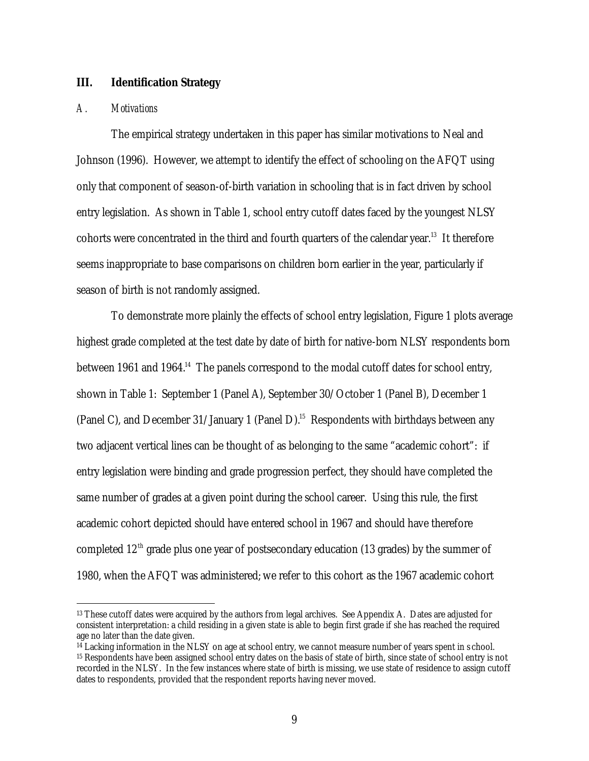## III. Identification Strategy

### *A. Motivations*

The empirical strategy undertaken in this paper has similar motivations to Neal and Johnson (1996). However, we attempt to identify the effect of schooling on the AFQT using only that component of season-of-birth variation in schooling that is in fact driven by school entry legislation. As shown in Table 1, school entry cutoff dates faced by the youngest NLSY cohorts were concentrated in the third and fourth quarters of the calendar year.[13] It therefore seems inappropriate to base comparisons on children born earlier in the year, particularly if season of birth is not randomly assigned.

To demonstrate more plainly the effects of school entry legislation, Figure 1 plots average highest grade completed at the test date by date of birth for native-born NLSY respondents born between 1961 and 1964.[14] The panels correspond to the modal cutoff dates for school entry, shown in Table 1: September 1 (Panel A), September 30/October 1 (Panel B), December 1 (Panel C), and December 31/January 1 (Panel D).[15] Respondents with birthdays between any two adjacent vertical lines can be thought of as belonging to the same "academic cohort": if entry legislation were binding and grade progression perfect, they should have completed the same number of grades at a given point during the school career. Using this rule, the first academic cohort depicted should have entered school in 1967 and should have therefore completed 12th grade plus one year of postsecondary education (13 grades) by the summer of 1980, when the AFQT was administered; we refer to this cohort as the 1967 academic cohort

---

[13] These cutoff dates were acquired by the authors from legal archives. See Appendix A. Dates are adjusted for consistent interpretation: a child residing in a given state is able to begin first grade if she has reached the required age no later than the date given.

[14] Lacking information in the NLSY on age at school entry, we cannot measure number of years spent in school.

[15] Respondents have been assigned school entry dates on the basis of state of birth, since state of school entry is not recorded in the NLSY. In the few instances where state of birth is missing, we use state of residence to assign cutoff dates to respondents, provided that the respondent reports having never moved.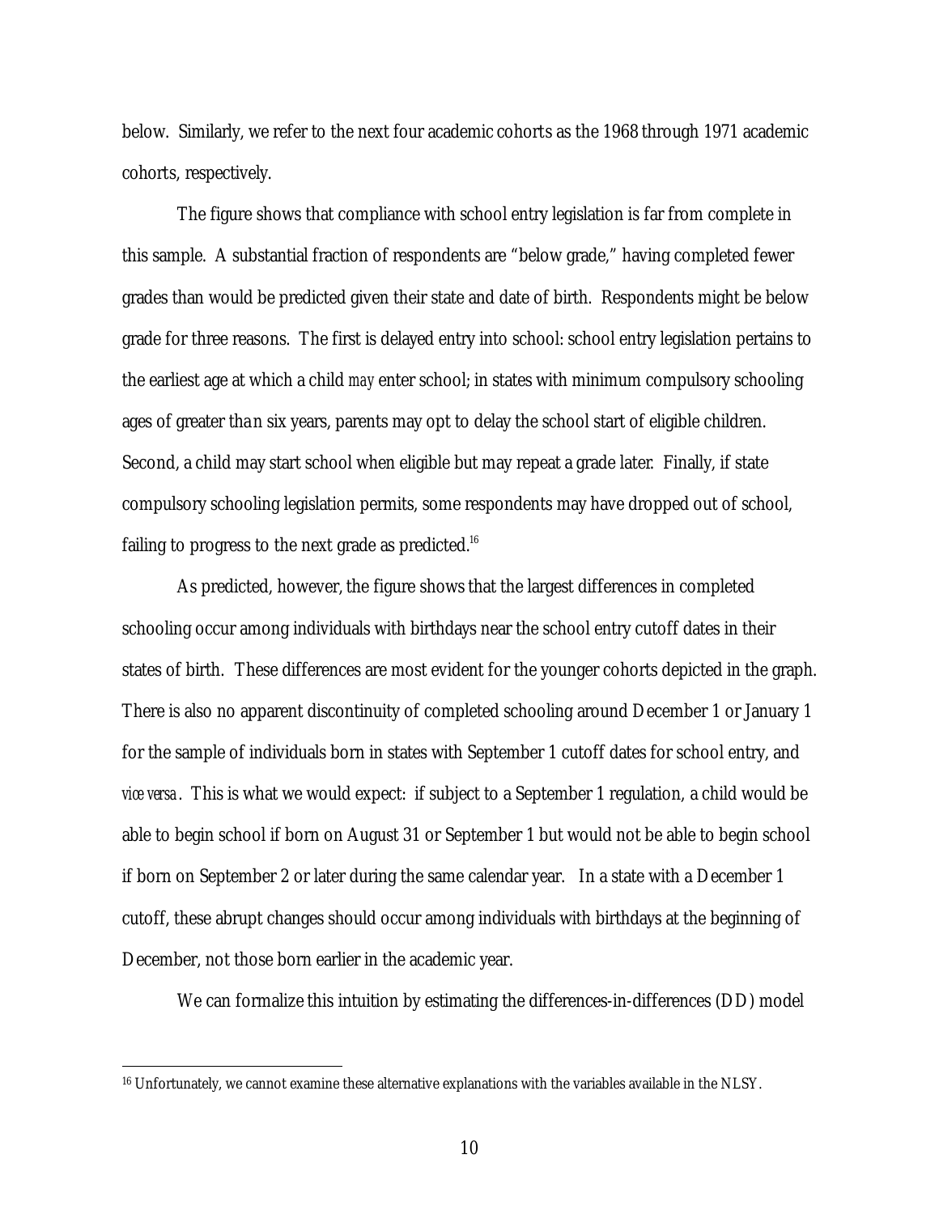below. Similarly, we refer to the next four academic cohorts as the 1968 through 1971 academic cohorts, respectively.

The figure shows that compliance with school entry legislation is far from complete in this sample. A substantial fraction of respondents are "below grade," having completed fewer grades than would be predicted given their state and date of birth. Respondents might be below grade for three reasons. The first is delayed entry into school: school entry legislation pertains to the earliest age at which a child *may* enter school; in states with minimum compulsory schooling ages of greater than six years, parents may opt to delay the school start of eligible children. Second, a child may start school when eligible but may repeat a grade later. Finally, if state compulsory schooling legislation permits, some respondents may have dropped out of school, failing to progress to the next grade as predicted.[16]

As predicted, however, the figure shows that the largest differences in completed schooling occur among individuals with birthdays near the school entry cutoff dates in their states of birth. These differences are most evident for the younger cohorts depicted in the graph. There is also no apparent discontinuity of completed schooling around December 1 or January 1 for the sample of individuals born in states with September 1 cutoff dates for school entry, and *vice versa*. This is what we would expect: if subject to a September 1 regulation, a child would be able to begin school if born on August 31 or September 1 but would not be able to begin school if born on September 2 or later during the same calendar year. In a state with a December 1 cutoff, these abrupt changes should occur among individuals with birthdays at the beginning of December, not those born earlier in the academic year.

We can formalize this intuition by estimating the differences-in-differences (DD) model

[16] Unfortunately, we cannot examine these alternative explanations with the variables available in the NLSY.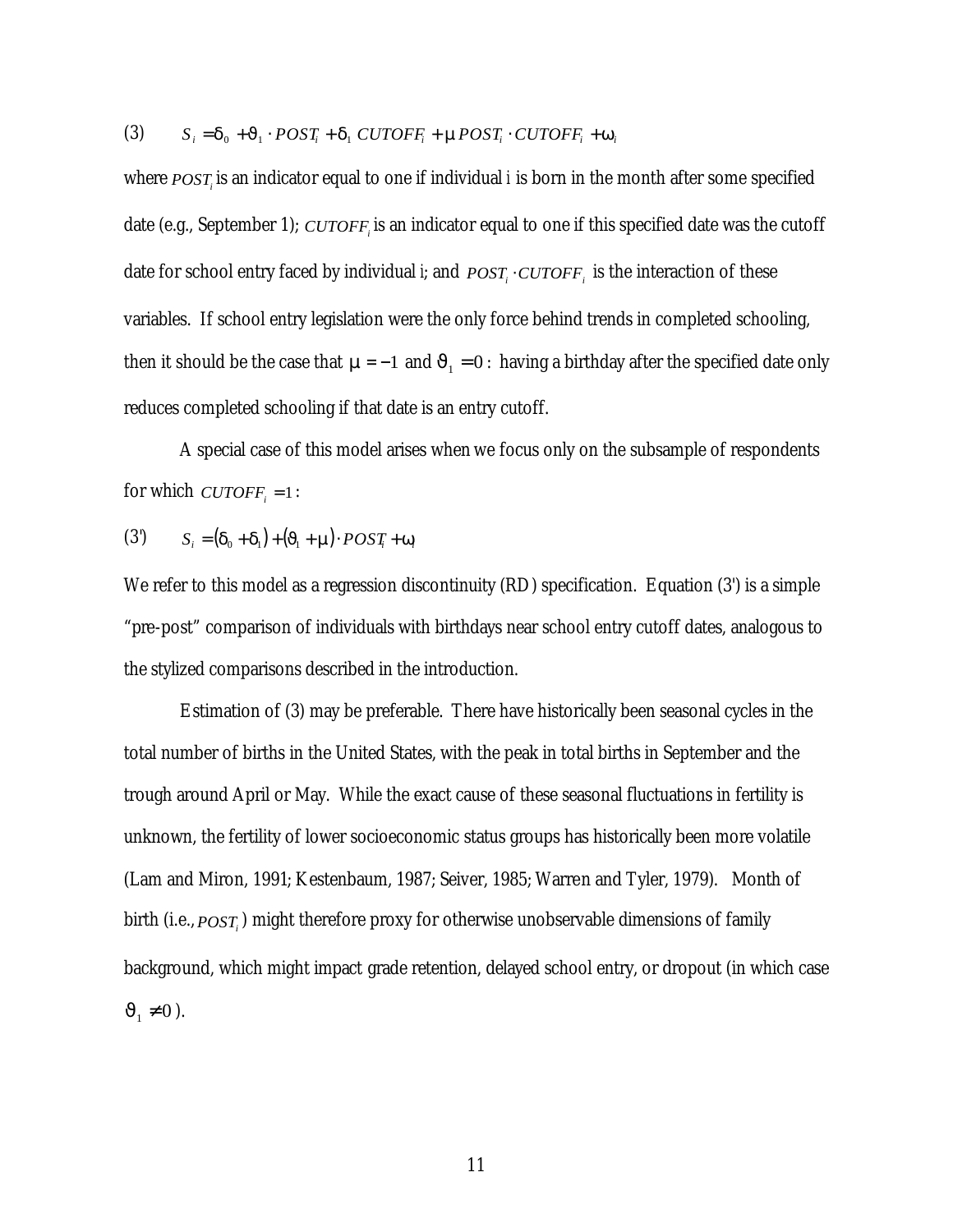$$(3) \qquad S_i = \delta_0 + \vartheta_1 \cdot POST_i + \delta_1\ CUTOFF_i + \mu\ POST_i \cdot CUTOFF_i + \omega_i$$

where $POST_i$ is an indicator equal to one if individual i is born in the month after some specified date (e.g., September 1); $CUTOFF_i$ is an indicator equal to one if this specified date was the cutoff date for school entry faced by individual i; and $POST_i \cdot CUTOFF_i$ is the interaction of these variables. If school entry legislation were the only force behind trends in completed schooling, then it should be the case that $\mu = -1$ and $\vartheta_1 = 0$: having a birthday after the specified date only reduces completed schooling if that date is an entry cutoff.

A special case of this model arises when we focus only on the subsample of respondents for which $CUTOFF_i = 1$:

$$(3') \qquad S_i = (\delta_0 + \delta_1) + (\vartheta_1 + \mu) \cdot POST_i + \omega_i$$

We refer to this model as a regression discontinuity (RD) specification. Equation (3') is a simple "pre-post" comparison of individuals with birthdays near school entry cutoff dates, analogous to the stylized comparisons described in the introduction.

Estimation of (3) may be preferable. There have historically been seasonal cycles in the total number of births in the United States, with the peak in total births in September and the trough around April or May. While the exact cause of these seasonal fluctuations in fertility is unknown, the fertility of lower socioeconomic status groups has historically been more volatile (Lam and Miron, 1991; Kestenbaum, 1987; Seiver, 1985; Warren and Tyler, 1979). Month of birth (i.e., $POST_i$) might therefore proxy for otherwise unobservable dimensions of family background, which might impact grade retention, delayed school entry, or dropout (in which case $\vartheta_1 \neq 0$).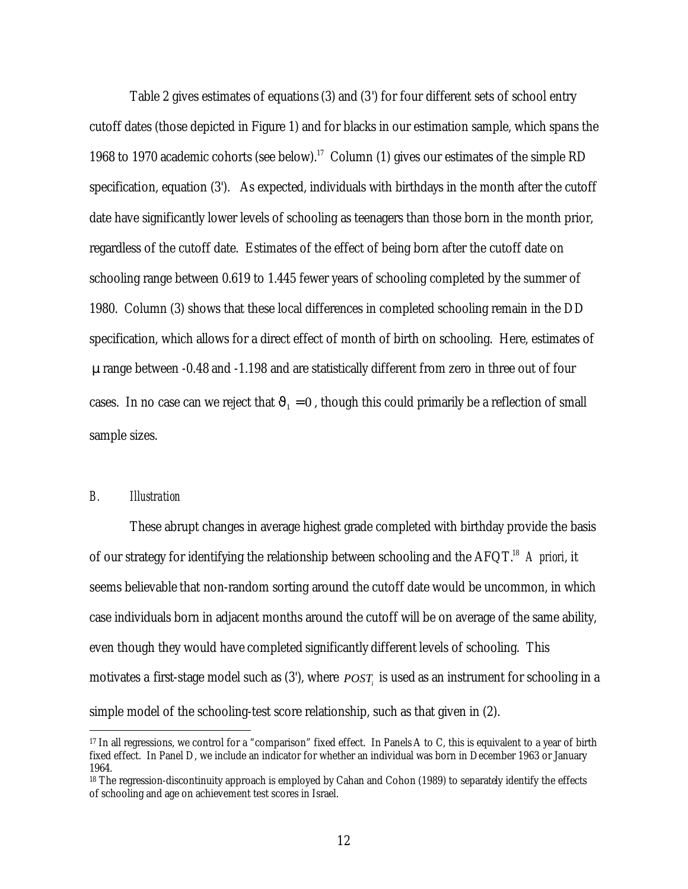Table 2 gives estimates of equations (3) and (3') for four different sets of school entry cutoff dates (those depicted in Figure 1) and for blacks in our estimation sample, which spans the 1968 to 1970 academic cohorts (see below).[17] Column (1) gives our estimates of the simple RD specification, equation (3'). As expected, individuals with birthdays in the month after the cutoff date have significantly lower levels of schooling as teenagers than those born in the month prior, regardless of the cutoff date. Estimates of the effect of being born after the cutoff date on schooling range between 0.619 to 1.445 fewer years of schooling completed by the summer of 1980. Column (3) shows that these local differences in completed schooling remain in the DD specification, which allows for a direct effect of month of birth on schooling. Here, estimates of $\mu$ range between -0.48 and -1.198 and are statistically different from zero in three out of four cases. In no case can we reject that $\vartheta_1 = 0$, though this could primarily be a reflection of small sample sizes.

### B. *Illustration*

These abrupt changes in average highest grade completed with birthday provide the basis of our strategy for identifying the relationship between schooling and the AFQT.[18] *A priori*, it seems believable that non-random sorting around the cutoff date would be uncommon, in which case individuals born in adjacent months around the cutoff will be on average of the same ability, even though they would have completed significantly different levels of schooling. This motivates a first-stage model such as (3'), where $POST_i$ is used as an instrument for schooling in a simple model of the schooling-test score relationship, such as that given in (2).

---

[17] In all regressions, we control for a "comparison" fixed effect. In Panels A to C, this is equivalent to a year of birth fixed effect. In Panel D, we include an indicator for whether an individual was born in December 1963 or January 1964.

[18] The regression-discontinuity approach is employed by Cahan and Cohon (1989) to separately identify the effects of schooling and age on achievement test scores in Israel.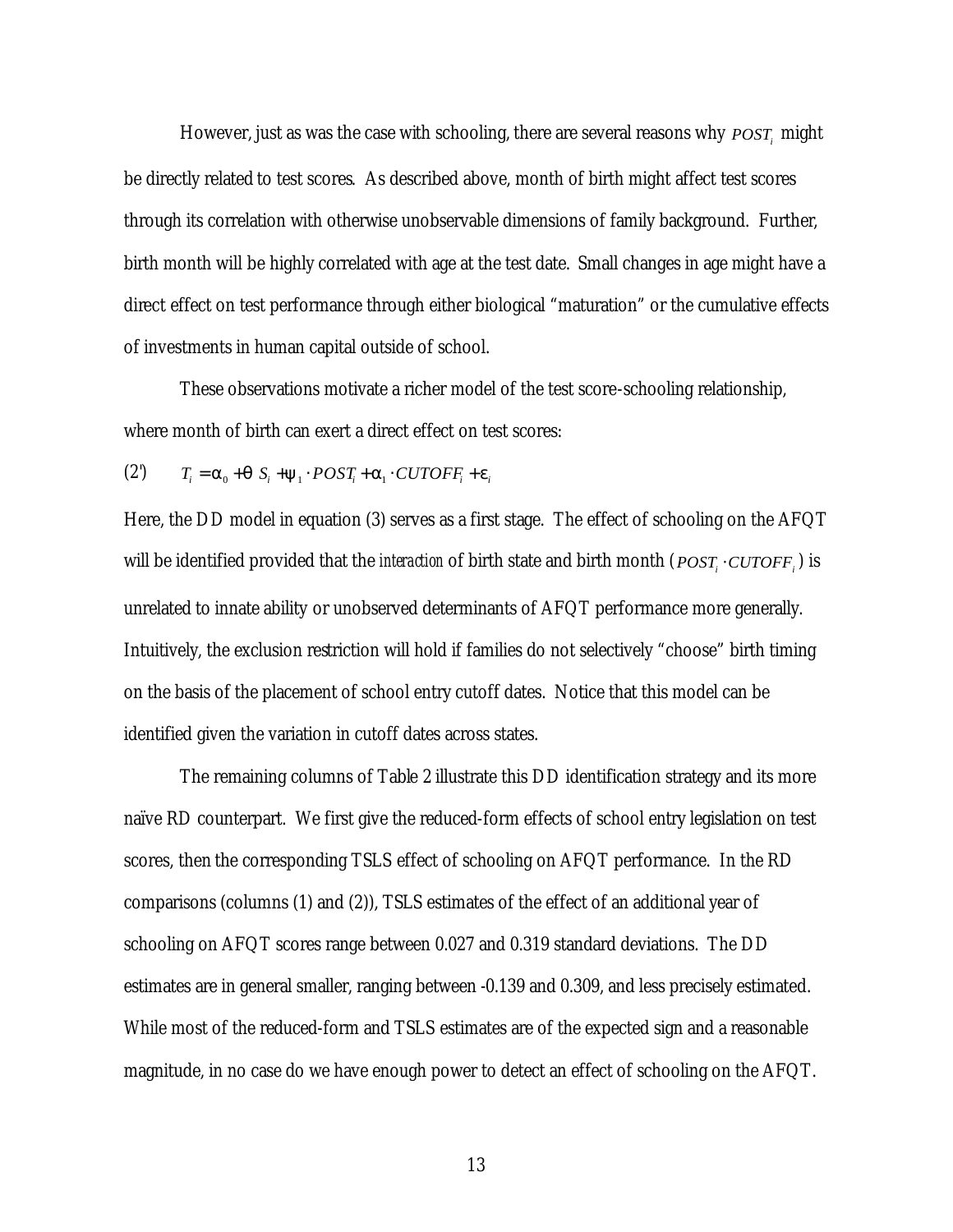However, just as was the case with schooling, there are several reasons why $POST_i$ might be directly related to test scores. As described above, month of birth might affect test scores through its correlation with otherwise unobservable dimensions of family background. Further, birth month will be highly correlated with age at the test date. Small changes in age might have a direct effect on test performance through either biological "maturation" or the cumulative effects of investments in human capital outside of school.

These observations motivate a richer model of the test score-schooling relationship, where month of birth can exert a direct effect on test scores:

$$(2') \qquad T_i = \alpha_0 + \theta S_i + \psi_1 \cdot POST_i + \alpha_1 \cdot CUTOFF_i + \varepsilon_i$$

Here, the DD model in equation (3) serves as a first stage. The effect of schooling on the AFQT will be identified provided that the *interaction* of birth state and birth month ($POST_i \cdot CUTOFF_i$) is unrelated to innate ability or unobserved determinants of AFQT performance more generally. Intuitively, the exclusion restriction will hold if families do not selectively "choose" birth timing on the basis of the placement of school entry cutoff dates. Notice that this model can be identified given the variation in cutoff dates across states.

The remaining columns of Table 2 illustrate this DD identification strategy and its more naïve RD counterpart. We first give the reduced-form effects of school entry legislation on test scores, then the corresponding TSLS effect of schooling on AFQT performance. In the RD comparisons (columns (1) and (2)), TSLS estimates of the effect of an additional year of schooling on AFQT scores range between 0.027 and 0.319 standard deviations. The DD estimates are in general smaller, ranging between -0.139 and 0.309, and less precisely estimated. While most of the reduced-form and TSLS estimates are of the expected sign and a reasonable magnitude, in no case do we have enough power to detect an effect of schooling on the AFQT.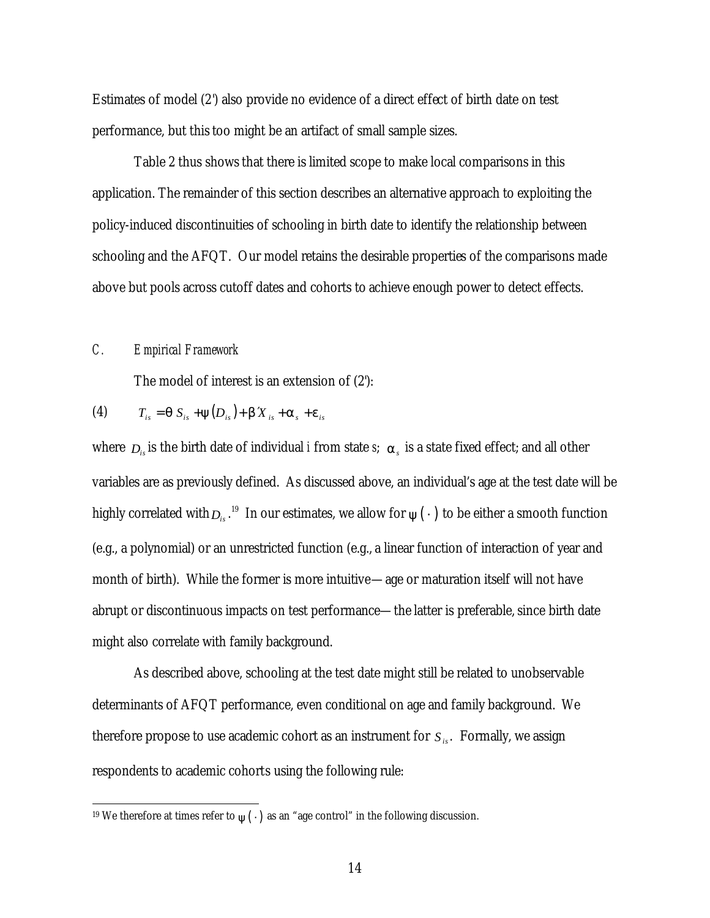Estimates of model (2') also provide no evidence of a direct effect of birth date on test performance, but this too might be an artifact of small sample sizes.

Table 2 thus shows that there is limited scope to make local comparisons in this application. The remainder of this section describes an alternative approach to exploiting the policy-induced discontinuities of schooling in birth date to identify the relationship between schooling and the AFQT. Our model retains the desirable properties of the comparisons made above but pools across cutoff dates and cohorts to achieve enough power to detect effects.

### *C. Empirical Framework*

The model of interest is an extension of (2'):

$$(4) \qquad T_{is} = \theta S_{is} + \psi(D_{is}) + \beta' X_{is} + \alpha_s + \varepsilon_{is}$$

where $D_{is}$ is the birth date of individual *i* from state *s*; $\alpha_s$ is a state fixed effect; and all other variables are as previously defined. As discussed above, an individual's age at the test date will be highly correlated with $D_{is}$.[19] In our estimates, we allow for $\psi(\cdot)$ to be either a smooth function (e.g., a polynomial) or an unrestricted function (e.g., a linear function of interaction of year and month of birth). While the former is more intuitive—age or maturation itself will not have abrupt or discontinuous impacts on test performance—the latter is preferable, since birth date might also correlate with family background.

As described above, schooling at the test date might still be related to unobservable determinants of AFQT performance, even conditional on age and family background. We therefore propose to use academic cohort as an instrument for $S_{is}$. Formally, we assign respondents to academic cohorts using the following rule:

[19] We therefore at times refer to $\psi(\cdot)$ as an "age control" in the following discussion.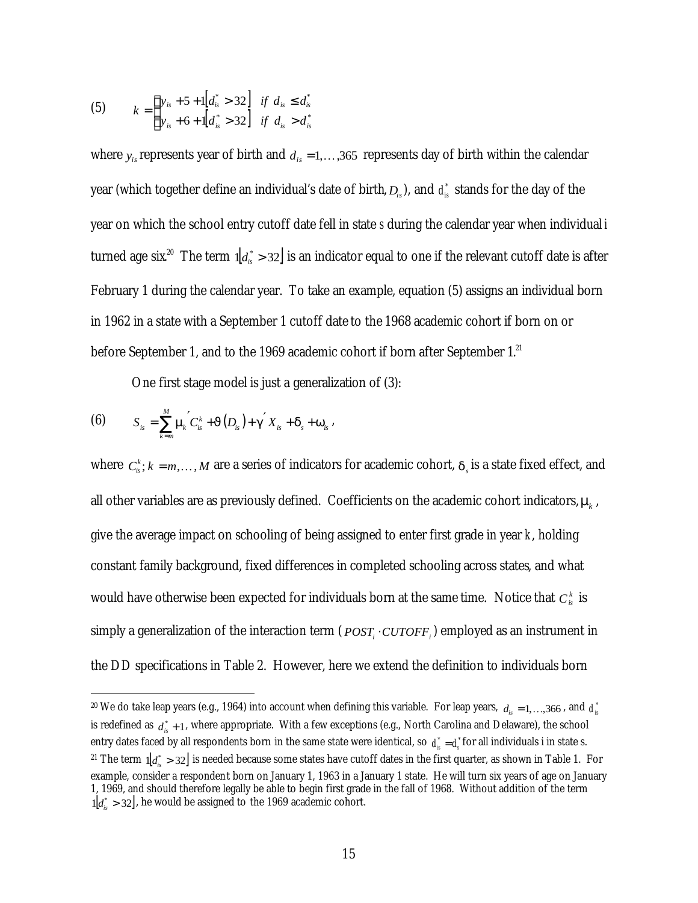$$(5) \qquad k = \begin{cases} y_{is} + 5 + 1\lfloor d_{is}^* > 32 \rfloor & if \;\; d_{is} \leq d_{is}^* \\ y_{is} + 6 + 1\lfloor d_{is}^* > 32 \rfloor & if \;\; d_{is} > d_{is}^* \end{cases}$$

where $y_{is}$ represents year of birth and $d_{is} = 1,\ldots,365$ represents day of birth within the calendar year (which together define an individual's date of birth, $D_{is}$), and $d_{is}^*$ stands for the day of the year on which the school entry cutoff date fell in state $s$ during the calendar year when individual $i$ turned age six.[20] The term $1\lfloor d_{is}^* > 32 \rfloor$ is an indicator equal to one if the relevant cutoff date is after February 1 during the calendar year. To take an example, equation (5) assigns an individual born in 1962 in a state with a September 1 cutoff date to the 1968 academic cohort if born on or before September 1, and to the 1969 academic cohort if born after September 1.[21]

One first stage model is just a generalization of (3):

$$(6) \qquad S_{is} = \sum_{k=m}^{M} \mu_k' C_{is}^k + \vartheta(D_{is}) + \gamma' X_{is} + \delta_s + \omega_{is},$$

where $C_{is}^k; k = m,\ldots,M$ are a series of indicators for academic cohort, $\delta_s$ is a state fixed effect, and all other variables are as previously defined. Coefficients on the academic cohort indicators, $\mu_k$, give the average impact on schooling of being assigned to enter first grade in year $k$, holding constant family background, fixed differences in completed schooling across states, and what would have otherwise been expected for individuals born at the same time. Notice that $C_{is}^k$ is simply a generalization of the interaction term ($POST_i \cdot CUTOFF_i$) employed as an instrument in the DD specifications in Table 2. However, here we extend the definition to individuals born

---

[20] We do take leap years (e.g., 1964) into account when defining this variable. For leap years, $d_{is} = 1,\ldots,366$, and $d_{is}^*$ is redefined as $d_{is}^* + 1$, where appropriate. With a few exceptions (e.g., North Carolina and Delaware), the school entry dates faced by all respondents born in the same state were identical, so $d_{is}^* = d_s^*$ for all individuals i in state s.

[21] The term $1\lfloor d_{is}^* > 32 \rfloor$ is needed because some states have cutoff dates in the first quarter, as shown in Table 1. For example, consider a respondent born on January 1, 1963 in a January 1 state. He will turn six years of age on January 1, 1969, and should therefore legally be able to begin first grade in the fall of 1968. Without addition of the term $1\lfloor d_{is}^* > 32 \rfloor$, he would be assigned to the 1969 academic cohort.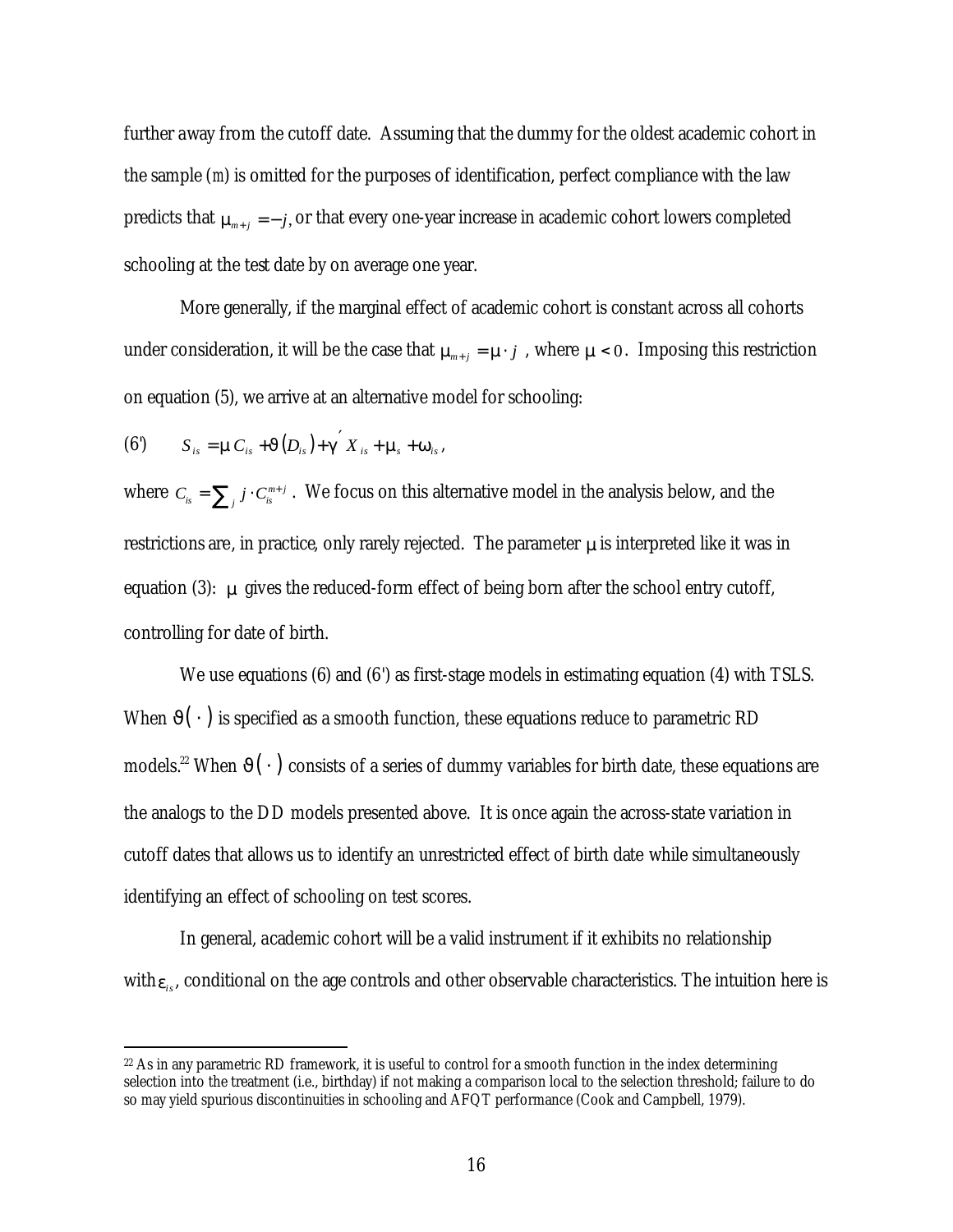further away from the cutoff date. Assuming that the dummy for the oldest academic cohort in the sample ($m$) is omitted for the purposes of identification, perfect compliance with the law predicts that $\mu_{m+j} = -j$, or that every one-year increase in academic cohort lowers completed schooling at the test date by on average one year.

More generally, if the marginal effect of academic cohort is constant across all cohorts under consideration, it will be the case that $\mu_{m+j} = \mu \cdot j$ , where $\mu < 0$. Imposing this restriction on equation (5), we arrive at an alternative model for schooling:

$$\text{(6')} \qquad S_{is} = \mu C_{is} + \vartheta(D_{is}) + \gamma' X_{is} + \mu_s + \omega_{is},$$

where $C_{is} = \sum_j j \cdot C_{is}^{m+j}$ . We focus on this alternative model in the analysis below, and the restrictions are, in practice, only rarely rejected. The parameter $\mu$ is interpreted like it was in equation (3): $\mu$ gives the reduced-form effect of being born after the school entry cutoff, controlling for date of birth.

We use equations (6) and (6') as first-stage models in estimating equation (4) with TSLS. When $\vartheta(\cdot)$ is specified as a smooth function, these equations reduce to parametric RD models.[22] When $\vartheta(\cdot)$ consists of a series of dummy variables for birth date, these equations are the analogs to the DD models presented above. It is once again the across-state variation in cutoff dates that allows us to identify an unrestricted effect of birth date while simultaneously identifying an effect of schooling on test scores.

In general, academic cohort will be a valid instrument if it exhibits no relationship with $\varepsilon_{is}$, conditional on the age controls and other observable characteristics. The intuition here is

[22] As in any parametric RD framework, it is useful to control for a smooth function in the index determining selection into the treatment (i.e., birthday) if not making a comparison local to the selection threshold; failure to do so may yield spurious discontinuities in schooling and AFQT performance (Cook and Campbell, 1979).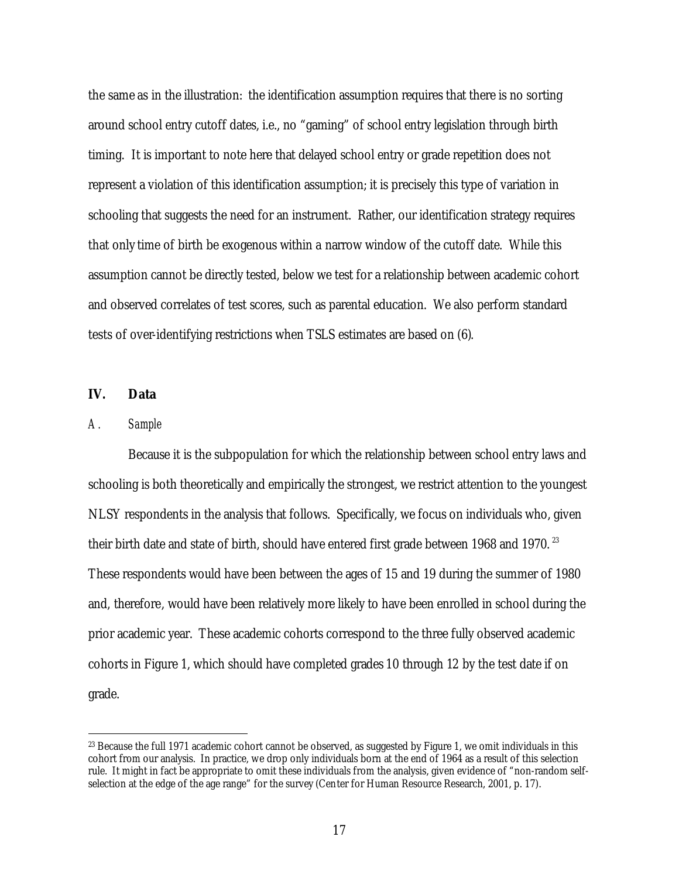the same as in the illustration: the identification assumption requires that there is no sorting around school entry cutoff dates, i.e., no "gaming" of school entry legislation through birth timing. It is important to note here that delayed school entry or grade repetition does not represent a violation of this identification assumption; it is precisely this type of variation in schooling that suggests the need for an instrument. Rather, our identification strategy requires that only time of birth be exogenous within a narrow window of the cutoff date. While this assumption cannot be directly tested, below we test for a relationship between academic cohort and observed correlates of test scores, such as parental education. We also perform standard tests of over-identifying restrictions when TSLS estimates are based on (6).

## IV. Data

### *A. Sample*

Because it is the subpopulation for which the relationship between school entry laws and schooling is both theoretically and empirically the strongest, we restrict attention to the youngest NLSY respondents in the analysis that follows. Specifically, we focus on individuals who, given their birth date and state of birth, should have entered first grade between 1968 and 1970.[23] These respondents would have been between the ages of 15 and 19 during the summer of 1980 and, therefore, would have been relatively more likely to have been enrolled in school during the prior academic year. These academic cohorts correspond to the three fully observed academic cohorts in Figure 1, which should have completed grades 10 through 12 by the test date if on grade.

[23] Because the full 1971 academic cohort cannot be observed, as suggested by Figure 1, we omit individuals in this cohort from our analysis. In practice, we drop only individuals born at the end of 1964 as a result of this selection rule. It might in fact be appropriate to omit these individuals from the analysis, given evidence of "non-random self-selection at the edge of the age range" for the survey (Center for Human Resource Research, 2001, p. 17).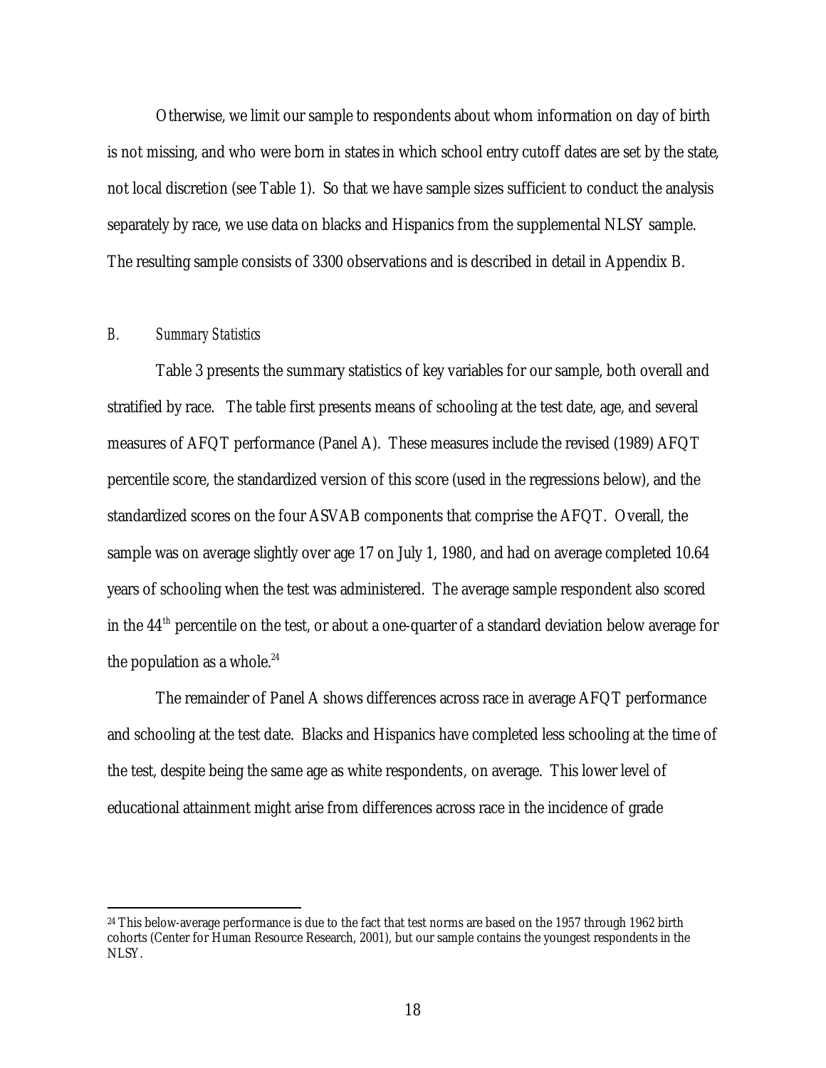Otherwise, we limit our sample to respondents about whom information on day of birth is not missing, and who were born in states in which school entry cutoff dates are set by the state, not local discretion (see Table 1). So that we have sample sizes sufficient to conduct the analysis separately by race, we use data on blacks and Hispanics from the supplemental NLSY sample. The resulting sample consists of 3300 observations and is described in detail in Appendix B.

### B. *Summary Statistics*

Table 3 presents the summary statistics of key variables for our sample, both overall and stratified by race. The table first presents means of schooling at the test date, age, and several measures of AFQT performance (Panel A). These measures include the revised (1989) AFQT percentile score, the standardized version of this score (used in the regressions below), and the standardized scores on the four ASVAB components that comprise the AFQT. Overall, the sample was on average slightly over age 17 on July 1, 1980, and had on average completed 10.64 years of schooling when the test was administered. The average sample respondent also scored in the 44th percentile on the test, or about a one-quarter of a standard deviation below average for the population as a whole.[24]

The remainder of Panel A shows differences across race in average AFQT performance and schooling at the test date. Blacks and Hispanics have completed less schooling at the time of the test, despite being the same age as white respondents, on average. This lower level of educational attainment might arise from differences across race in the incidence of grade

---

[24] This below-average performance is due to the fact that test norms are based on the 1957 through 1962 birth cohorts (Center for Human Resource Research, 2001), but our sample contains the youngest respondents in the NLSY.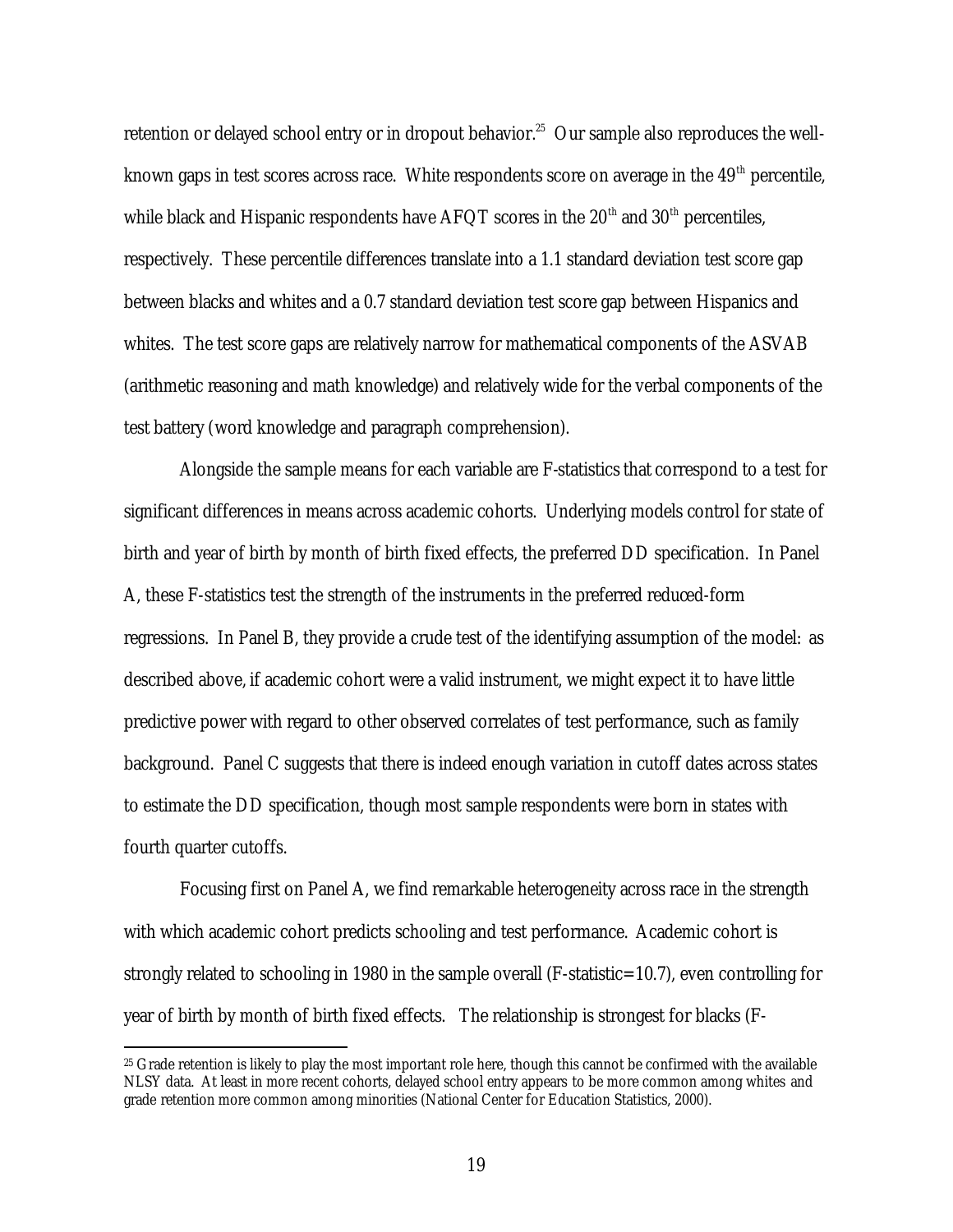retention or delayed school entry or in dropout behavior.[25] Our sample also reproduces the well-known gaps in test scores across race. White respondents score on average in the 49th percentile, while black and Hispanic respondents have AFQT scores in the 20th and 30th percentiles, respectively. These percentile differences translate into a 1.1 standard deviation test score gap between blacks and whites and a 0.7 standard deviation test score gap between Hispanics and whites. The test score gaps are relatively narrow for mathematical components of the ASVAB (arithmetic reasoning and math knowledge) and relatively wide for the verbal components of the test battery (word knowledge and paragraph comprehension).

Alongside the sample means for each variable are F-statistics that correspond to a test for significant differences in means across academic cohorts. Underlying models control for state of birth and year of birth by month of birth fixed effects, the preferred DD specification. In Panel A, these F-statistics test the strength of the instruments in the preferred reduced-form regressions. In Panel B, they provide a crude test of the identifying assumption of the model: as described above, if academic cohort were a valid instrument, we might expect it to have little predictive power with regard to other observed correlates of test performance, such as family background. Panel C suggests that there is indeed enough variation in cutoff dates across states to estimate the DD specification, though most sample respondents were born in states with fourth quarter cutoffs.

Focusing first on Panel A, we find remarkable heterogeneity across race in the strength with which academic cohort predicts schooling and test performance. Academic cohort is strongly related to schooling in 1980 in the sample overall (F-statistic=10.7), even controlling for year of birth by month of birth fixed effects. The relationship is strongest for blacks (F-

[25] Grade retention is likely to play the most important role here, though this cannot be confirmed with the available NLSY data. At least in more recent cohorts, delayed school entry appears to be more common among whites and grade retention more common among minorities (National Center for Education Statistics, 2000).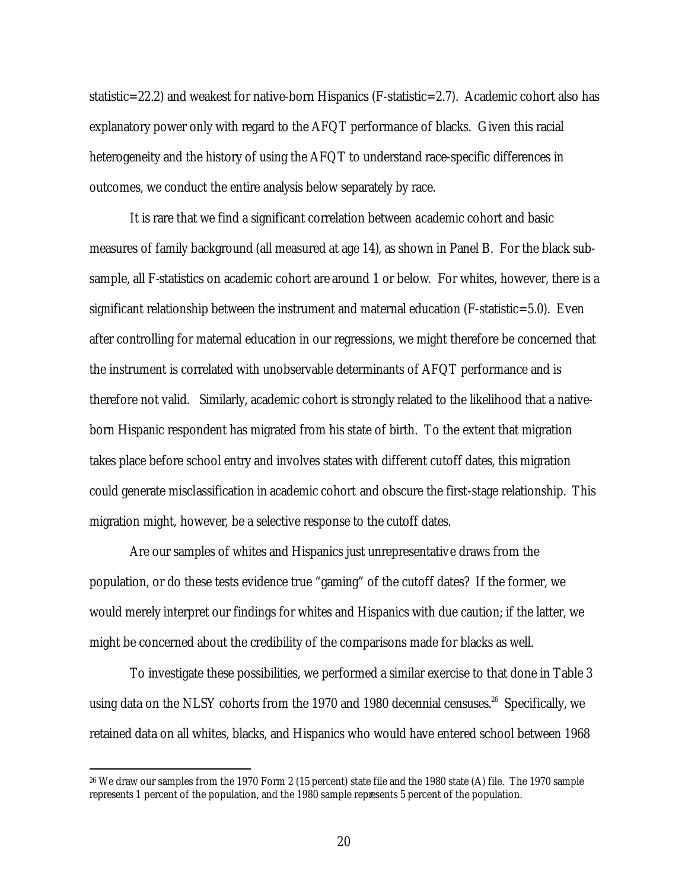statistic=22.2) and weakest for native-born Hispanics (F-statistic=2.7). Academic cohort also has explanatory power only with regard to the AFQT performance of blacks. Given this racial heterogeneity and the history of using the AFQT to understand race-specific differences in outcomes, we conduct the entire analysis below separately by race.

It is rare that we find a significant correlation between academic cohort and basic measures of family background (all measured at age 14), as shown in Panel B. For the black sub-sample, all F-statistics on academic cohort are around 1 or below. For whites, however, there is a significant relationship between the instrument and maternal education (F-statistic=5.0). Even after controlling for maternal education in our regressions, we might therefore be concerned that the instrument is correlated with unobservable determinants of AFQT performance and is therefore not valid. Similarly, academic cohort is strongly related to the likelihood that a native-born Hispanic respondent has migrated from his state of birth. To the extent that migration takes place before school entry and involves states with different cutoff dates, this migration could generate misclassification in academic cohort and obscure the first-stage relationship. This migration might, however, be a selective response to the cutoff dates.

Are our samples of whites and Hispanics just unrepresentative draws from the population, or do these tests evidence true "gaming" of the cutoff dates? If the former, we would merely interpret our findings for whites and Hispanics with due caution; if the latter, we might be concerned about the credibility of the comparisons made for blacks as well.

To investigate these possibilities, we performed a similar exercise to that done in Table 3 using data on the NLSY cohorts from the 1970 and 1980 decennial censuses.[26] Specifically, we retained data on all whites, blacks, and Hispanics who would have entered school between 1968

[26] We draw our samples from the 1970 Form 2 (15 percent) state file and the 1980 state (A) file. The 1970 sample represents 1 percent of the population, and the 1980 sample represents 5 percent of the population.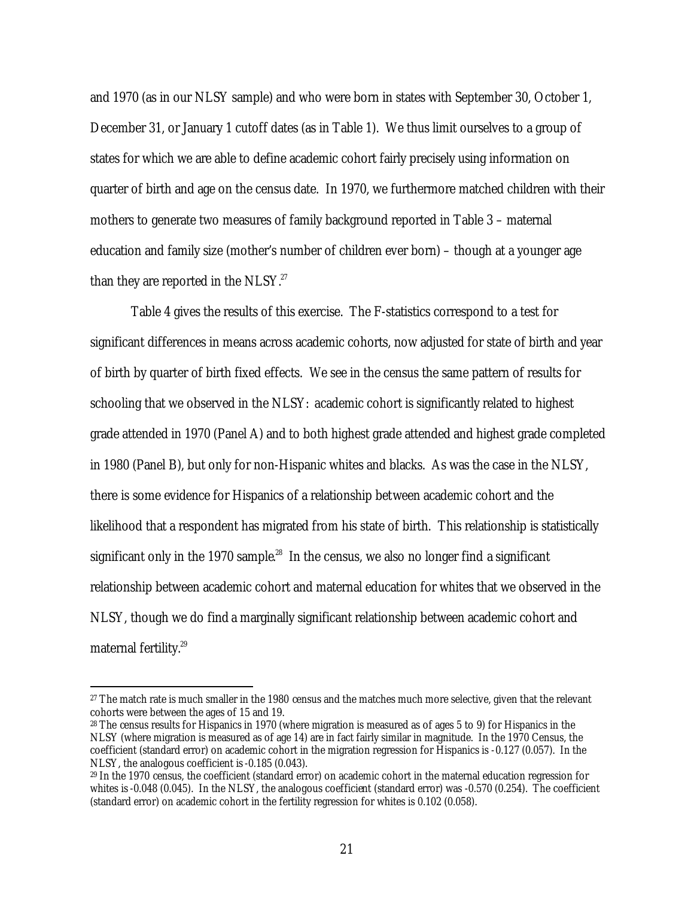and 1970 (as in our NLSY sample) and who were born in states with September 30, October 1, December 31, or January 1 cutoff dates (as in Table 1). We thus limit ourselves to a group of states for which we are able to define academic cohort fairly precisely using information on quarter of birth and age on the census date. In 1970, we furthermore matched children with their mothers to generate two measures of family background reported in Table 3 – maternal education and family size (mother's number of children ever born) – though at a younger age than they are reported in the NLSY.[27]

Table 4 gives the results of this exercise. The F-statistics correspond to a test for significant differences in means across academic cohorts, now adjusted for state of birth and year of birth by quarter of birth fixed effects. We see in the census the same pattern of results for schooling that we observed in the NLSY: academic cohort is significantly related to highest grade attended in 1970 (Panel A) and to both highest grade attended and highest grade completed in 1980 (Panel B), but only for non-Hispanic whites and blacks. As was the case in the NLSY, there is some evidence for Hispanics of a relationship between academic cohort and the likelihood that a respondent has migrated from his state of birth. This relationship is statistically significant only in the 1970 sample.[28] In the census, we also no longer find a significant relationship between academic cohort and maternal education for whites that we observed in the NLSY, though we do find a marginally significant relationship between academic cohort and maternal fertility.[29]

---

[27] The match rate is much smaller in the 1980 census and the matches much more selective, given that the relevant cohorts were between the ages of 15 and 19.

[28] The census results for Hispanics in 1970 (where migration is measured as of ages 5 to 9) for Hispanics in the NLSY (where migration is measured as of age 14) are in fact fairly similar in magnitude. In the 1970 Census, the coefficient (standard error) on academic cohort in the migration regression for Hispanics is -0.127 (0.057). In the NLSY, the analogous coefficient is -0.185 (0.043).

[29] In the 1970 census, the coefficient (standard error) on academic cohort in the maternal education regression for whites is -0.048 (0.045). In the NLSY, the analogous coefficient (standard error) was -0.570 (0.254). The coefficient (standard error) on academic cohort in the fertility regression for whites is 0.102 (0.058).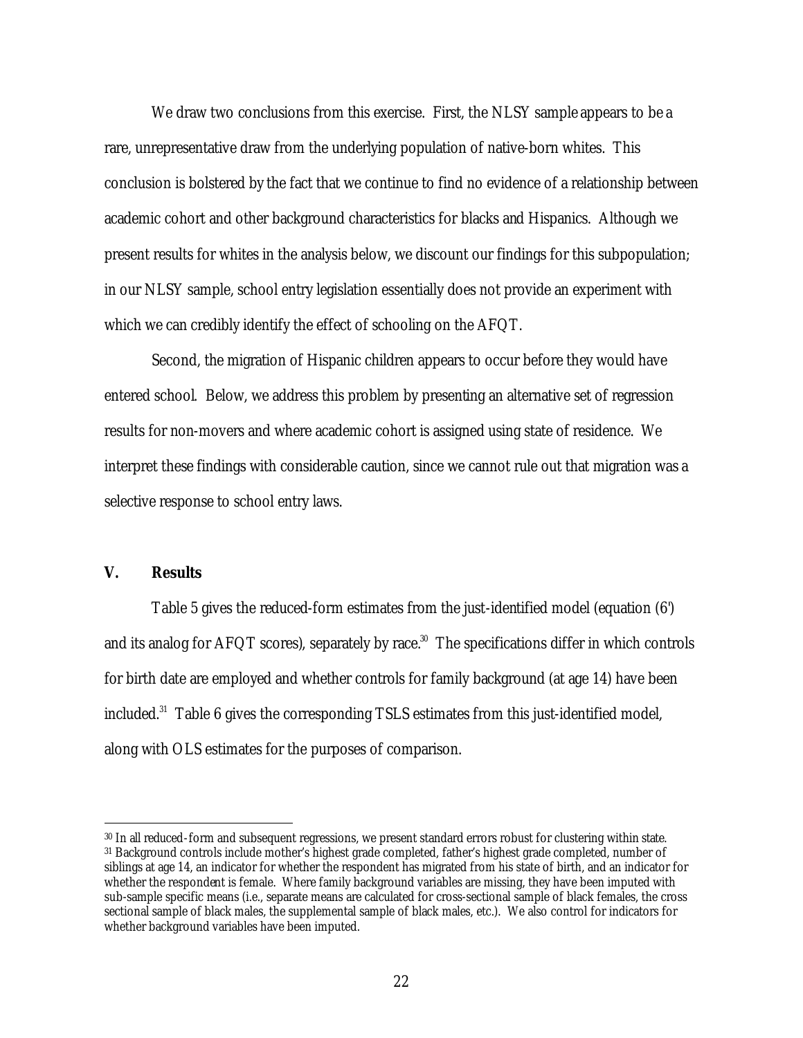We draw two conclusions from this exercise. First, the NLSY sample appears to be a rare, unrepresentative draw from the underlying population of native-born whites. This conclusion is bolstered by the fact that we continue to find no evidence of a relationship between academic cohort and other background characteristics for blacks and Hispanics. Although we present results for whites in the analysis below, we discount our findings for this subpopulation; in our NLSY sample, school entry legislation essentially does not provide an experiment with which we can credibly identify the effect of schooling on the AFQT.

Second, the migration of Hispanic children appears to occur before they would have entered school. Below, we address this problem by presenting an alternative set of regression results for non-movers and where academic cohort is assigned using state of residence. We interpret these findings with considerable caution, since we cannot rule out that migration was a selective response to school entry laws.

## V. Results

Table 5 gives the reduced-form estimates from the just-identified model (equation (6') and its analog for AFQT scores), separately by race.[30] The specifications differ in which controls for birth date are employed and whether controls for family background (at age 14) have been included.[31] Table 6 gives the corresponding TSLS estimates from this just-identified model, along with OLS estimates for the purposes of comparison.

---

[30] In all reduced-form and subsequent regressions, we present standard errors robust for clustering within state.

[31] Background controls include mother's highest grade completed, father's highest grade completed, number of siblings at age 14, an indicator for whether the respondent has migrated from his state of birth, and an indicator for whether the respondent is female. Where family background variables are missing, they have been imputed with sub-sample specific means (i.e., separate means are calculated for cross-sectional sample of black females, the cross sectional sample of black males, the supplemental sample of black males, etc.). We also control for indicators for whether background variables have been imputed.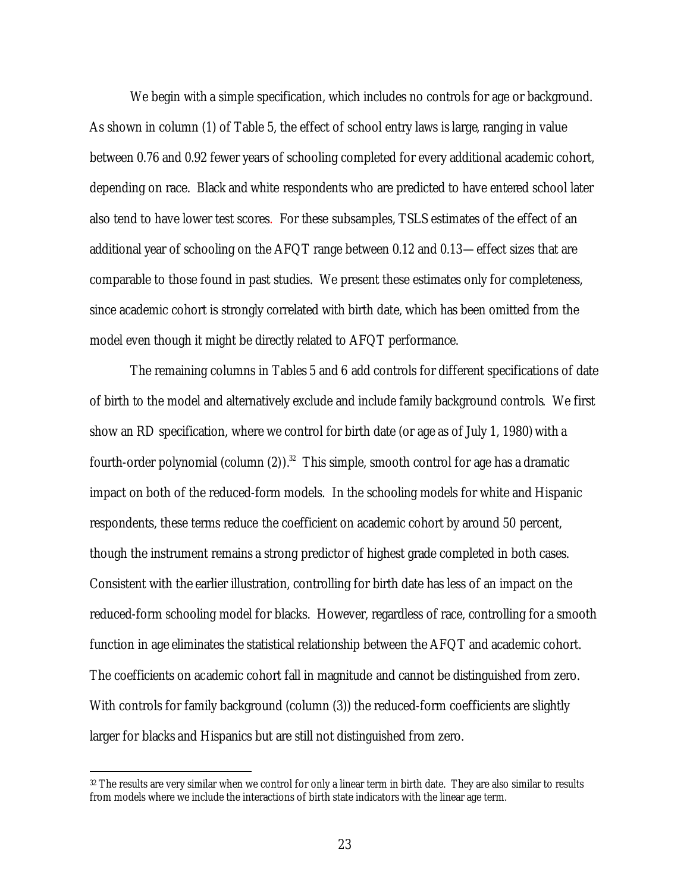We begin with a simple specification, which includes no controls for age or background. As shown in column (1) of Table 5, the effect of school entry laws is large, ranging in value between 0.76 and 0.92 fewer years of schooling completed for every additional academic cohort, depending on race. Black and white respondents who are predicted to have entered school later also tend to have lower test scores. For these subsamples, TSLS estimates of the effect of an additional year of schooling on the AFQT range between 0.12 and 0.13—effect sizes that are comparable to those found in past studies. We present these estimates only for completeness, since academic cohort is strongly correlated with birth date, which has been omitted from the model even though it might be directly related to AFQT performance.

The remaining columns in Tables 5 and 6 add controls for different specifications of date of birth to the model and alternatively exclude and include family background controls. We first show an RD specification, where we control for birth date (or age as of July 1, 1980) with a fourth-order polynomial (column (2)).[32] This simple, smooth control for age has a dramatic impact on both of the reduced-form models. In the schooling models for white and Hispanic respondents, these terms reduce the coefficient on academic cohort by around 50 percent, though the instrument remains a strong predictor of highest grade completed in both cases. Consistent with the earlier illustration, controlling for birth date has less of an impact on the reduced-form schooling model for blacks. However, regardless of race, controlling for a smooth function in age eliminates the statistical relationship between the AFQT and academic cohort. The coefficients on academic cohort fall in magnitude and cannot be distinguished from zero. With controls for family background (column (3)) the reduced-form coefficients are slightly larger for blacks and Hispanics but are still not distinguished from zero.

[32] The results are very similar when we control for only a linear term in birth date. They are also similar to results from models where we include the interactions of birth state indicators with the linear age term.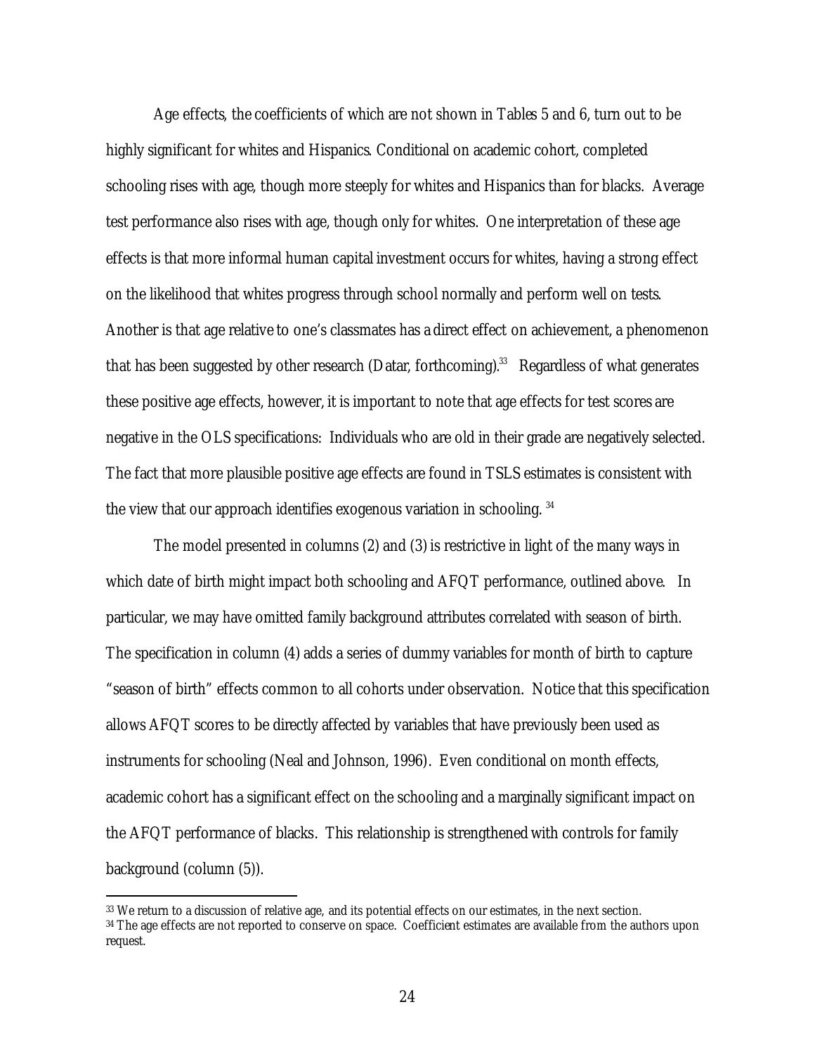Age effects, the coefficients of which are not shown in Tables 5 and 6, turn out to be highly significant for whites and Hispanics. Conditional on academic cohort, completed schooling rises with age, though more steeply for whites and Hispanics than for blacks. Average test performance also rises with age, though only for whites. One interpretation of these age effects is that more informal human capital investment occurs for whites, having a strong effect on the likelihood that whites progress through school normally and perform well on tests. Another is that age relative to one's classmates has a direct effect on achievement, a phenomenon that has been suggested by other research (Datar, forthcoming).[33] Regardless of what generates these positive age effects, however, it is important to note that age effects for test scores are negative in the OLS specifications: Individuals who are old in their grade are negatively selected. The fact that more plausible positive age effects are found in TSLS estimates is consistent with the view that our approach identifies exogenous variation in schooling.[34]

The model presented in columns (2) and (3) is restrictive in light of the many ways in which date of birth might impact both schooling and AFQT performance, outlined above. In particular, we may have omitted family background attributes correlated with season of birth. The specification in column (4) adds a series of dummy variables for month of birth to capture "season of birth" effects common to all cohorts under observation. Notice that this specification allows AFQT scores to be directly affected by variables that have previously been used as instruments for schooling (Neal and Johnson, 1996). Even conditional on month effects, academic cohort has a significant effect on the schooling and a marginally significant impact on the AFQT performance of blacks. This relationship is strengthened with controls for family background (column (5)).

---

[33] We return to a discussion of relative age, and its potential effects on our estimates, in the next section.

[34] The age effects are not reported to conserve on space. Coefficient estimates are available from the authors upon request.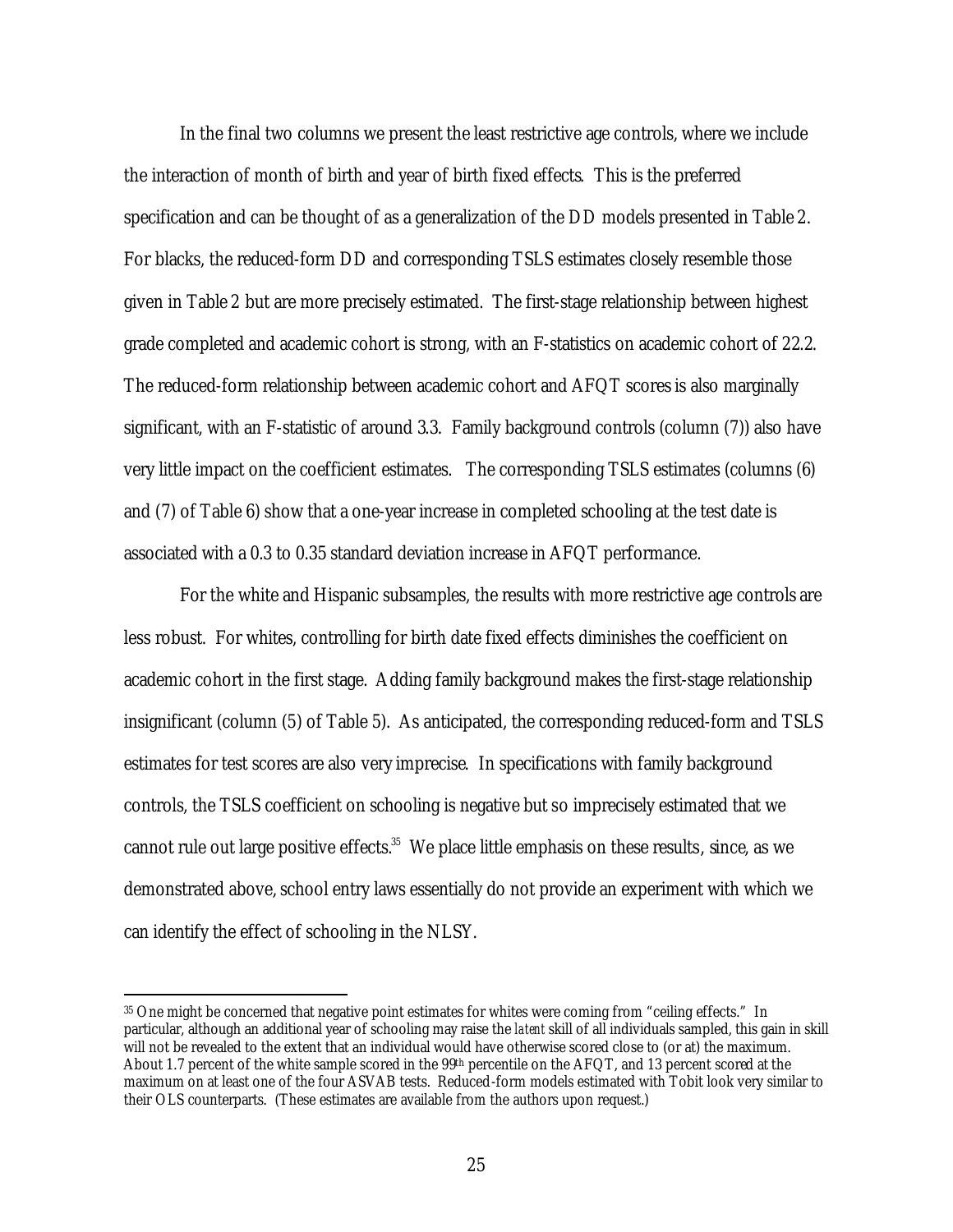In the final two columns we present the least restrictive age controls, where we include the interaction of month of birth and year of birth fixed effects. This is the preferred specification and can be thought of as a generalization of the DD models presented in Table 2. For blacks, the reduced-form DD and corresponding TSLS estimates closely resemble those given in Table 2 but are more precisely estimated. The first-stage relationship between highest grade completed and academic cohort is strong, with an F-statistics on academic cohort of 22.2. The reduced-form relationship between academic cohort and AFQT scores is also marginally significant, with an F-statistic of around 3.3. Family background controls (column (7)) also have very little impact on the coefficient estimates. The corresponding TSLS estimates (columns (6) and (7) of Table 6) show that a one-year increase in completed schooling at the test date is associated with a 0.3 to 0.35 standard deviation increase in AFQT performance.

For the white and Hispanic subsamples, the results with more restrictive age controls are less robust. For whites, controlling for birth date fixed effects diminishes the coefficient on academic cohort in the first stage. Adding family background makes the first-stage relationship insignificant (column (5) of Table 5). As anticipated, the corresponding reduced-form and TSLS estimates for test scores are also very imprecise. In specifications with family background controls, the TSLS coefficient on schooling is negative but so imprecisely estimated that we cannot rule out large positive effects.[35] We place little emphasis on these results, since, as we demonstrated above, school entry laws essentially do not provide an experiment with which we can identify the effect of schooling in the NLSY.

---

[35] One might be concerned that negative point estimates for whites were coming from "ceiling effects." In particular, although an additional year of schooling may raise the *latent* skill of all individuals sampled, this gain in skill will not be revealed to the extent that an individual would have otherwise scored close to (or at) the maximum. About 1.7 percent of the white sample scored in the 99th percentile on the AFQT, and 13 percent scored at the maximum on at least one of the four ASVAB tests. Reduced-form models estimated with Tobit look very similar to their OLS counterparts. (These estimates are available from the authors upon request.)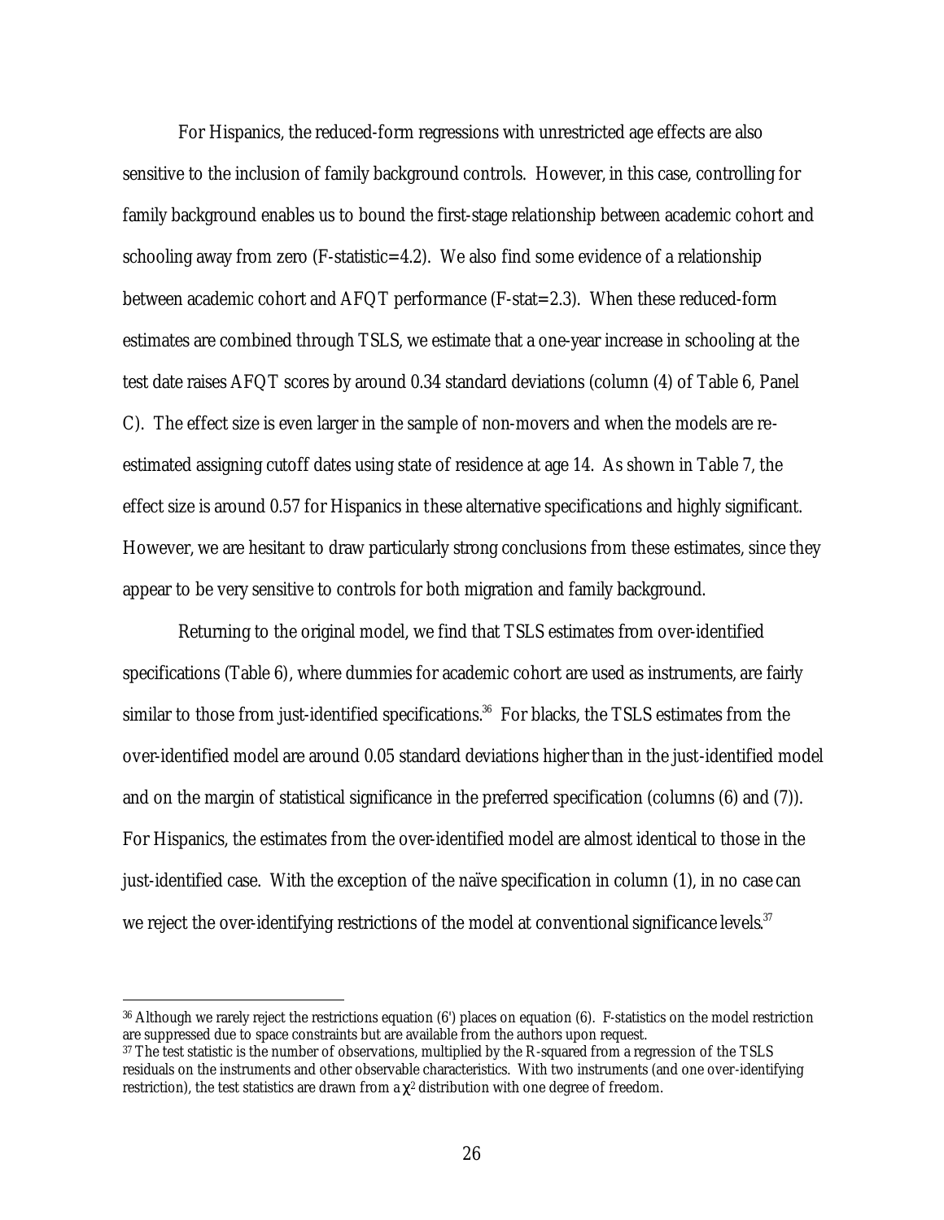For Hispanics, the reduced-form regressions with unrestricted age effects are also sensitive to the inclusion of family background controls. However, in this case, controlling for family background enables us to bound the first-stage relationship between academic cohort and schooling away from zero (F-statistic=4.2). We also find some evidence of a relationship between academic cohort and AFQT performance (F-stat=2.3). When these reduced-form estimates are combined through TSLS, we estimate that a one-year increase in schooling at the test date raises AFQT scores by around 0.34 standard deviations (column (4) of Table 6, Panel C). The effect size is even larger in the sample of non-movers and when the models are re-estimated assigning cutoff dates using state of residence at age 14. As shown in Table 7, the effect size is around 0.57 for Hispanics in these alternative specifications and highly significant. However, we are hesitant to draw particularly strong conclusions from these estimates, since they appear to be very sensitive to controls for both migration and family background.

Returning to the original model, we find that TSLS estimates from over-identified specifications (Table 6), where dummies for academic cohort are used as instruments, are fairly similar to those from just-identified specifications.[36] For blacks, the TSLS estimates from the over-identified model are around 0.05 standard deviations higher than in the just-identified model and on the margin of statistical significance in the preferred specification (columns (6) and (7)). For Hispanics, the estimates from the over-identified model are almost identical to those in the just-identified case. With the exception of the naïve specification in column (1), in no case can we reject the over-identifying restrictions of the model at conventional significance levels.[37]

---

[36] Although we rarely reject the restrictions equation (6') places on equation (6). F-statistics on the model restriction are suppressed due to space constraints but are available from the authors upon request.

[37] The test statistic is the number of observations, multiplied by the R-squared from a regression of the TSLS residuals on the instruments and other observable characteristics. With two instruments (and one over-identifying restriction), the test statistics are drawn from a $\chi^2$ distribution with one degree of freedom.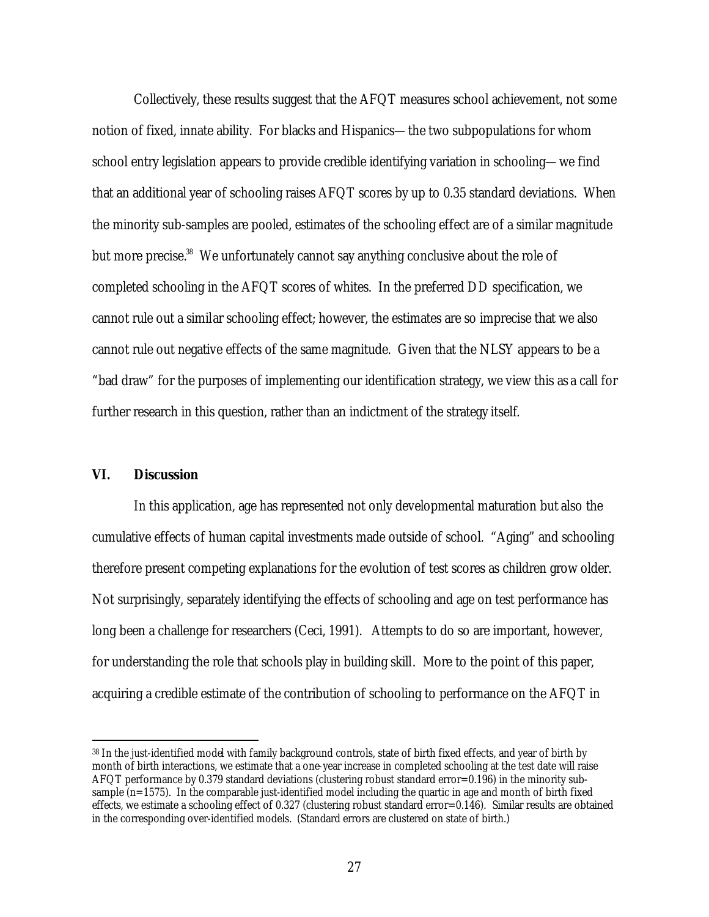Collectively, these results suggest that the AFQT measures school achievement, not some notion of fixed, innate ability. For blacks and Hispanics—the two subpopulations for whom school entry legislation appears to provide credible identifying variation in schooling—we find that an additional year of schooling raises AFQT scores by up to 0.35 standard deviations. When the minority sub-samples are pooled, estimates of the schooling effect are of a similar magnitude but more precise.[38] We unfortunately cannot say anything conclusive about the role of completed schooling in the AFQT scores of whites. In the preferred DD specification, we cannot rule out a similar schooling effect; however, the estimates are so imprecise that we also cannot rule out negative effects of the same magnitude. Given that the NLSY appears to be a "bad draw" for the purposes of implementing our identification strategy, we view this as a call for further research in this question, rather than an indictment of the strategy itself.

## VI. Discussion

In this application, age has represented not only developmental maturation but also the cumulative effects of human capital investments made outside of school. "Aging" and schooling therefore present competing explanations for the evolution of test scores as children grow older. Not surprisingly, separately identifying the effects of schooling and age on test performance has long been a challenge for researchers (Ceci, 1991). Attempts to do so are important, however, for understanding the role that schools play in building skill. More to the point of this paper, acquiring a credible estimate of the contribution of schooling to performance on the AFQT in

---

[38] In the just-identified model with family background controls, state of birth fixed effects, and year of birth by month of birth interactions, we estimate that a one-year increase in completed schooling at the test date will raise AFQT performance by 0.379 standard deviations (clustering robust standard error=0.196) in the minority sub-sample (n=1575). In the comparable just-identified model including the quartic in age and month of birth fixed effects, we estimate a schooling effect of 0.327 (clustering robust standard error=0.146). Similar results are obtained in the corresponding over-identified models. (Standard errors are clustered on state of birth.)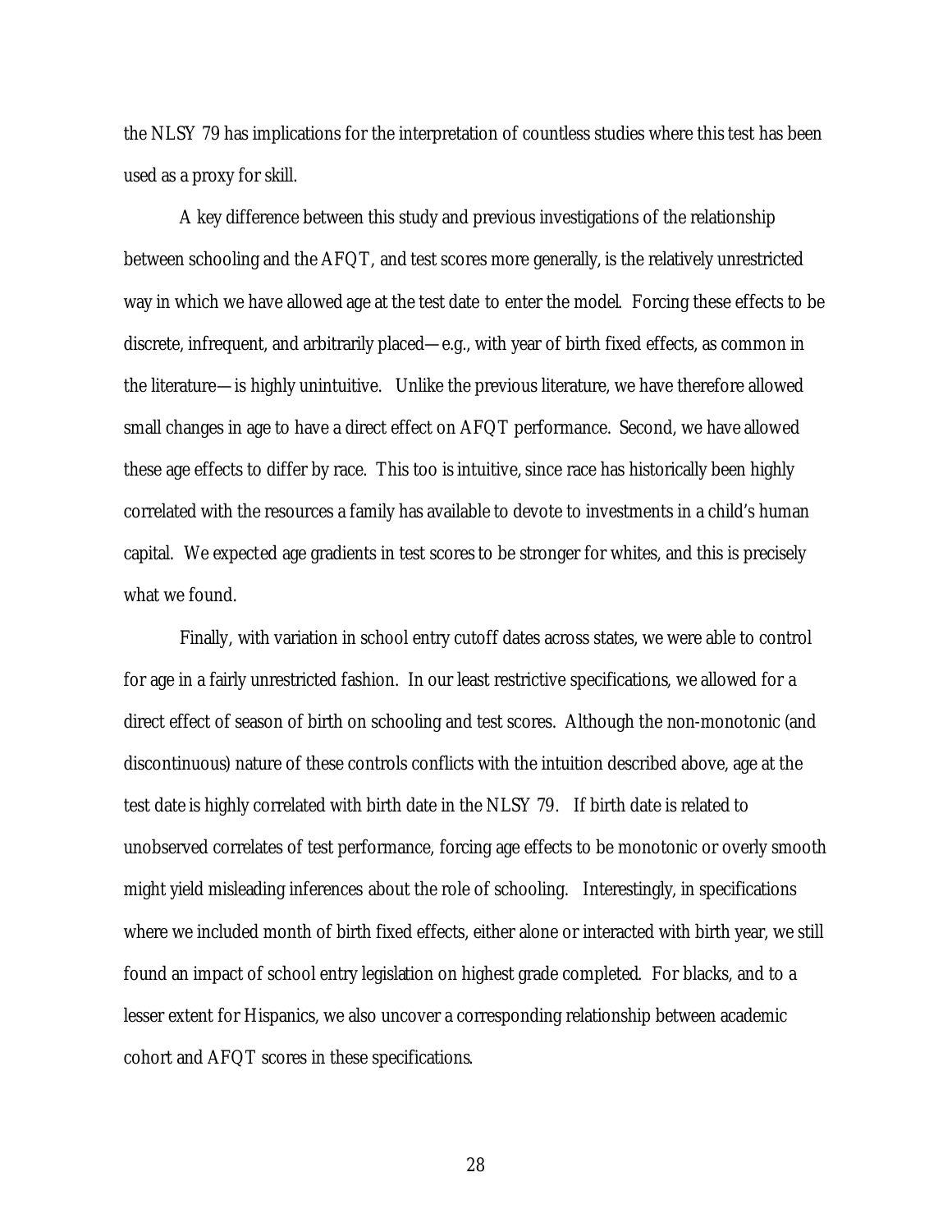the NLSY 79 has implications for the interpretation of countless studies where this test has been used as a proxy for skill.

A key difference between this study and previous investigations of the relationship between schooling and the AFQT, and test scores more generally, is the relatively unrestricted way in which we have allowed age at the test date to enter the model. Forcing these effects to be discrete, infrequent, and arbitrarily placed—e.g., with year of birth fixed effects, as common in the literature—is highly unintuitive. Unlike the previous literature, we have therefore allowed small changes in age to have a direct effect on AFQT performance. Second, we have allowed these age effects to differ by race. This too is intuitive, since race has historically been highly correlated with the resources a family has available to devote to investments in a child's human capital. We expected age gradients in test scores to be stronger for whites, and this is precisely what we found.

Finally, with variation in school entry cutoff dates across states, we were able to control for age in a fairly unrestricted fashion. In our least restrictive specifications, we allowed for a direct effect of season of birth on schooling and test scores. Although the non-monotonic (and discontinuous) nature of these controls conflicts with the intuition described above, age at the test date is highly correlated with birth date in the NLSY 79. If birth date is related to unobserved correlates of test performance, forcing age effects to be monotonic or overly smooth might yield misleading inferences about the role of schooling. Interestingly, in specifications where we included month of birth fixed effects, either alone or interacted with birth year, we still found an impact of school entry legislation on highest grade completed. For blacks, and to a lesser extent for Hispanics, we also uncover a corresponding relationship between academic cohort and AFQT scores in these specifications.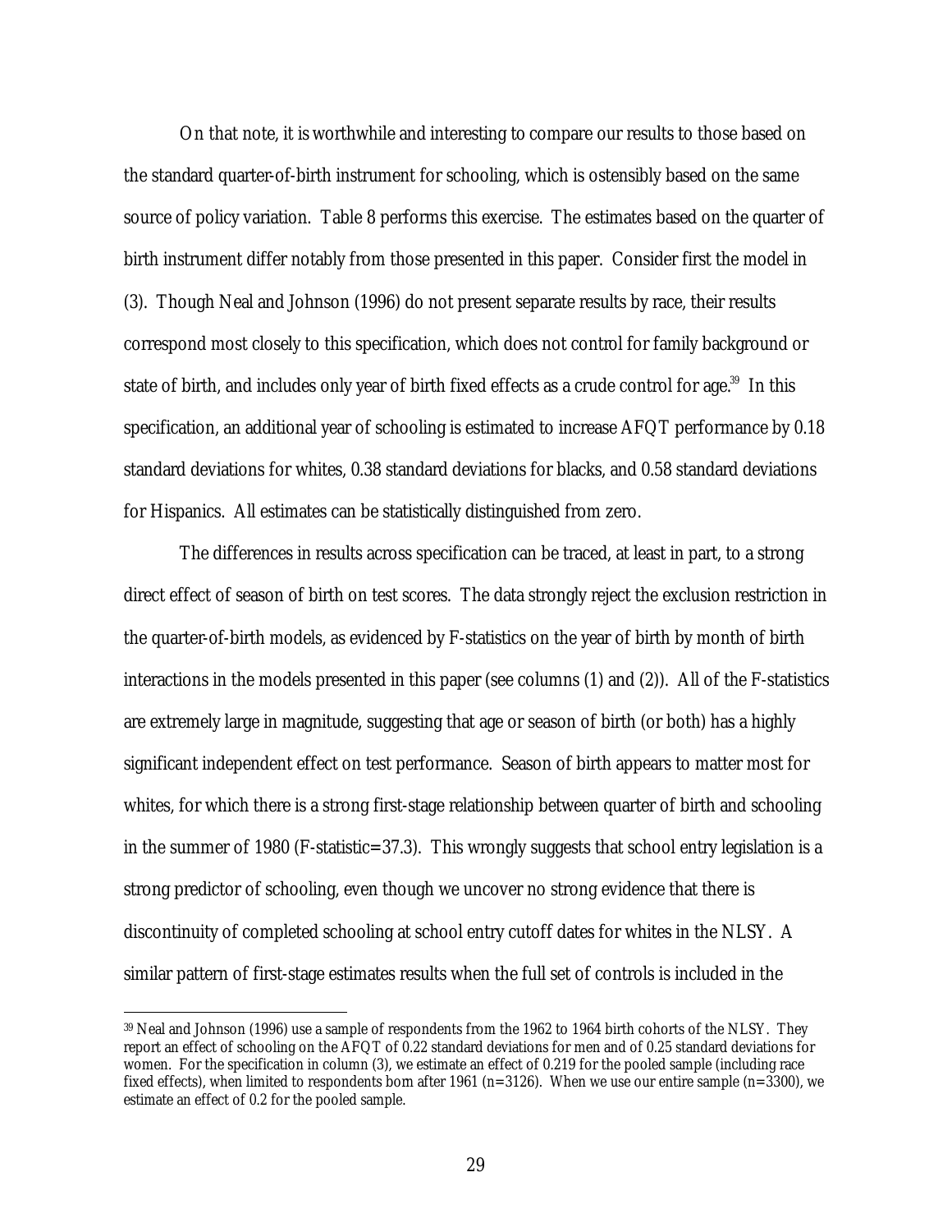On that note, it is worthwhile and interesting to compare our results to those based on the standard quarter-of-birth instrument for schooling, which is ostensibly based on the same source of policy variation. Table 8 performs this exercise. The estimates based on the quarter of birth instrument differ notably from those presented in this paper. Consider first the model in (3). Though Neal and Johnson (1996) do not present separate results by race, their results correspond most closely to this specification, which does not control for family background or state of birth, and includes only year of birth fixed effects as a crude control for age.[39] In this specification, an additional year of schooling is estimated to increase AFQT performance by 0.18 standard deviations for whites, 0.38 standard deviations for blacks, and 0.58 standard deviations for Hispanics. All estimates can be statistically distinguished from zero.

The differences in results across specification can be traced, at least in part, to a strong direct effect of season of birth on test scores. The data strongly reject the exclusion restriction in the quarter-of-birth models, as evidenced by F-statistics on the year of birth by month of birth interactions in the models presented in this paper (see columns (1) and (2)). All of the F-statistics are extremely large in magnitude, suggesting that age or season of birth (or both) has a highly significant independent effect on test performance. Season of birth appears to matter most for whites, for which there is a strong first-stage relationship between quarter of birth and schooling in the summer of 1980 (F-statistic=37.3). This wrongly suggests that school entry legislation is a strong predictor of schooling, even though we uncover no strong evidence that there is discontinuity of completed schooling at school entry cutoff dates for whites in the NLSY. A similar pattern of first-stage estimates results when the full set of controls is included in the

[39] Neal and Johnson (1996) use a sample of respondents from the 1962 to 1964 birth cohorts of the NLSY. They report an effect of schooling on the AFQT of 0.22 standard deviations for men and of 0.25 standard deviations for women. For the specification in column (3), we estimate an effect of 0.219 for the pooled sample (including race fixed effects), when limited to respondents born after 1961 (n=3126). When we use our entire sample (n=3300), we estimate an effect of 0.2 for the pooled sample.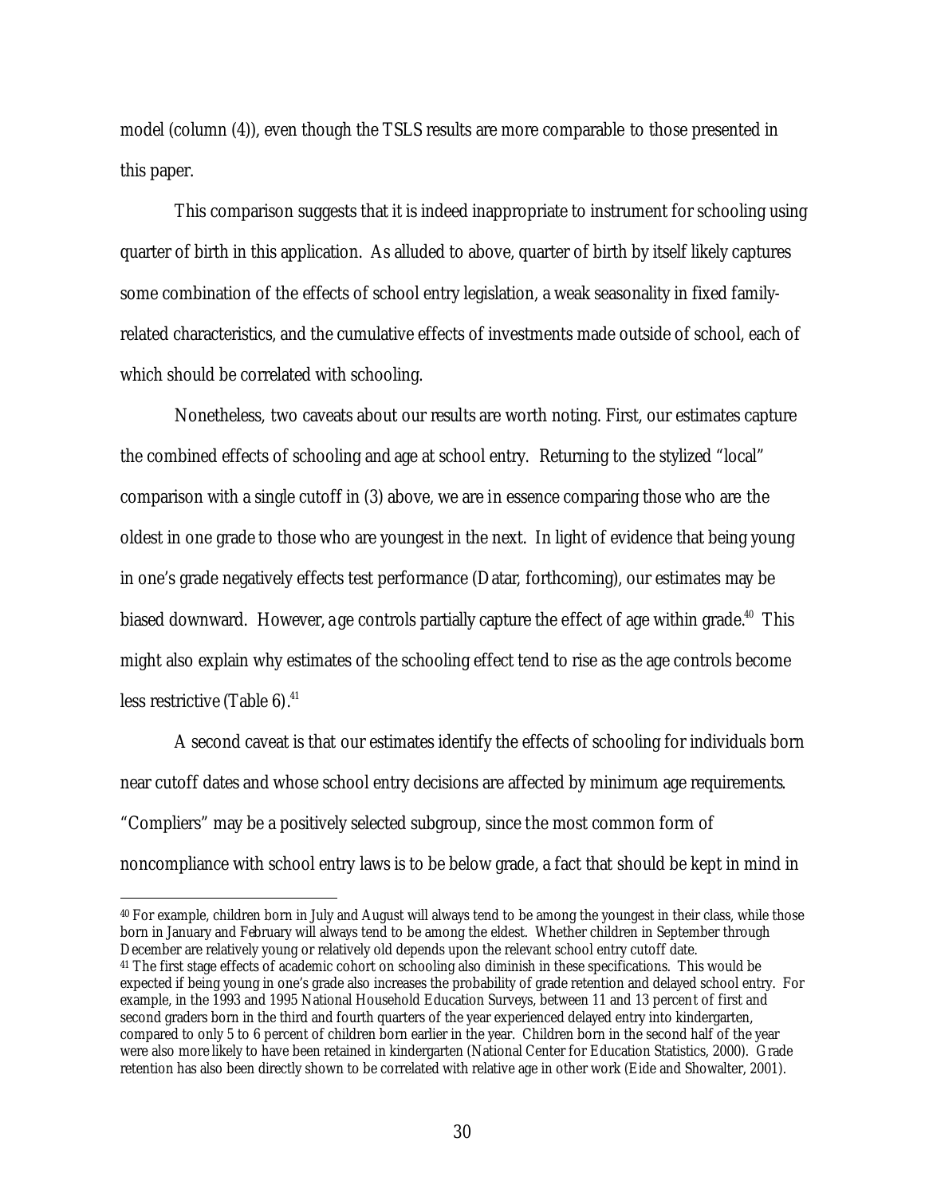model (column (4)), even though the TSLS results are more comparable to those presented in this paper.

This comparison suggests that it is indeed inappropriate to instrument for schooling using quarter of birth in this application. As alluded to above, quarter of birth by itself likely captures some combination of the effects of school entry legislation, a weak seasonality in fixed family-related characteristics, and the cumulative effects of investments made outside of school, each of which should be correlated with schooling.

Nonetheless, two caveats about our results are worth noting. First, our estimates capture the combined effects of schooling and age at school entry. Returning to the stylized "local" comparison with a single cutoff in (3) above, we are in essence comparing those who are the oldest in one grade to those who are youngest in the next. In light of evidence that being young in one's grade negatively effects test performance (Datar, forthcoming), our estimates may be biased downward. However, age controls partially capture the effect of age within grade.[40] This might also explain why estimates of the schooling effect tend to rise as the age controls become less restrictive (Table 6).[41]

A second caveat is that our estimates identify the effects of schooling for individuals born near cutoff dates and whose school entry decisions are affected by minimum age requirements. "Compliers" may be a positively selected subgroup, since the most common form of noncompliance with school entry laws is to be below grade, a fact that should be kept in mind in

---

[40] For example, children born in July and August will always tend to be among the youngest in their class, while those born in January and February will always tend to be among the eldest. Whether children in September through December are relatively young or relatively old depends upon the relevant school entry cutoff date.

[41] The first stage effects of academic cohort on schooling also diminish in these specifications. This would be expected if being young in one's grade also increases the probability of grade retention and delayed school entry. For example, in the 1993 and 1995 National Household Education Surveys, between 11 and 13 percent of first and second graders born in the third and fourth quarters of the year experienced delayed entry into kindergarten, compared to only 5 to 6 percent of children born earlier in the year. Children born in the second half of the year were also more likely to have been retained in kindergarten (National Center for Education Statistics, 2000). Grade retention has also been directly shown to be correlated with relative age in other work (Eide and Showalter, 2001).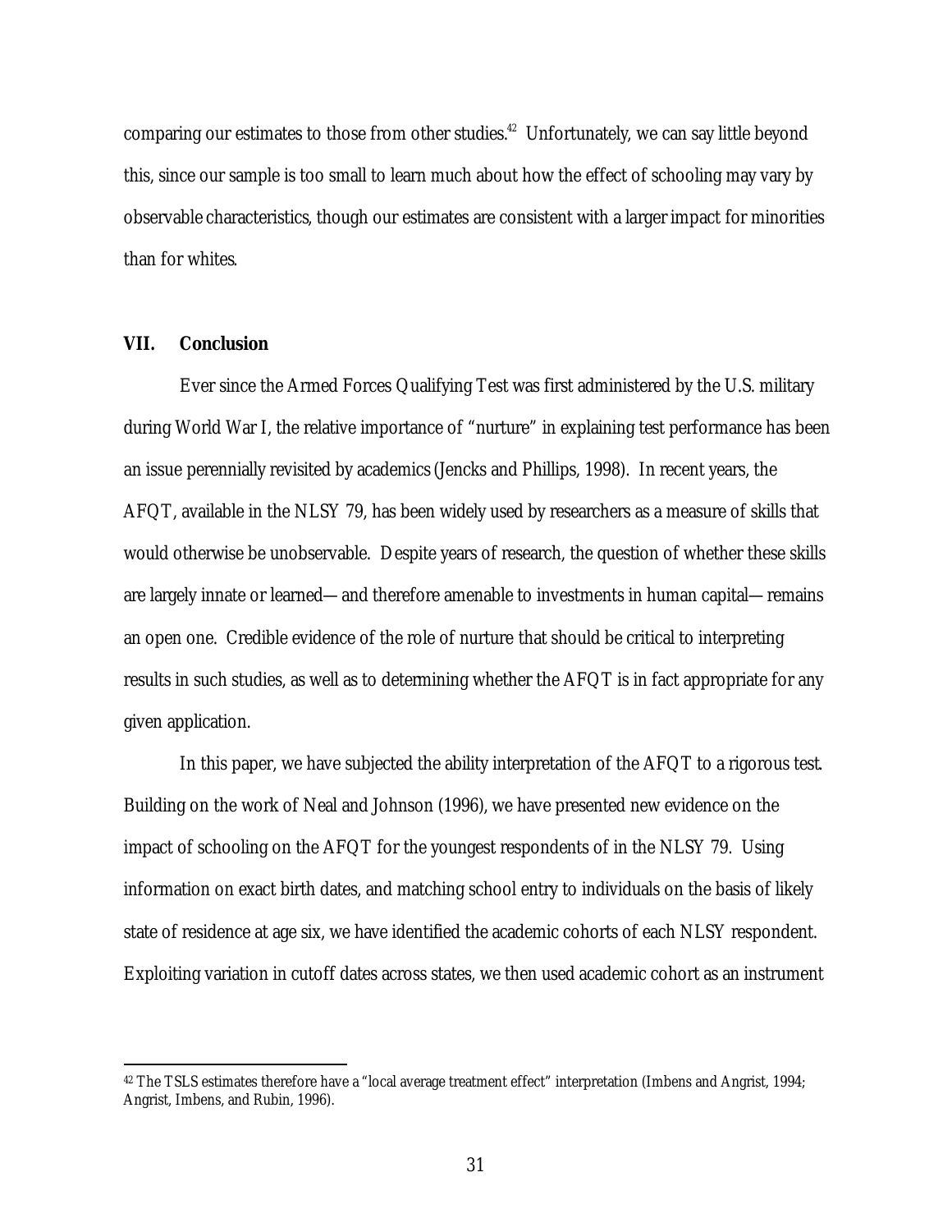comparing our estimates to those from other studies.[42] Unfortunately, we can say little beyond this, since our sample is too small to learn much about how the effect of schooling may vary by observable characteristics, though our estimates are consistent with a larger impact for minorities than for whites.

## VII. Conclusion

Ever since the Armed Forces Qualifying Test was first administered by the U.S. military during World War I, the relative importance of "nurture" in explaining test performance has been an issue perennially revisited by academics (Jencks and Phillips, 1998). In recent years, the AFQT, available in the NLSY 79, has been widely used by researchers as a measure of skills that would otherwise be unobservable. Despite years of research, the question of whether these skills are largely innate or learned—and therefore amenable to investments in human capital—remains an open one. Credible evidence of the role of nurture that should be critical to interpreting results in such studies, as well as to determining whether the AFQT is in fact appropriate for any given application.

In this paper, we have subjected the ability interpretation of the AFQT to a rigorous test. Building on the work of Neal and Johnson (1996), we have presented new evidence on the impact of schooling on the AFQT for the youngest respondents of in the NLSY 79. Using information on exact birth dates, and matching school entry to individuals on the basis of likely state of residence at age six, we have identified the academic cohorts of each NLSY respondent. Exploiting variation in cutoff dates across states, we then used academic cohort as an instrument

---

[42] The TSLS estimates therefore have a "local average treatment effect" interpretation (Imbens and Angrist, 1994; Angrist, Imbens, and Rubin, 1996).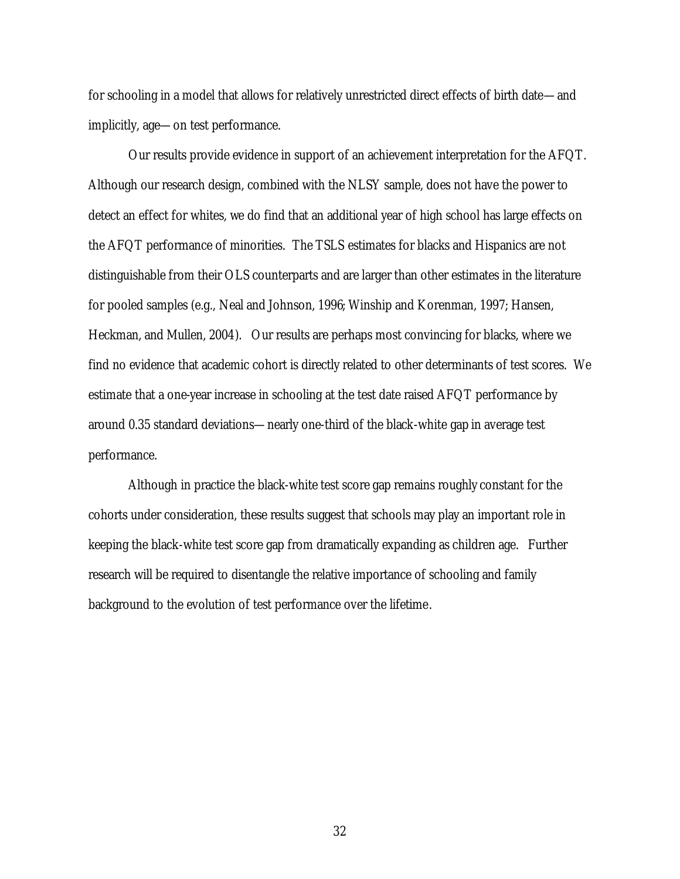for schooling in a model that allows for relatively unrestricted direct effects of birth date—and implicitly, age—on test performance.

Our results provide evidence in support of an achievement interpretation for the AFQT. Although our research design, combined with the NLSY sample, does not have the power to detect an effect for whites, we do find that an additional year of high school has large effects on the AFQT performance of minorities. The TSLS estimates for blacks and Hispanics are not distinguishable from their OLS counterparts and are larger than other estimates in the literature for pooled samples (e.g., Neal and Johnson, 1996; Winship and Korenman, 1997; Hansen, Heckman, and Mullen, 2004). Our results are perhaps most convincing for blacks, where we find no evidence that academic cohort is directly related to other determinants of test scores. We estimate that a one-year increase in schooling at the test date raised AFQT performance by around 0.35 standard deviations—nearly one-third of the black-white gap in average test performance.

Although in practice the black-white test score gap remains roughly constant for the cohorts under consideration, these results suggest that schools may play an important role in keeping the black-white test score gap from dramatically expanding as children age. Further research will be required to disentangle the relative importance of schooling and family background to the evolution of test performance over the lifetime.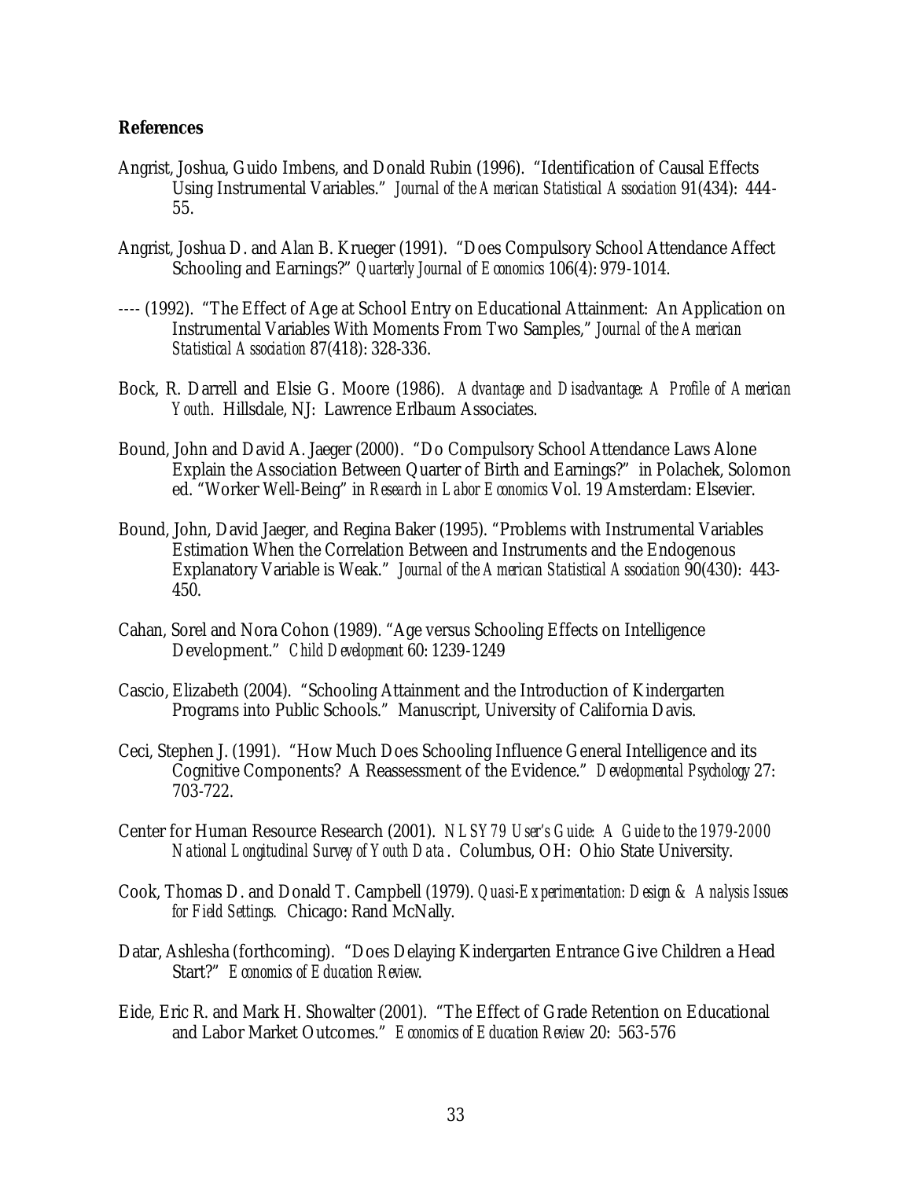**References**

Angrist, Joshua, Guido Imbens, and Donald Rubin (1996). "Identification of Causal Effects Using Instrumental Variables." *Journal of the American Statistical Association* 91(434): 444-55.

Angrist, Joshua D. and Alan B. Krueger (1991). "Does Compulsory School Attendance Affect Schooling and Earnings?" *Quarterly Journal of Economics* 106(4): 979-1014.

---- (1992). "The Effect of Age at School Entry on Educational Attainment: An Application on Instrumental Variables With Moments From Two Samples," *Journal of the American Statistical Association* 87(418): 328-336.

Bock, R. Darrell and Elsie G. Moore (1986). *Advantage and Disadvantage: A Profile of American Youth*. Hillsdale, NJ: Lawrence Erlbaum Associates.

Bound, John and David A. Jaeger (2000). "Do Compulsory School Attendance Laws Alone Explain the Association Between Quarter of Birth and Earnings?" in Polachek, Solomon ed. "Worker Well-Being" in *Research in Labor Economics* Vol. 19 Amsterdam: Elsevier.

Bound, John, David Jaeger, and Regina Baker (1995). "Problems with Instrumental Variables Estimation When the Correlation Between and Instruments and the Endogenous Explanatory Variable is Weak." *Journal of the American Statistical Association* 90(430): 443-450.

Cahan, Sorel and Nora Cohon (1989). "Age versus Schooling Effects on Intelligence Development." *Child Development* 60: 1239-1249

Cascio, Elizabeth (2004). "Schooling Attainment and the Introduction of Kindergarten Programs into Public Schools." Manuscript, University of California Davis.

Ceci, Stephen J. (1991). "How Much Does Schooling Influence General Intelligence and its Cognitive Components? A Reassessment of the Evidence." *Developmental Psychology* 27: 703-722.

Center for Human Resource Research (2001). *NLSY79 User's Guide: A Guide to the 1979-2000 National Longitudinal Survey of Youth Data*. Columbus, OH: Ohio State University.

Cook, Thomas D. and Donald T. Campbell (1979). *Quasi-Experimentation: Design & Analysis Issues for Field Settings.* Chicago: Rand McNally.

Datar, Ashlesha (forthcoming). "Does Delaying Kindergarten Entrance Give Children a Head Start?" *Economics of Education Review*.

Eide, Eric R. and Mark H. Showalter (2001). "The Effect of Grade Retention on Educational and Labor Market Outcomes." *Economics of Education Review* 20: 563-576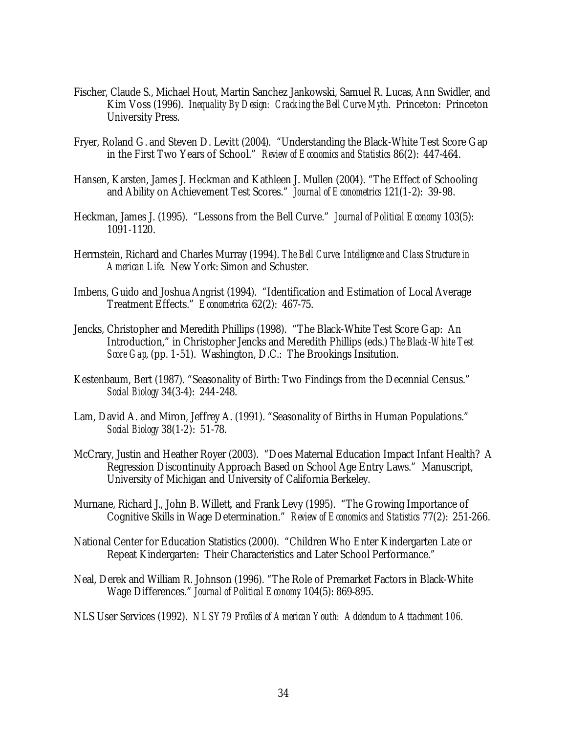Fischer, Claude S., Michael Hout, Martin Sanchez Jankowski, Samuel R. Lucas, Ann Swidler, and Kim Voss (1996). *Inequality By Design: Cracking the Bell Curve Myth*. Princeton: Princeton University Press.

Fryer, Roland G. and Steven D. Levitt (2004). "Understanding the Black-White Test Score Gap in the First Two Years of School." *Review of Economics and Statistics* 86(2): 447-464.

Hansen, Karsten, James J. Heckman and Kathleen J. Mullen (2004). "The Effect of Schooling and Ability on Achievement Test Scores." *Journal of Econometrics* 121(1-2): 39-98.

Heckman, James J. (1995). "Lessons from the Bell Curve." *Journal of Political Economy* 103(5): 1091-1120.

Herrnstein, Richard and Charles Murray (1994). *The Bell Curve: Intelligence and Class Structure in American Life*. New York: Simon and Schuster.

Imbens, Guido and Joshua Angrist (1994). "Identification and Estimation of Local Average Treatment Effects." *Econometrica* 62(2): 467-75.

Jencks, Christopher and Meredith Phillips (1998). "The Black-White Test Score Gap: An Introduction," in Christopher Jencks and Meredith Phillips (eds.) *The Black-White Test Score Gap*, (pp. 1-51). Washington, D.C.: The Brookings Insitution.

Kestenbaum, Bert (1987). "Seasonality of Birth: Two Findings from the Decennial Census." *Social Biology* 34(3-4): 244-248.

Lam, David A. and Miron, Jeffrey A. (1991). "Seasonality of Births in Human Populations." *Social Biology* 38(1-2): 51-78.

McCrary, Justin and Heather Royer (2003). "Does Maternal Education Impact Infant Health? A Regression Discontinuity Approach Based on School Age Entry Laws." Manuscript, University of Michigan and University of California Berkeley.

Murnane, Richard J., John B. Willett, and Frank Levy (1995). "The Growing Importance of Cognitive Skills in Wage Determination." *Review of Economics and Statistics* 77(2): 251-266.

National Center for Education Statistics (2000). "Children Who Enter Kindergarten Late or Repeat Kindergarten: Their Characteristics and Later School Performance."

Neal, Derek and William R. Johnson (1996). "The Role of Premarket Factors in Black-White Wage Differences." *Journal of Political Economy* 104(5): 869-895.

NLS User Services (1992). *NLSY79 Profiles of American Youth: Addendum to Attachment 106*.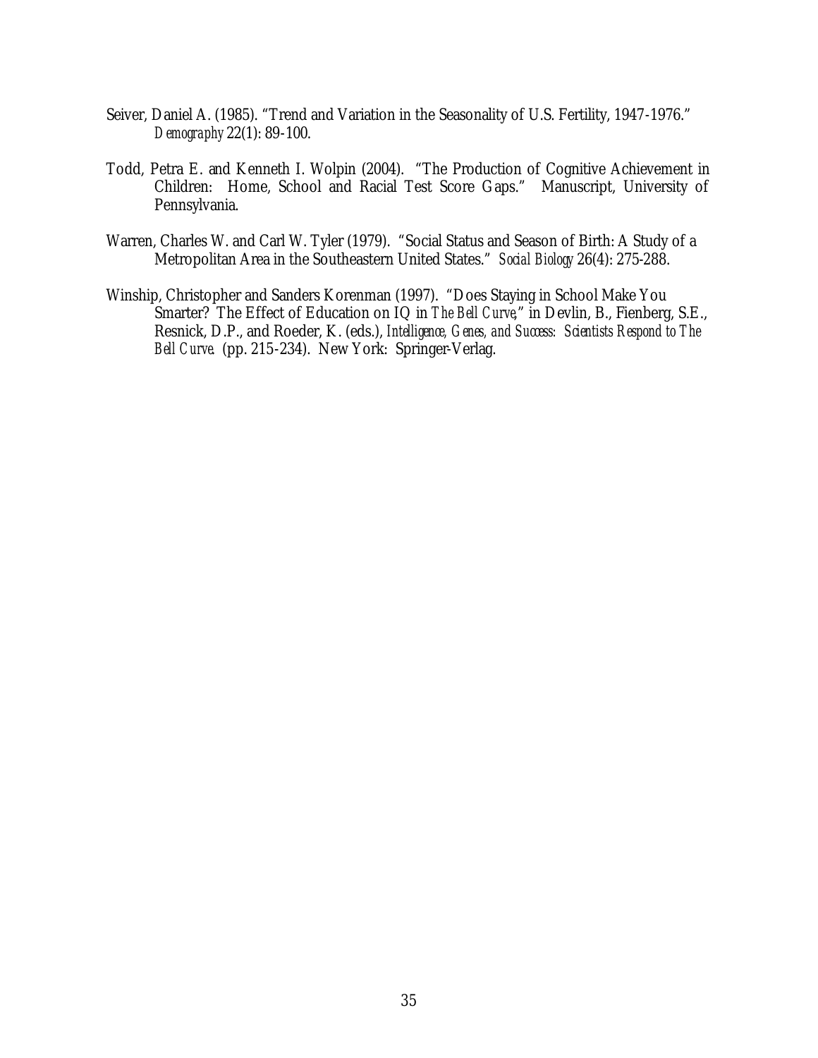Seiver, Daniel A. (1985). "Trend and Variation in the Seasonality of U.S. Fertility, 1947-1976." *Demography* 22(1): 89-100.

Todd, Petra E. and Kenneth I. Wolpin (2004). "The Production of Cognitive Achievement in Children: Home, School and Racial Test Score Gaps." Manuscript, University of Pennsylvania.

Warren, Charles W. and Carl W. Tyler (1979). "Social Status and Season of Birth: A Study of a Metropolitan Area in the Southeastern United States." *Social Biology* 26(4): 275-288.

Winship, Christopher and Sanders Korenman (1997). "Does Staying in School Make You Smarter? The Effect of Education on IQ in *The Bell Curve*," in Devlin, B., Fienberg, S.E., Resnick, D.P., and Roeder, K. (eds.), *Intelligence, Genes, and Success: Scientists Respond to The Bell Curve*. (pp. 215-234). New York: Springer-Verlag.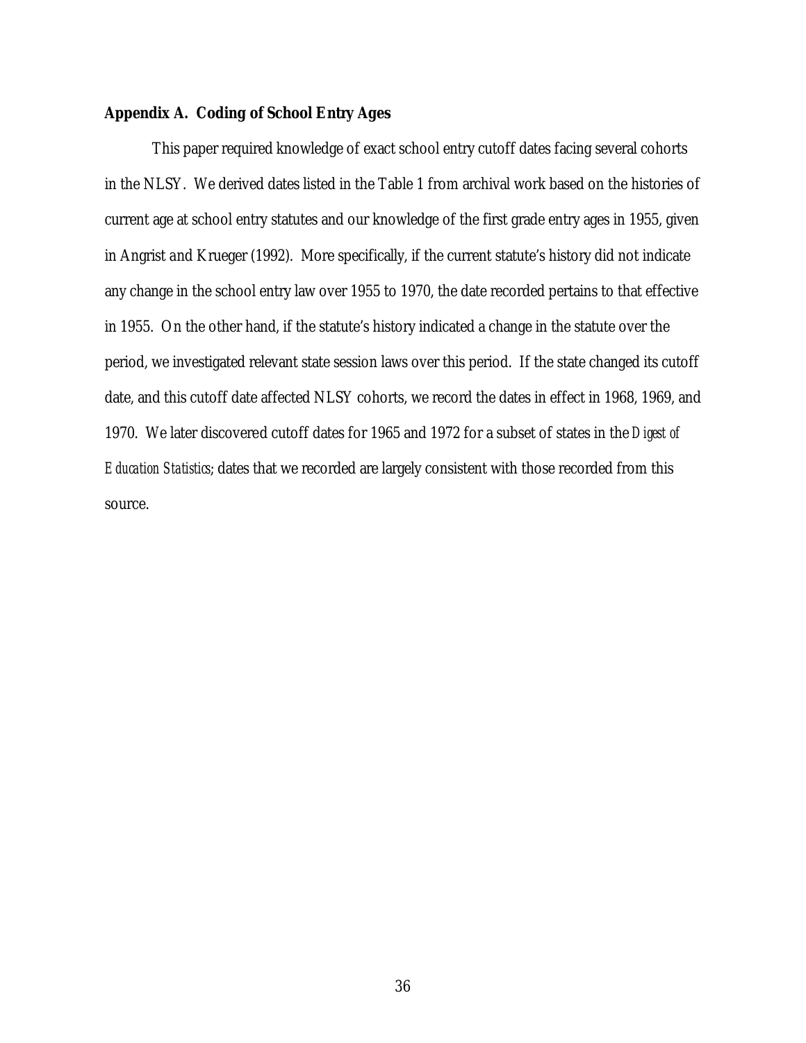## Appendix A. Coding of School Entry Ages

This paper required knowledge of exact school entry cutoff dates facing several cohorts in the NLSY. We derived dates listed in the Table 1 from archival work based on the histories of current age at school entry statutes and our knowledge of the first grade entry ages in 1955, given in Angrist and Krueger (1992). More specifically, if the current statute's history did not indicate any change in the school entry law over 1955 to 1970, the date recorded pertains to that effective in 1955. On the other hand, if the statute's history indicated a change in the statute over the period, we investigated relevant state session laws over this period. If the state changed its cutoff date, and this cutoff date affected NLSY cohorts, we record the dates in effect in 1968, 1969, and 1970. We later discovered cutoff dates for 1965 and 1972 for a subset of states in the *Digest of Education Statistics*; dates that we recorded are largely consistent with those recorded from this source.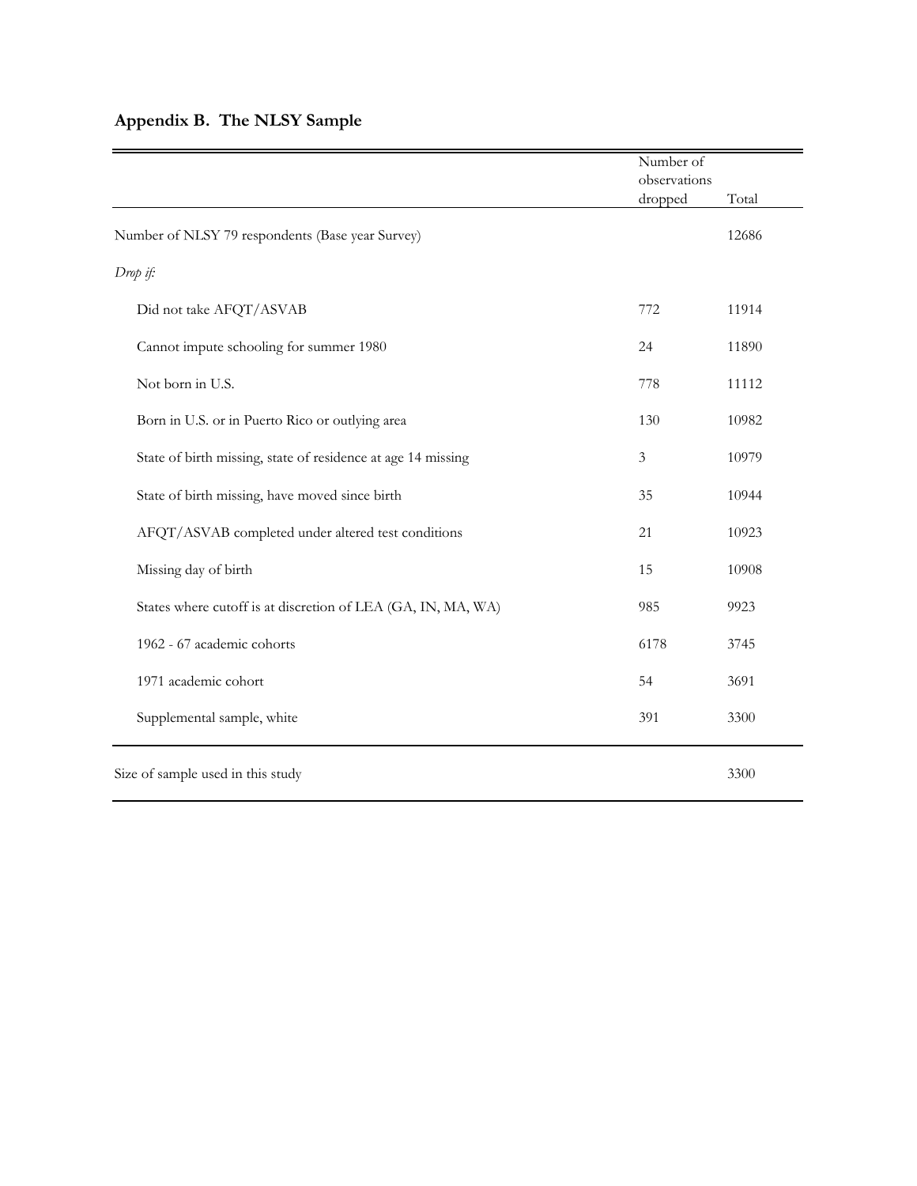## Appendix B. The NLSY Sample

| | Number of observations dropped | Total |
|---|---|---|
| Number of NLSY 79 respondents (Base year Survey) | | 12686 |
| *Drop if:* | | |
| Did not take AFQT/ASVAB | 772 | 11914 |
| Cannot impute schooling for summer 1980 | 24 | 11890 |
| Not born in U.S. | 778 | 11112 |
| Born in U.S. or in Puerto Rico or outlying area | 130 | 10982 |
| State of birth missing, state of residence at age 14 missing | 3 | 10979 |
| State of birth missing, have moved since birth | 35 | 10944 |
| AFQT/ASVAB completed under altered test conditions | 21 | 10923 |
| Missing day of birth | 15 | 10908 |
| States where cutoff is at discretion of LEA (GA, IN, MA, WA) | 985 | 9923 |
| 1962 - 67 academic cohorts | 6178 | 3745 |
| 1971 academic cohort | 54 | 3691 |
| Supplemental sample, white | 391 | 3300 |
| Size of sample used in this study | | 3300 |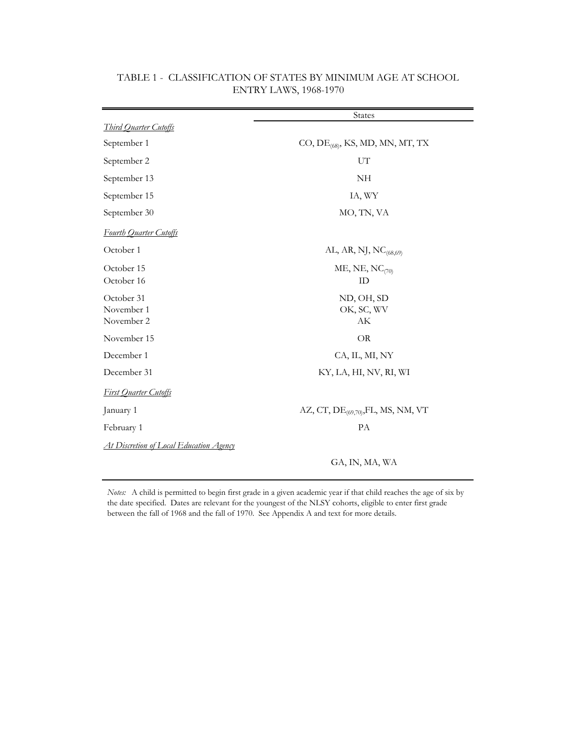TABLE 1 - CLASSIFICATION OF STATES BY MINIMUM AGE AT SCHOOL ENTRY LAWS, 1968-1970

| | States |
|---|---|
| *Third Quarter Cutoffs* | |
| September 1 | CO, $DE_{(68)}$, KS, MD, MN, MT, TX |
| September 2 | UT |
| September 13 | NH |
| September 15 | IA, WY |
| September 30 | MO, TN, VA |
| *Fourth Quarter Cutoffs* | |
| October 1 | AL, AR, NJ, $NC_{(68,69)}$ |
| October 15 | ME, NE, $NC_{(70)}$ |
| October 16 | ID |
| October 31 | ND, OH, SD |
| November 1 | OK, SC, WV |
| November 2 | AK |
| November 15 | OR |
| December 1 | CA, IL, MI, NY |
| December 31 | KY, LA, HI, NV, RI, WI |
| *First Quarter Cutoffs* | |
| January 1 | AZ, CT, $DE_{(69,70)}$, FL, MS, NM, VT |
| February 1 | PA |
| *At Discretion of Local Education Agency* | |
| | GA, IN, MA, WA |

*Notes:* A child is permitted to begin first grade in a given academic year if that child reaches the age of six by the date specified. Dates are relevant for the youngest of the NLSY cohorts, eligible to enter first grade between the fall of 1968 and the fall of 1970. See Appendix A and text for more details.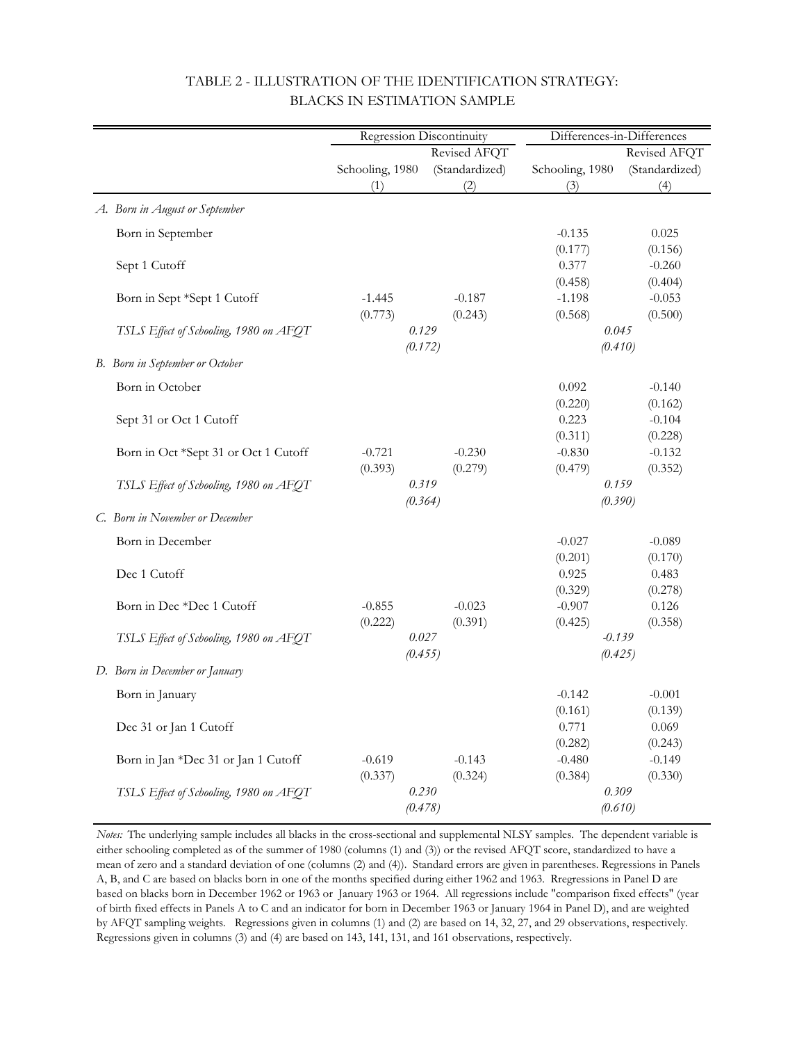# TABLE 2 - ILLUSTRATION OF THE IDENTIFICATION STRATEGY: BLACKS IN ESTIMATION SAMPLE

| | Regression Discontinuity | | Differences-in-Differences | |
|---|---|---|---|---|
| | Schooling, 1980 | Revised AFQT (Standardized) | Schooling, 1980 | Revised AFQT (Standardized) |
| | (1) | (2) | (3) | (4) |
| *A. Born in August or September* | | | | |
| Born in September | | | -0.135 | 0.025 |
| | | | (0.177) | (0.156) |
| Sept 1 Cutoff | | | 0.377 | -0.260 |
| | | | (0.458) | (0.404) |
| Born in Sept *Sept 1 Cutoff | -1.445 | -0.187 | -1.198 | -0.053 |
| | (0.773) | (0.243) | (0.568) | (0.500) |
| *TSLS Effect of Schooling, 1980 on AFQT* | *0.129* | | *0.045* | |
| | *(0.172)* | | *(0.410)* | |
| *B. Born in September or October* | | | | |
| Born in October | | | 0.092 | -0.140 |
| | | | (0.220) | (0.162) |
| Sept 31 or Oct 1 Cutoff | | | 0.223 | -0.104 |
| | | | (0.311) | (0.228) |
| Born in Oct *Sept 31 or Oct 1 Cutoff | -0.721 | -0.230 | -0.830 | -0.132 |
| | (0.393) | (0.279) | (0.479) | (0.352) |
| *TSLS Effect of Schooling, 1980 on AFQT* | *0.319* | | *0.159* | |
| | *(0.364)* | | *(0.390)* | |
| *C. Born in November or December* | | | | |
| Born in December | | | -0.027 | -0.089 |
| | | | (0.201) | (0.170) |
| Dec 1 Cutoff | | | 0.925 | 0.483 |
| | | | (0.329) | (0.278) |
| Born in Dec *Dec 1 Cutoff | -0.855 | -0.023 | -0.907 | 0.126 |
| | (0.222) | (0.391) | (0.425) | (0.358) |
| *TSLS Effect of Schooling, 1980 on AFQT* | *0.027* | | *-0.139* | |
| | *(0.455)* | | *(0.425)* | |
| *D. Born in December or January* | | | | |
| Born in January | | | -0.142 | -0.001 |
| | | | (0.161) | (0.139) |
| Dec 31 or Jan 1 Cutoff | | | 0.771 | 0.069 |
| | | | (0.282) | (0.243) |
| Born in Jan *Dec 31 or Jan 1 Cutoff | -0.619 | -0.143 | -0.480 | -0.149 |
| | (0.337) | (0.324) | (0.384) | (0.330) |
| *TSLS Effect of Schooling, 1980 on AFQT* | *0.230* | | *0.309* | |
| | *(0.478)* | | *(0.610)* | |

*Notes:* The underlying sample includes all blacks in the cross-sectional and supplemental NLSY samples. The dependent variable is either schooling completed as of the summer of 1980 (columns (1) and (3)) or the revised AFQT score, standardized to have a mean of zero and a standard deviation of one (columns (2) and (4)). Standard errors are given in parentheses. Regressions in Panels A, B, and C are based on blacks born in one of the months specified during either 1962 and 1963. Rregressions in Panel D are based on blacks born in December 1962 or 1963 or January 1963 or 1964. All regressions include "comparison fixed effects" (year of birth fixed effects in Panels A to C and an indicator for born in December 1963 or January 1964 in Panel D), and are weighted by AFQT sampling weights. Regressions given in columns (1) and (2) are based on 14, 32, 27, and 29 observations, respectively. Regressions given in columns (3) and (4) are based on 143, 141, 131, and 161 observations, respectively.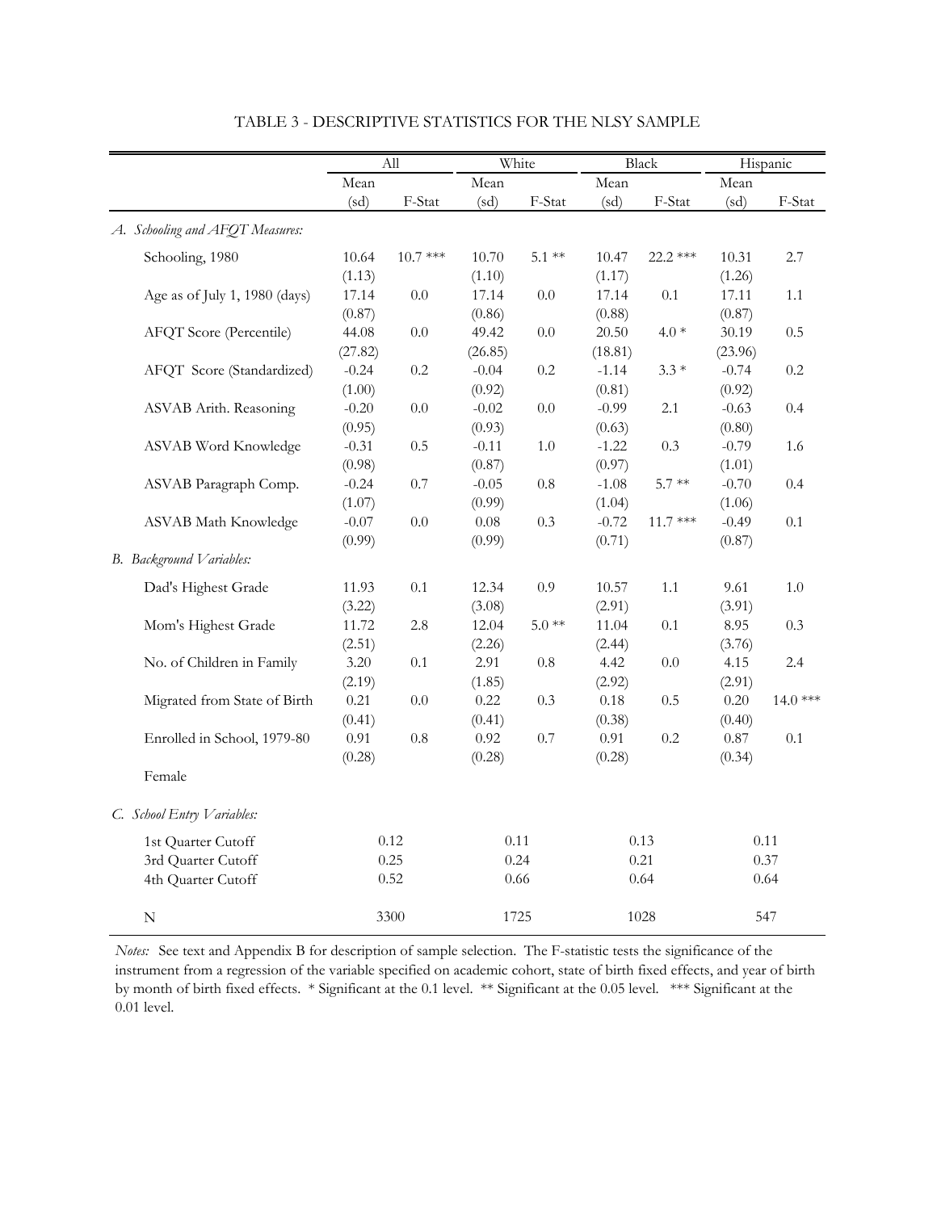TABLE 3 - DESCRIPTIVE STATISTICS FOR THE NLSY SAMPLE

| | All | | White | | Black | | Hispanic | |
|---|---|---|---|---|---|---|---|---|
| | Mean (sd) | F-Stat | Mean (sd) | F-Stat | Mean (sd) | F-Stat | Mean (sd) | F-Stat |
| *A. Schooling and AFQT Measures:* | | | | | | | | |
| Schooling, 1980 | 10.64 (1.13) | 10.7 *** | 10.70 (1.10) | 5.1 ** | 10.47 (1.17) | 22.2 *** | 10.31 (1.26) | 2.7 |
| Age as of July 1, 1980 (days) | 17.14 (0.87) | 0.0 | 17.14 (0.86) | 0.0 | 17.14 (0.88) | 0.1 | 17.11 (0.87) | 1.1 |
| AFQT Score (Percentile) | 44.08 (27.82) | 0.0 | 49.42 (26.85) | 0.0 | 20.50 (18.81) | 4.0 * | 30.19 (23.96) | 0.5 |
| AFQT Score (Standardized) | -0.24 (1.00) | 0.2 | -0.04 (0.92) | 0.2 | -1.14 (0.81) | 3.3 * | -0.74 (0.92) | 0.2 |
| ASVAB Arith. Reasoning | -0.20 (0.95) | 0.0 | -0.02 (0.93) | 0.0 | -0.99 (0.63) | 2.1 | -0.63 (0.80) | 0.4 |
| ASVAB Word Knowledge | -0.31 (0.98) | 0.5 | -0.11 (0.87) | 1.0 | -1.22 (0.97) | 0.3 | -0.79 (1.01) | 1.6 |
| ASVAB Paragraph Comp. | -0.24 (1.07) | 0.7 | -0.05 (0.99) | 0.8 | -1.08 (1.04) | 5.7 ** | -0.70 (1.06) | 0.4 |
| ASVAB Math Knowledge | -0.07 (0.99) | 0.0 | 0.08 (0.99) | 0.3 | -0.72 (0.71) | 11.7 *** | -0.49 (0.87) | 0.1 |
| *B. Background Variables:* | | | | | | | | |
| Dad's Highest Grade | 11.93 (3.22) | 0.1 | 12.34 (3.08) | 0.9 | 10.57 (2.91) | 1.1 | 9.61 (3.91) | 1.0 |
| Mom's Highest Grade | 11.72 (2.51) | 2.8 | 12.04 (2.26) | 5.0 ** | 11.04 (2.44) | 0.1 | 8.95 (3.76) | 0.3 |
| No. of Children in Family | 3.20 (2.19) | 0.1 | 2.91 (1.85) | 0.8 | 4.42 (2.92) | 0.0 | 4.15 (2.91) | 2.4 |
| Migrated from State of Birth | 0.21 (0.41) | 0.0 | 0.22 (0.41) | 0.3 | 0.18 (0.38) | 0.5 | 0.20 (0.40) | 14.0 *** |
| Enrolled in School, 1979-80 | 0.91 (0.28) | 0.8 | 0.92 (0.28) | 0.7 | 0.91 (0.28) | 0.2 | 0.87 (0.34) | 0.1 |
| Female | | | | | | | | |
| *C. School Entry Variables:* | | | | | | | | |
| 1st Quarter Cutoff | 0.12 | | 0.11 | | 0.13 | | 0.11 | |
| 3rd Quarter Cutoff | 0.25 | | 0.24 | | 0.21 | | 0.37 | |
| 4th Quarter Cutoff | 0.52 | | 0.66 | | 0.64 | | 0.64 | |
| N | 3300 | | 1725 | | 1028 | | 547 | |

*Notes:* See text and Appendix B for description of sample selection. The F-statistic tests the significance of the instrument from a regression of the variable specified on academic cohort, state of birth fixed effects, and year of birth by month of birth fixed effects. * Significant at the 0.1 level. ** Significant at the 0.05 level. *** Significant at the 0.01 level.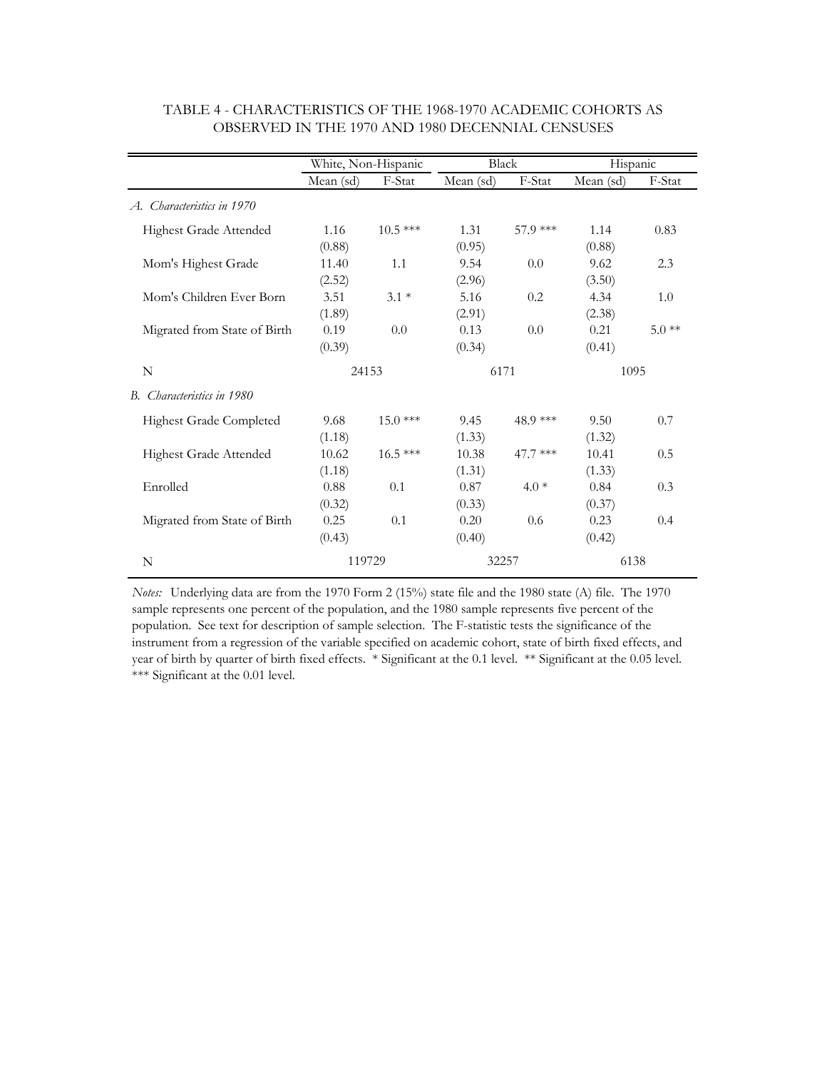TABLE 4 - CHARACTERISTICS OF THE 1968-1970 ACADEMIC COHORTS AS OBSERVED IN THE 1970 AND 1980 DECENNIAL CENSUSES

| | White, Non-Hispanic | | Black | | Hispanic | |
|---|---|---|---|---|---|---|
| | Mean (sd) | F-Stat | Mean (sd) | F-Stat | Mean (sd) | F-Stat |
| *A. Characteristics in 1970* | | | | | | |
| Highest Grade Attended | 1.16 (0.88) | 10.5 *** | 1.31 (0.95) | 57.9 *** | 1.14 (0.88) | 0.83 |
| Mom's Highest Grade | 11.40 (2.52) | 1.1 | 9.54 (2.96) | 0.0 | 9.62 (3.50) | 2.3 |
| Mom's Children Ever Born | 3.51 (1.89) | 3.1 * | 5.16 (2.91) | 0.2 | 4.34 (2.38) | 1.0 |
| Migrated from State of Birth | 0.19 (0.39) | 0.0 | 0.13 (0.34) | 0.0 | 0.21 (0.41) | 5.0 ** |
| N | 24153 | | 6171 | | 1095 | |
| *B. Characteristics in 1980* | | | | | | |
| Highest Grade Completed | 9.68 (1.18) | 15.0 *** | 9.45 (1.33) | 48.9 *** | 9.50 (1.32) | 0.7 |
| Highest Grade Attended | 10.62 (1.18) | 16.5 *** | 10.38 (1.31) | 47.7 *** | 10.41 (1.33) | 0.5 |
| Enrolled | 0.88 (0.32) | 0.1 | 0.87 (0.33) | 4.0 * | 0.84 (0.37) | 0.3 |
| Migrated from State of Birth | 0.25 (0.43) | 0.1 | 0.20 (0.40) | 0.6 | 0.23 (0.42) | 0.4 |
| N | 119729 | | 32257 | | 6138 | |

*Notes:* Underlying data are from the 1970 Form 2 (15%) state file and the 1980 state (A) file. The 1970 sample represents one percent of the population, and the 1980 sample represents five percent of the population. See text for description of sample selection. The F-statistic tests the significance of the instrument from a regression of the variable specified on academic cohort, state of birth fixed effects, and year of birth by quarter of birth fixed effects. * Significant at the 0.1 level. ** Significant at the 0.05 level. *** Significant at the 0.01 level.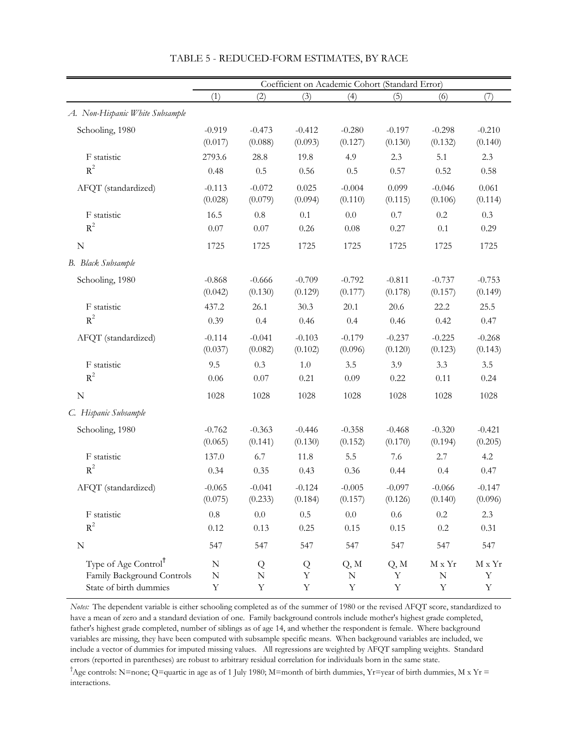# TABLE 5 - REDUCED-FORM ESTIMATES, BY RACE

| | Coefficient on Academic Cohort (Standard Error) | | | | | | |
|---|---|---|---|---|---|---|---|
| | (1) | (2) | (3) | (4) | (5) | (6) | (7) |
| *A. Non-Hispanic White Subsample* | | | | | | | |
| Schooling, 1980 | -0.919 | -0.473 | -0.412 | -0.280 | -0.197 | -0.298 | -0.210 |
| | (0.017) | (0.088) | (0.093) | (0.127) | (0.130) | (0.132) | (0.140) |
| F statistic | 2793.6 | 28.8 | 19.8 | 4.9 | 2.3 | 5.1 | 2.3 |
| $R^2$ | 0.48 | 0.5 | 0.56 | 0.5 | 0.57 | 0.52 | 0.58 |
| AFQT (standardized) | -0.113 | -0.072 | 0.025 | -0.004 | 0.099 | -0.046 | 0.061 |
| | (0.028) | (0.079) | (0.094) | (0.110) | (0.115) | (0.106) | (0.114) |
| F statistic | 16.5 | 0.8 | 0.1 | 0.0 | 0.7 | 0.2 | 0.3 |
| $R^2$ | 0.07 | 0.07 | 0.26 | 0.08 | 0.27 | 0.1 | 0.29 |
| N | 1725 | 1725 | 1725 | 1725 | 1725 | 1725 | 1725 |
| *B. Black Subsample* | | | | | | | |
| Schooling, 1980 | -0.868 | -0.666 | -0.709 | -0.792 | -0.811 | -0.737 | -0.753 |
| | (0.042) | (0.130) | (0.129) | (0.177) | (0.178) | (0.157) | (0.149) |
| F statistic | 437.2 | 26.1 | 30.3 | 20.1 | 20.6 | 22.2 | 25.5 |
| $R^2$ | 0.39 | 0.4 | 0.46 | 0.4 | 0.46 | 0.42 | 0.47 |
| AFQT (standardized) | -0.114 | -0.041 | -0.103 | -0.179 | -0.237 | -0.225 | -0.268 |
| | (0.037) | (0.082) | (0.102) | (0.096) | (0.120) | (0.123) | (0.143) |
| F statistic | 9.5 | 0.3 | 1.0 | 3.5 | 3.9 | 3.3 | 3.5 |
| $R^2$ | 0.06 | 0.07 | 0.21 | 0.09 | 0.22 | 0.11 | 0.24 |
| N | 1028 | 1028 | 1028 | 1028 | 1028 | 1028 | 1028 |
| *C. Hispanic Subsample* | | | | | | | |
| Schooling, 1980 | -0.762 | -0.363 | -0.446 | -0.358 | -0.468 | -0.320 | -0.421 |
| | (0.065) | (0.141) | (0.130) | (0.152) | (0.170) | (0.194) | (0.205) |
| F statistic | 137.0 | 6.7 | 11.8 | 5.5 | 7.6 | 2.7 | 4.2 |
| $R^2$ | 0.34 | 0.35 | 0.43 | 0.36 | 0.44 | 0.4 | 0.47 |
| AFQT (standardized) | -0.065 | -0.041 | -0.124 | -0.005 | -0.097 | -0.066 | -0.147 |
| | (0.075) | (0.233) | (0.184) | (0.157) | (0.126) | (0.140) | (0.096) |
| F statistic | 0.8 | 0.0 | 0.5 | 0.0 | 0.6 | 0.2 | 2.3 |
| $R^2$ | 0.12 | 0.13 | 0.25 | 0.15 | 0.15 | 0.2 | 0.31 |
| N | 547 | 547 | 547 | 547 | 547 | 547 | 547 |
| Type of Age Control† | N | Q | Q | Q, M | Q, M | M x Yr | M x Yr |
| Family Background Controls | N | N | Y | N | Y | N | Y |
| State of birth dummies | Y | Y | Y | Y | Y | Y | Y |

*Notes:* The dependent variable is either schooling completed as of the summer of 1980 or the revised AFQT score, standardized to have a mean of zero and a standard deviation of one. Family background controls include mother's highest grade completed, father's highest grade completed, number of siblings as of age 14, and whether the respondent is female. Where background variables are missing, they have been computed with subsample specific means. When background variables are included, we include a vector of dummies for imputed missing values. All regressions are weighted by AFQT sampling weights. Standard errors (reported in parentheses) are robust to arbitrary residual correlation for individuals born in the same state.

†Age controls: N=none; Q=quartic in age as of 1 July 1980; M=month of birth dummies, Yr=year of birth dummies, M x Yr = interactions.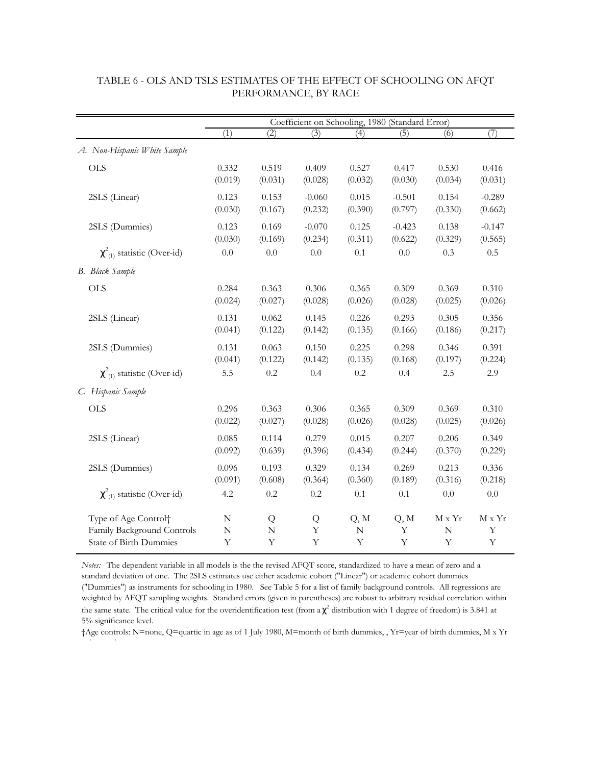TABLE 6 - OLS AND TSLS ESTIMATES OF THE EFFECT OF SCHOOLING ON AFQT PERFORMANCE, BY RACE

| | Coefficient on Schooling, 1980 (Standard Error) | | | | | | |
|---|---|---|---|---|---|---|---|
| | (1) | (2) | (3) | (4) | (5) | (6) | (7) |
| *A. Non-Hispanic White Sample* | | | | | | | |
| OLS | 0.332 | 0.519 | 0.409 | 0.527 | 0.417 | 0.530 | 0.416 |
| | (0.019) | (0.031) | (0.028) | (0.032) | (0.030) | (0.034) | (0.031) |
| 2SLS (Linear) | 0.123 | 0.153 | -0.060 | 0.015 | -0.501 | 0.154 | -0.289 |
| | (0.030) | (0.167) | (0.232) | (0.390) | (0.797) | (0.330) | (0.662) |
| 2SLS (Dummies) | 0.123 | 0.169 | -0.070 | 0.125 | -0.423 | 0.138 | -0.147 |
| | (0.030) | (0.169) | (0.234) | (0.311) | (0.622) | (0.329) | (0.565) |
| $\chi^2_{(1)}$ statistic (Over-id) | 0.0 | 0.0 | 0.0 | 0.1 | 0.0 | 0.3 | 0.5 |
| *B. Black Sample* | | | | | | | |
| OLS | 0.284 | 0.363 | 0.306 | 0.365 | 0.309 | 0.369 | 0.310 |
| | (0.024) | (0.027) | (0.028) | (0.026) | (0.028) | (0.025) | (0.026) |
| 2SLS (Linear) | 0.131 | 0.062 | 0.145 | 0.226 | 0.293 | 0.305 | 0.356 |
| | (0.041) | (0.122) | (0.142) | (0.135) | (0.166) | (0.186) | (0.217) |
| 2SLS (Dummies) | 0.131 | 0.063 | 0.150 | 0.225 | 0.298 | 0.346 | 0.391 |
| | (0.041) | (0.122) | (0.142) | (0.135) | (0.168) | (0.197) | (0.224) |
| $\chi^2_{(1)}$ statistic (Over-id) | 5.5 | 0.2 | 0.4 | 0.2 | 0.4 | 2.5 | 2.9 |
| *C. Hispanic Sample* | | | | | | | |
| OLS | 0.296 | 0.363 | 0.306 | 0.365 | 0.309 | 0.369 | 0.310 |
| | (0.022) | (0.027) | (0.028) | (0.026) | (0.028) | (0.025) | (0.026) |
| 2SLS (Linear) | 0.085 | 0.114 | 0.279 | 0.015 | 0.207 | 0.206 | 0.349 |
| | (0.092) | (0.639) | (0.396) | (0.434) | (0.244) | (0.370) | (0.229) |
| 2SLS (Dummies) | 0.096 | 0.193 | 0.329 | 0.134 | 0.269 | 0.213 | 0.336 |
| | (0.091) | (0.608) | (0.364) | (0.360) | (0.189) | (0.316) | (0.218) |
| $\chi^2_{(1)}$ statistic (Over-id) | 4.2 | 0.2 | 0.2 | 0.1 | 0.1 | 0.0 | 0.0 |
| Type of Age Control† | N | Q | Q | Q, M | Q, M | M x Yr | M x Yr |
| Family Background Controls | N | N | Y | N | Y | N | Y |
| State of Birth Dummies | Y | Y | Y | Y | Y | Y | Y |

*Notes:* The dependent variable in all models is the the revised AFQT score, standardized to have a mean of zero and a standard deviation of one. The 2SLS estimates use either academic cohort ("Linear") or academic cohort dummies ("Dummies") as instruments for schooling in 1980. See Table 5 for a list of family background controls. All regressions are weighted by AFQT sampling weights. Standard errors (given in parentheses) are robust to arbitrary residual correlation within the same state. The critical value for the overidentification test (from a $\chi^2$ distribution with 1 degree of freedom) is 3.841 at 5% significance level.

†Age controls: N=none, Q=quartic in age as of 1 July 1980, M=month of birth dummies, , Yr=year of birth dummies, M x Yr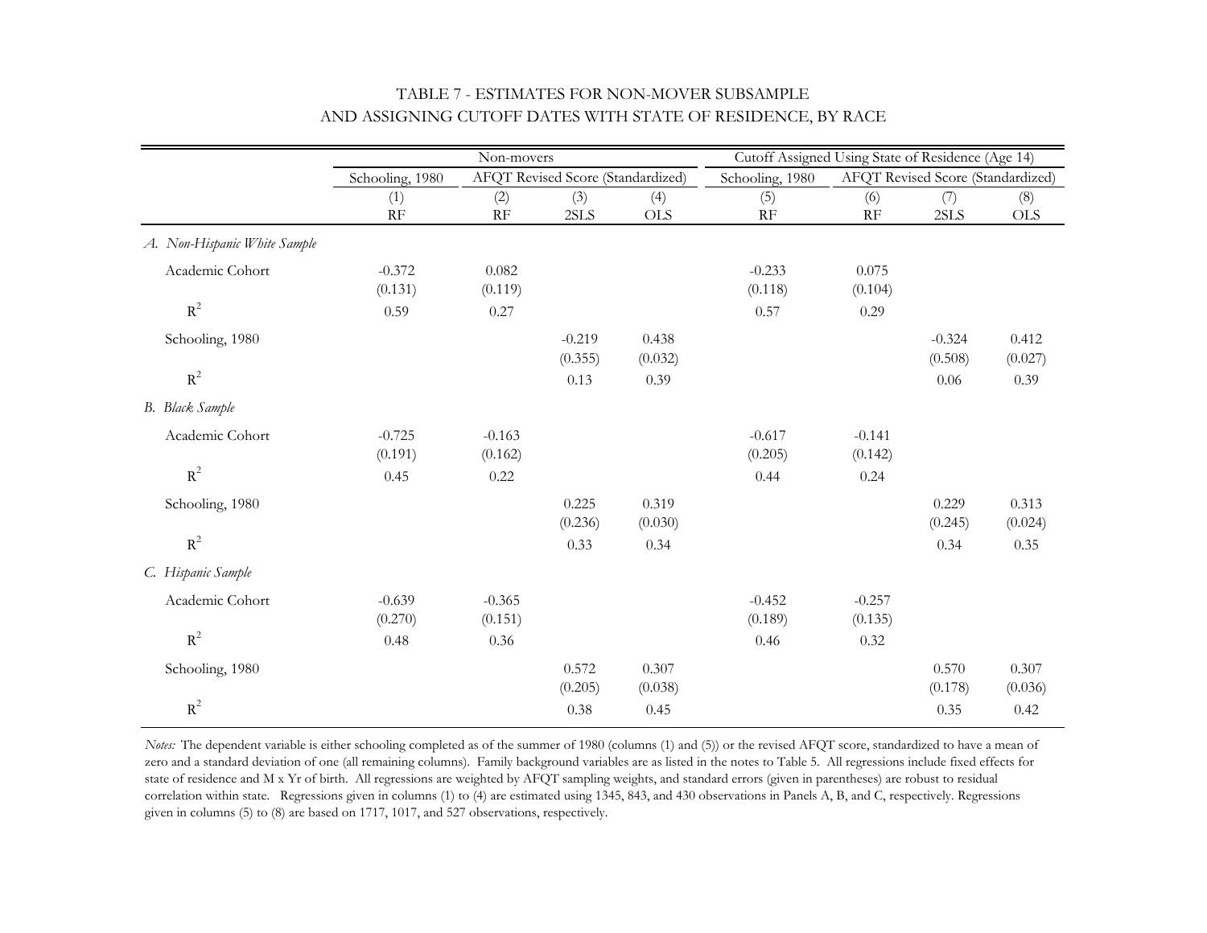TABLE 7 - ESTIMATES FOR NON-MOVER SUBSAMPLE
AND ASSIGNING CUTOFF DATES WITH STATE OF RESIDENCE, BY RACE

| | Non-movers | | | | Cutoff Assigned Using State of Residence (Age 14) | | | |
|---|---|---|---|---|---|---|---|---|
| | Schooling, 1980 | AFQT Revised Score (Standardized) | | | Schooling, 1980 | AFQT Revised Score (Standardized) | | |
| | (1) RF | (2) RF | (3) 2SLS | (4) OLS | (5) RF | (6) RF | (7) 2SLS | (8) OLS |
| *A. Non-Hispanic White Sample* | | | | | | | | |
| Academic Cohort | -0.372 | 0.082 | | | -0.233 | 0.075 | | |
| | (0.131) | (0.119) | | | (0.118) | (0.104) | | |
| $R^2$ | 0.59 | 0.27 | | | 0.57 | 0.29 | | |
| Schooling, 1980 | | | -0.219 | 0.438 | | | -0.324 | 0.412 |
| | | | (0.355) | (0.032) | | | (0.508) | (0.027) |
| $R^2$ | | | 0.13 | 0.39 | | | 0.06 | 0.39 |
| *B. Black Sample* | | | | | | | | |
| Academic Cohort | -0.725 | -0.163 | | | -0.617 | -0.141 | | |
| | (0.191) | (0.162) | | | (0.205) | (0.142) | | |
| $R^2$ | 0.45 | 0.22 | | | 0.44 | 0.24 | | |
| Schooling, 1980 | | | 0.225 | 0.319 | | | 0.229 | 0.313 |
| | | | (0.236) | (0.030) | | | (0.245) | (0.024) |
| $R^2$ | | | 0.33 | 0.34 | | | 0.34 | 0.35 |
| *C. Hispanic Sample* | | | | | | | | |
| Academic Cohort | -0.639 | -0.365 | | | -0.452 | -0.257 | | |
| | (0.270) | (0.151) | | | (0.189) | (0.135) | | |
| $R^2$ | 0.48 | 0.36 | | | 0.46 | 0.32 | | |
| Schooling, 1980 | | | 0.572 | 0.307 | | | 0.570 | 0.307 |
| | | | (0.205) | (0.038) | | | (0.178) | (0.036) |
| $R^2$ | | | 0.38 | 0.45 | | | 0.35 | 0.42 |

*Notes:* The dependent variable is either schooling completed as of the summer of 1980 (columns (1) and (5)) or the revised AFQT score, standardized to have a mean of zero and a standard deviation of one (all remaining columns). Family background variables are as listed in the notes to Table 5. All regressions include fixed effects for state of residence and M x Yr of birth. All regressions are weighted by AFQT sampling weights, and standard errors (given in parentheses) are robust to residual correlation within state. Regressions given in columns (1) to (4) are estimated using 1345, 843, and 430 observations in Panels A, B, and C, respectively. Regressions given in columns (5) to (8) are based on 1717, 1017, and 527 observations, respectively.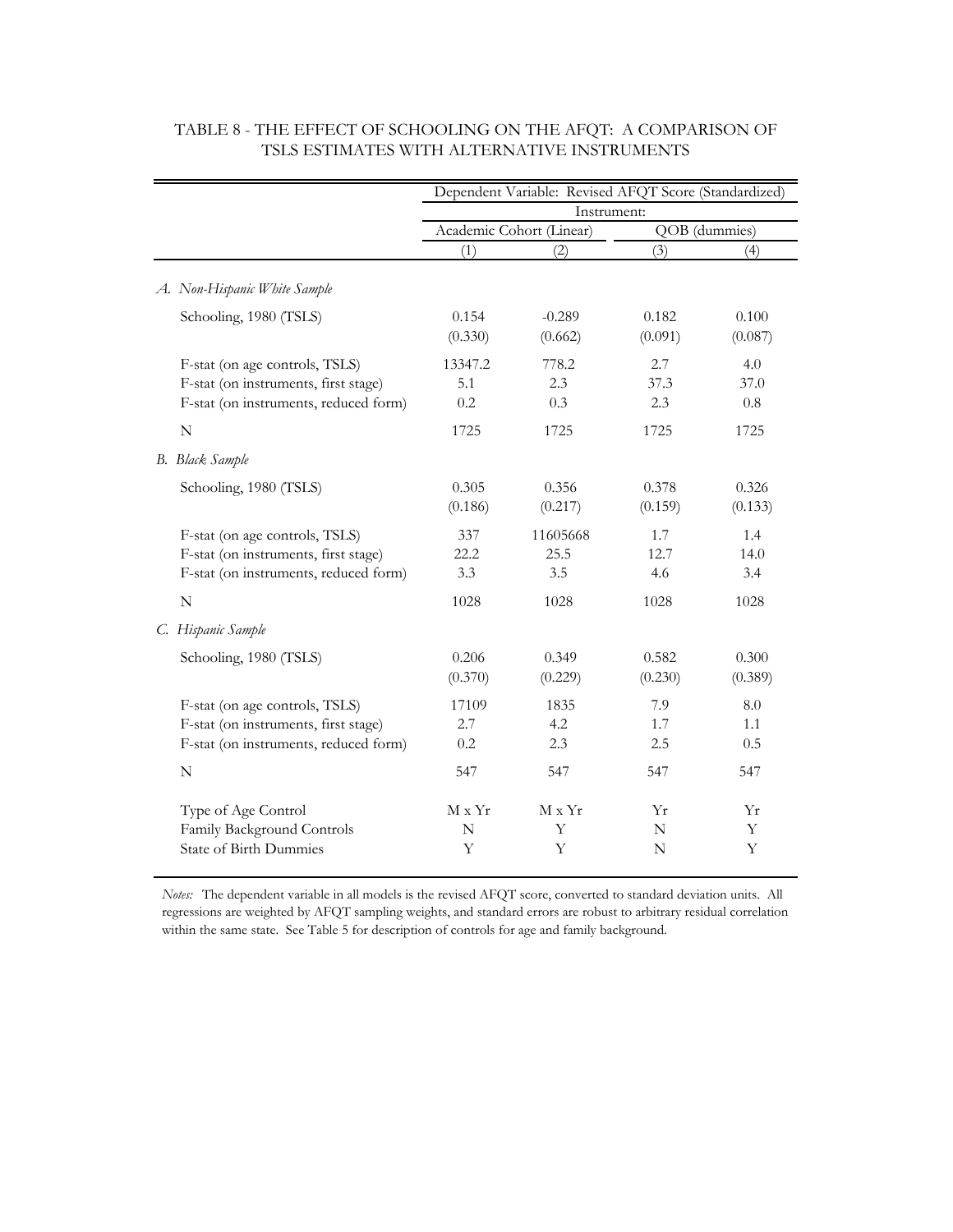# TABLE 8 - THE EFFECT OF SCHOOLING ON THE AFQT: A COMPARISON OF TSLS ESTIMATES WITH ALTERNATIVE INSTRUMENTS

| | Dependent Variable: Revised AFQT Score (Standardized) | | | |
|---|---|---|---|---|
| | Instrument: | | | |
| | Academic Cohort (Linear) | | QOB (dummies) | |
| | (1) | (2) | (3) | (4) |
| *A. Non-Hispanic White Sample* | | | | |
| Schooling, 1980 (TSLS) | 0.154 | -0.289 | 0.182 | 0.100 |
| | (0.330) | (0.662) | (0.091) | (0.087) |
| F-stat (on age controls, TSLS) | 13347.2 | 778.2 | 2.7 | 4.0 |
| F-stat (on instruments, first stage) | 5.1 | 2.3 | 37.3 | 37.0 |
| F-stat (on instruments, reduced form) | 0.2 | 0.3 | 2.3 | 0.8 |
| N | 1725 | 1725 | 1725 | 1725 |
| *B. Black Sample* | | | | |
| Schooling, 1980 (TSLS) | 0.305 | 0.356 | 0.378 | 0.326 |
| | (0.186) | (0.217) | (0.159) | (0.133) |
| F-stat (on age controls, TSLS) | 337 | 11605668 | 1.7 | 1.4 |
| F-stat (on instruments, first stage) | 22.2 | 25.5 | 12.7 | 14.0 |
| F-stat (on instruments, reduced form) | 3.3 | 3.5 | 4.6 | 3.4 |
| N | 1028 | 1028 | 1028 | 1028 |
| *C. Hispanic Sample* | | | | |
| Schooling, 1980 (TSLS) | 0.206 | 0.349 | 0.582 | 0.300 |
| | (0.370) | (0.229) | (0.230) | (0.389) |
| F-stat (on age controls, TSLS) | 17109 | 1835 | 7.9 | 8.0 |
| F-stat (on instruments, first stage) | 2.7 | 4.2 | 1.7 | 1.1 |
| F-stat (on instruments, reduced form) | 0.2 | 2.3 | 2.5 | 0.5 |
| N | 547 | 547 | 547 | 547 |
| Type of Age Control | M x Yr | M x Yr | Yr | Yr |
| Family Background Controls | N | Y | N | Y |
| State of Birth Dummies | Y | Y | N | Y |

*Notes:* The dependent variable in all models is the revised AFQT score, converted to standard deviation units. All regressions are weighted by AFQT sampling weights, and standard errors are robust to arbitrary residual correlation within the same state. See Table 5 for description of controls for age and family background.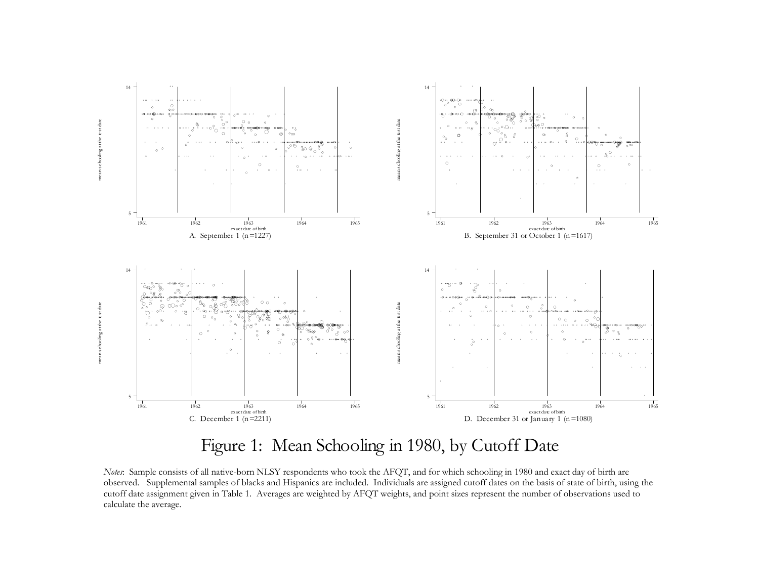14

5

1961 1962 1963 1964 1965

mean schooling at the test date

exact date of birth

A. September 1 (n=1227)

14

5

1961 1962 1963 1964 1965

mean schooling at the test date

exact date of birth

B. September 31 or October 1 (n=1617)

14

5

1961 1962 1963 1964 1965

mean schooling at the test date

exact date of birth

C. December 1 (n=2211)

14

5

1961 1962 1963 1964 1965

mean schooling at the test date

exact date of birth

D. December 31 or January 1 (n=1080)

# Figure 1: Mean Schooling in 1980, by Cutoff Date

*Notes*: Sample consists of all native-born NLSY respondents who took the AFQT, and for which schooling in 1980 and exact day of birth are observed. Supplemental samples of blacks and Hispanics are included. Individuals are assigned cutoff dates on the basis of state of birth, using the cutoff date assignment given in Table 1. Averages are weighted by AFQT weights, and point sizes represent the number of observations used to calculate the average.